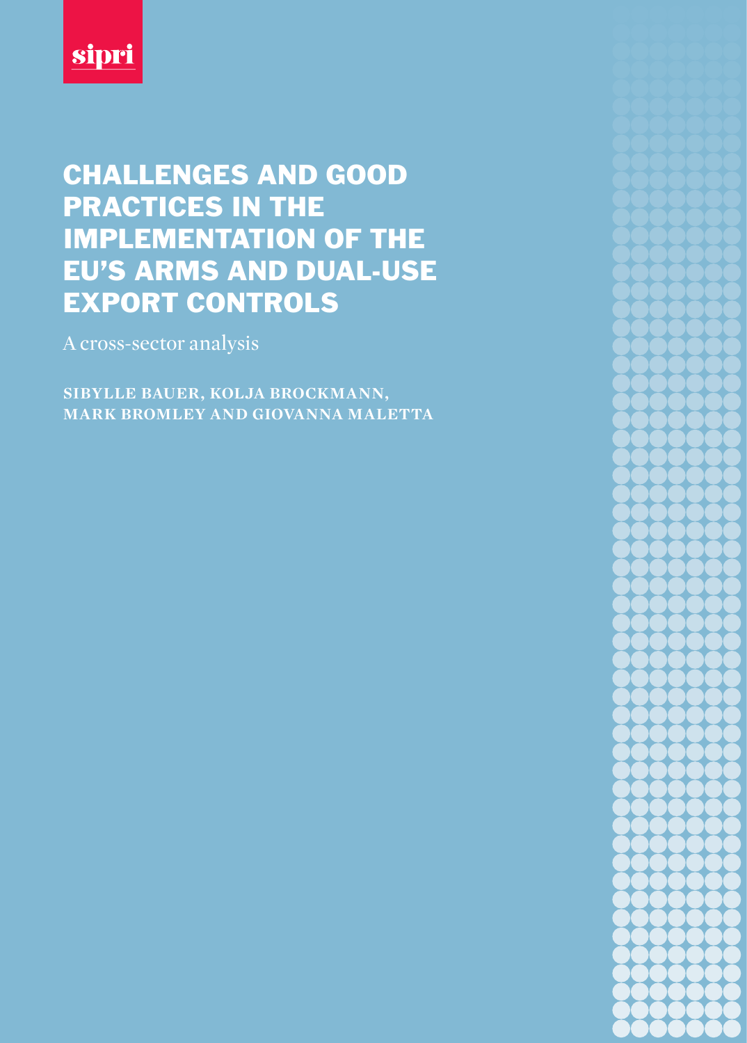sipri

# CHALLENGES AND GOOD PRACTICES IN THE IMPLEMENTATION OF THE EU'S ARMS AND DUAL-USE EXPORT CONTROLS

A cross-sector analysis

**SIBYLLE BAUER, KOLJA BROCKMANN, MARK BROMLEY AND GIOVANNA MALETTA**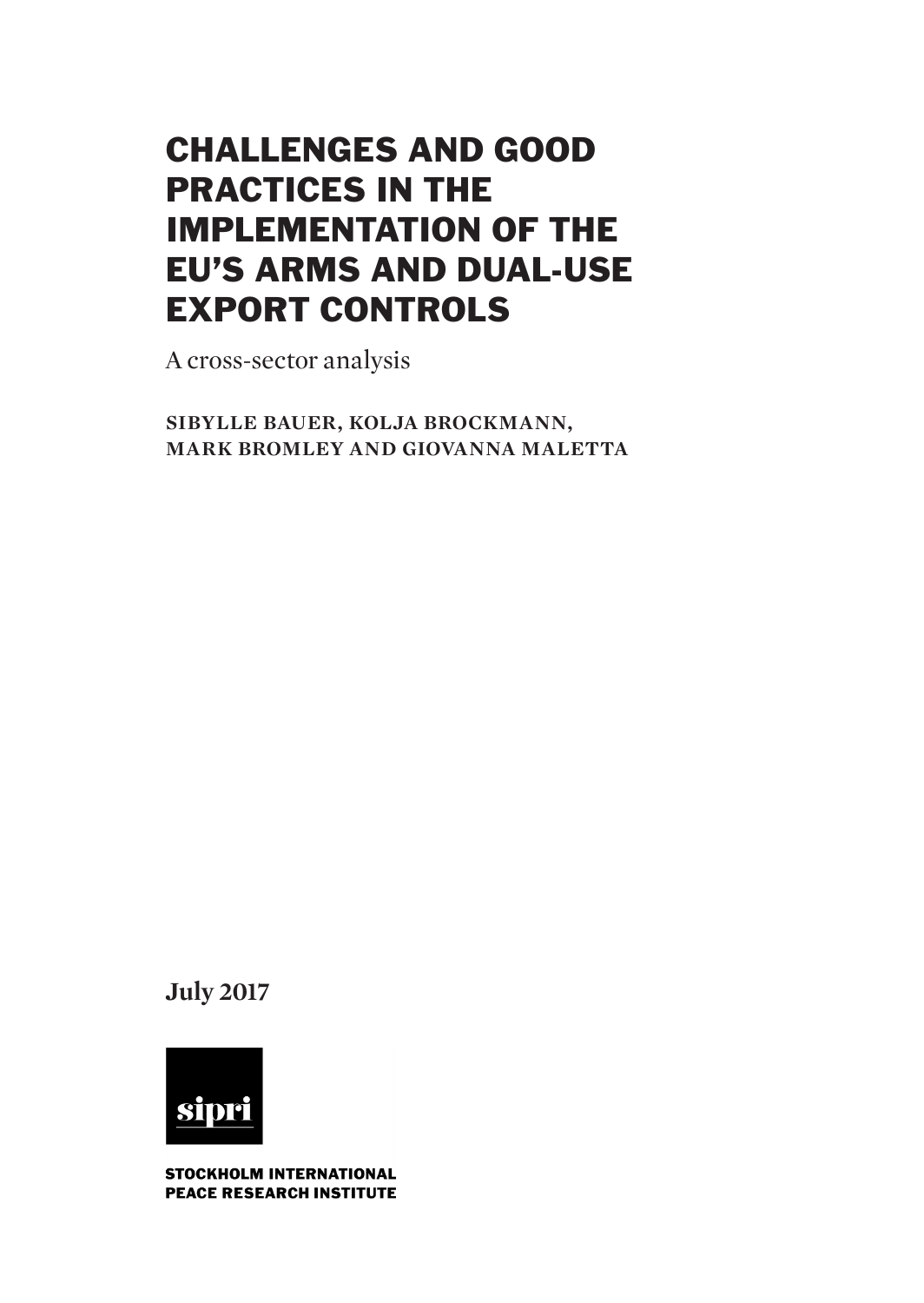# CHALLENGES AND GOOD PRACTICES IN THE IMPLEMENTATION OF THE EU'S ARMS AND DUAL-USE EXPORT CONTROLS

A cross-sector analysis

**SIBYLLE BAUER, KOLJA BROCKMANN, MARK BROMLEY AND GIOVANNA MALETTA**

**July 2017**

sipri

**STOCKHOLM INTERNATIONAL PEACE RESEARCH INSTITUTE**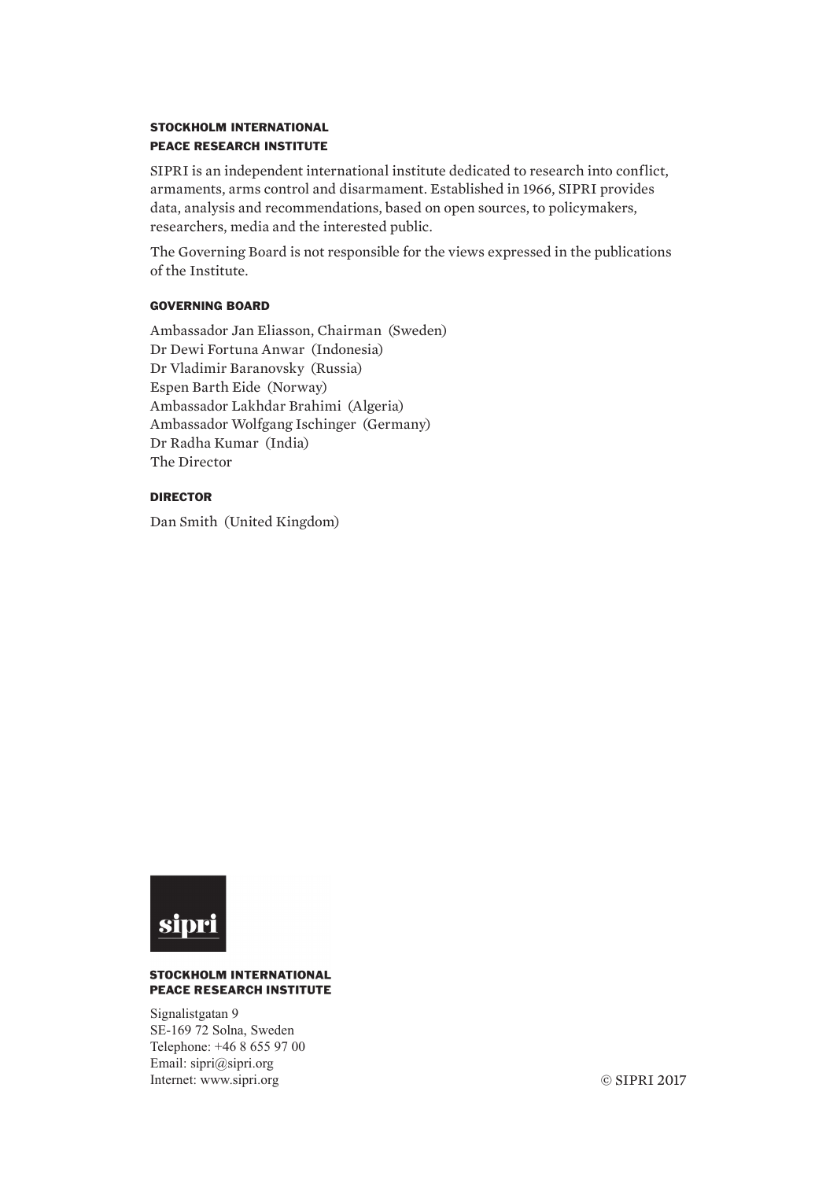## STOCKHOLM INTERNATIONAL PEACE RESEARCH INSTITUTE

SIPRI is an independent international institute dedicated to research into conflict, armaments, arms control and disarmament. Established in 1966, SIPRI provides data, analysis and recommendations, based on open sources, to policymakers, researchers, media and the interested public.

The Governing Board is not responsible for the views expressed in the publications of the Institute.

### GOVERNING BOARD

Ambassador Jan Eliasson, Chairman (Sweden)
Dr Dewi Fortuna Anwar (Indonesia)
Dr Vladimir Baranovsky (Russia)
Espen Barth Eide (Norway)
Ambassador Lakhdar Brahimi (Algeria)
Ambassador Wolfgang Ischinger (Germany)
Dr Radha Kumar (India)
The Director

### DIRECTOR

Dan Smith (United Kingdom)

sipri

**STOCKHOLM INTERNATIONAL PEACE RESEARCH INSTITUTE**

Signalistgatan 9
SE-169 72 Solna, Sweden
Telephone: +46 8 655 97 00
Email: sipri@sipri.org
Internet: www.sipri.org

© SIPRI 2017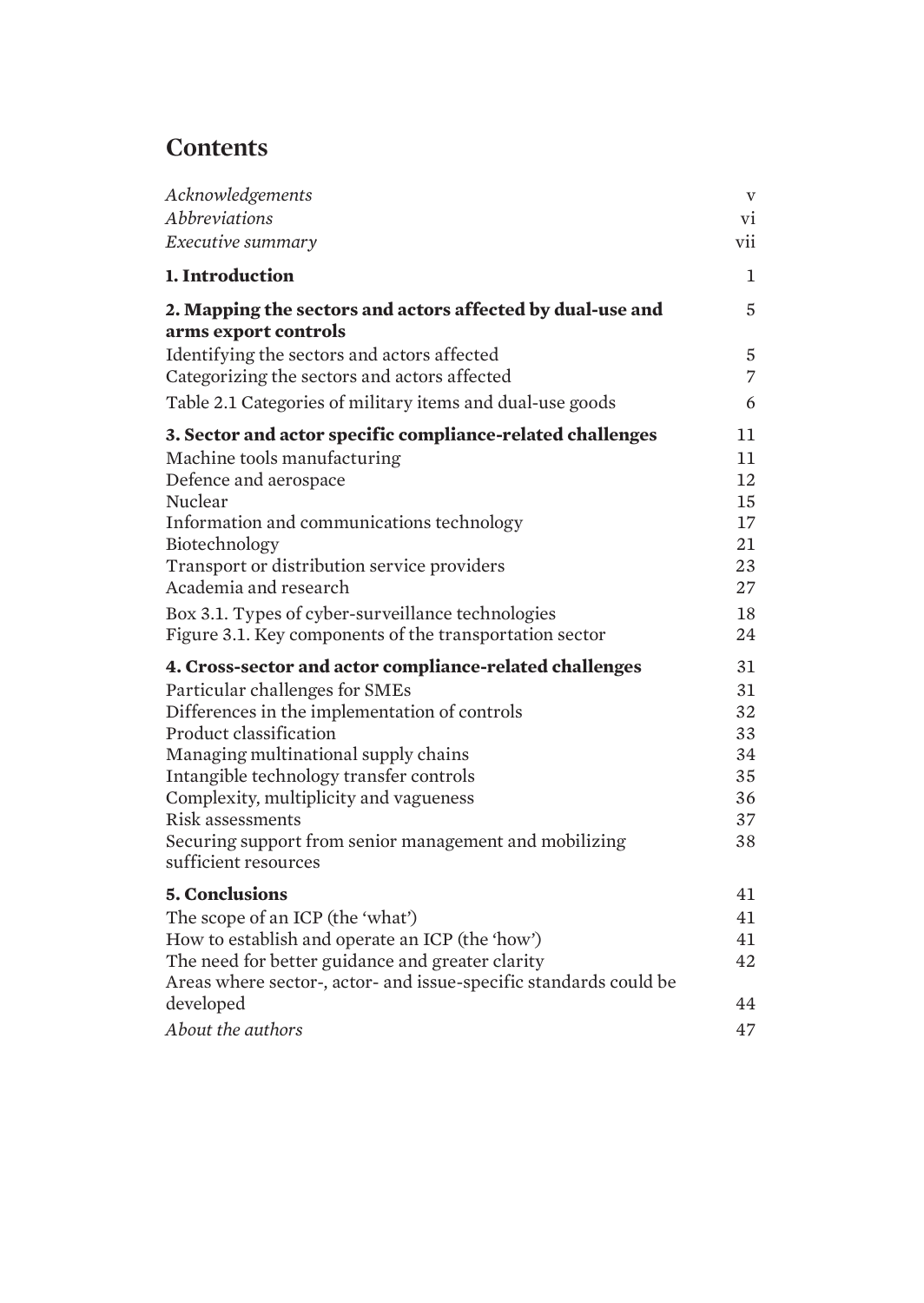# Contents

| | |
|---|---|
| *Acknowledgements* | v |
| *Abbreviations* | vi |
| *Executive summary* | vii |
| **1. Introduction** | 1 |
| **2. Mapping the sectors and actors affected by dual-use and arms export controls** | 5 |
| Identifying the sectors and actors affected | 5 |
| Categorizing the sectors and actors affected | 7 |
| Table 2.1 Categories of military items and dual-use goods | 6 |
| **3. Sector and actor specific compliance-related challenges** | 11 |
| Machine tools manufacturing | 11 |
| Defence and aerospace | 12 |
| Nuclear | 15 |
| Information and communications technology | 17 |
| Biotechnology | 21 |
| Transport or distribution service providers | 23 |
| Academia and research | 27 |
| Box 3.1. Types of cyber-surveillance technologies | 18 |
| Figure 3.1. Key components of the transportation sector | 24 |
| **4. Cross-sector and actor compliance-related challenges** | 31 |
| Particular challenges for SMEs | 31 |
| Differences in the implementation of controls | 32 |
| Product classification | 33 |
| Managing multinational supply chains | 34 |
| Intangible technology transfer controls | 35 |
| Complexity, multiplicity and vagueness | 36 |
| Risk assessments | 37 |
| Securing support from senior management and mobilizing sufficient resources | 38 |
| **5. Conclusions** | 41 |
| The scope of an ICP (the 'what') | 41 |
| How to establish and operate an ICP (the 'how') | 41 |
| The need for better guidance and greater clarity | 42 |
| Areas where sector-, actor- and issue-specific standards could be developed | 44 |
| *About the authors* | 47 |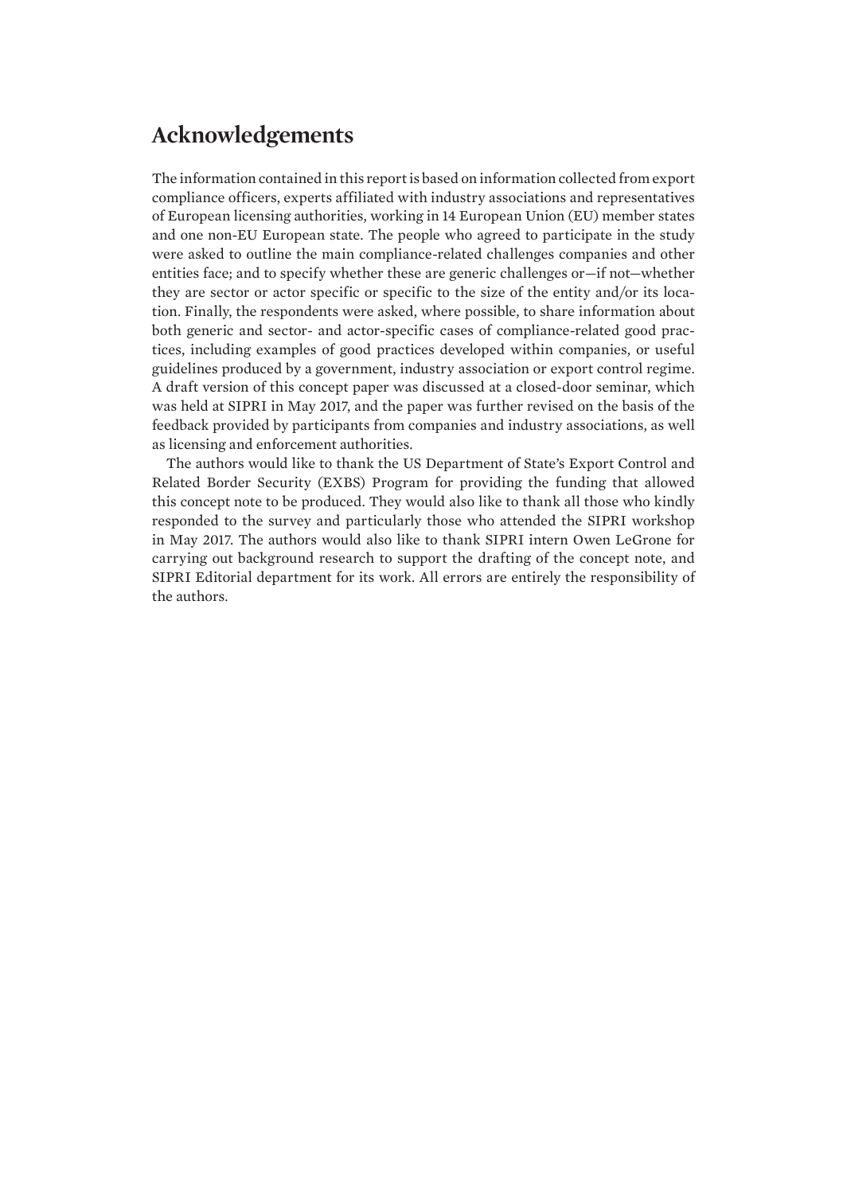# Acknowledgements

The information contained in this report is based on information collected from export compliance officers, experts affiliated with industry associations and representatives of European licensing authorities, working in 14 European Union (EU) member states and one non-EU European state. The people who agreed to participate in the study were asked to outline the main compliance-related challenges companies and other entities face; and to specify whether these are generic challenges or—if not—whether they are sector or actor specific or specific to the size of the entity and/or its location. Finally, the respondents were asked, where possible, to share information about both generic and sector- and actor-specific cases of compliance-related good practices, including examples of good practices developed within companies, or useful guidelines produced by a government, industry association or export control regime. A draft version of this concept paper was discussed at a closed-door seminar, which was held at SIPRI in May 2017, and the paper was further revised on the basis of the feedback provided by participants from companies and industry associations, as well as licensing and enforcement authorities.

The authors would like to thank the US Department of State's Export Control and Related Border Security (EXBS) Program for providing the funding that allowed this concept note to be produced. They would also like to thank all those who kindly responded to the survey and particularly those who attended the SIPRI workshop in May 2017. The authors would also like to thank SIPRI intern Owen LeGrone for carrying out background research to support the drafting of the concept note, and SIPRI Editorial department for its work. All errors are entirely the responsibility of the authors.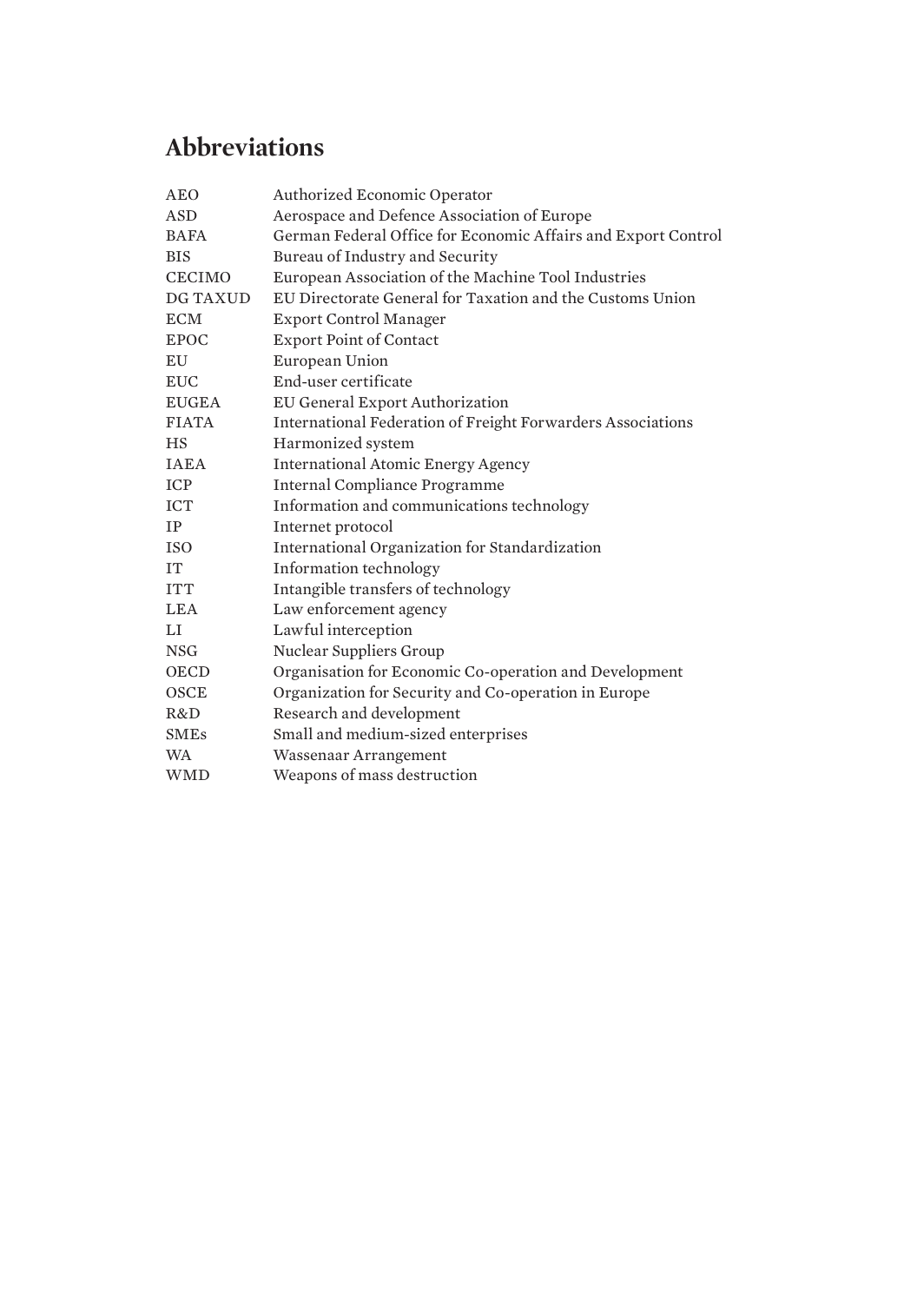# Abbreviations

| | |
|---|---|
| AEO | Authorized Economic Operator |
| ASD | Aerospace and Defence Association of Europe |
| BAFA | German Federal Office for Economic Affairs and Export Control |
| BIS | Bureau of Industry and Security |
| CECIMO | European Association of the Machine Tool Industries |
| DG TAXUD | EU Directorate General for Taxation and the Customs Union |
| ECM | Export Control Manager |
| EPOC | Export Point of Contact |
| EU | European Union |
| EUC | End-user certificate |
| EUGEA | EU General Export Authorization |
| FIATA | International Federation of Freight Forwarders Associations |
| HS | Harmonized system |
| IAEA | International Atomic Energy Agency |
| ICP | Internal Compliance Programme |
| ICT | Information and communications technology |
| IP | Internet protocol |
| ISO | International Organization for Standardization |
| IT | Information technology |
| ITT | Intangible transfers of technology |
| LEA | Law enforcement agency |
| LI | Lawful interception |
| NSG | Nuclear Suppliers Group |
| OECD | Organisation for Economic Co-operation and Development |
| OSCE | Organization for Security and Co-operation in Europe |
| R&D | Research and development |
| SMEs | Small and medium-sized enterprises |
| WA | Wassenaar Arrangement |
| WMD | Weapons of mass destruction |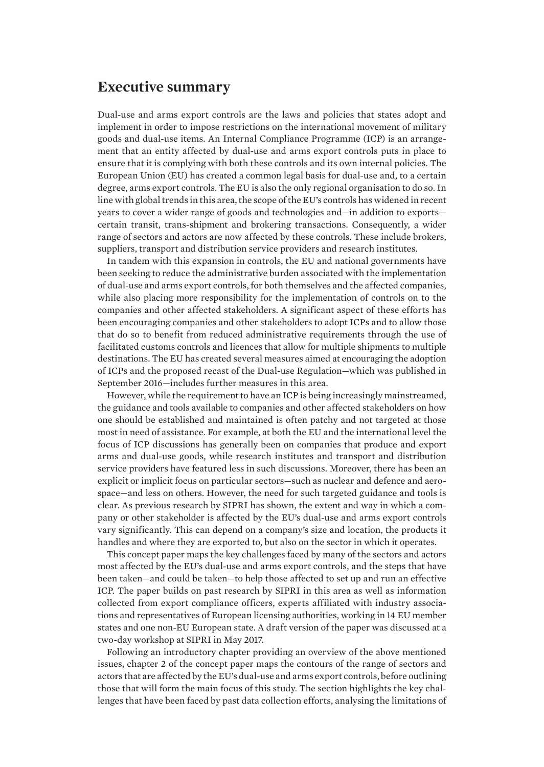## Executive summary

Dual-use and arms export controls are the laws and policies that states adopt and implement in order to impose restrictions on the international movement of military goods and dual-use items. An Internal Compliance Programme (ICP) is an arrangement that an entity affected by dual-use and arms export controls puts in place to ensure that it is complying with both these controls and its own internal policies. The European Union (EU) has created a common legal basis for dual-use and, to a certain degree, arms export controls. The EU is also the only regional organisation to do so. In line with global trends in this area, the scope of the EU's controls has widened in recent years to cover a wider range of goods and technologies and—in addition to exports—certain transit, trans-shipment and brokering transactions. Consequently, a wider range of sectors and actors are now affected by these controls. These include brokers, suppliers, transport and distribution service providers and research institutes.

In tandem with this expansion in controls, the EU and national governments have been seeking to reduce the administrative burden associated with the implementation of dual-use and arms export controls, for both themselves and the affected companies, while also placing more responsibility for the implementation of controls on to the companies and other affected stakeholders. A significant aspect of these efforts has been encouraging companies and other stakeholders to adopt ICPs and to allow those that do so to benefit from reduced administrative requirements through the use of facilitated customs controls and licences that allow for multiple shipments to multiple destinations. The EU has created several measures aimed at encouraging the adoption of ICPs and the proposed recast of the Dual-use Regulation—which was published in September 2016—includes further measures in this area.

However, while the requirement to have an ICP is being increasingly mainstreamed, the guidance and tools available to companies and other affected stakeholders on how one should be established and maintained is often patchy and not targeted at those most in need of assistance. For example, at both the EU and the international level the focus of ICP discussions has generally been on companies that produce and export arms and dual-use goods, while research institutes and transport and distribution service providers have featured less in such discussions. Moreover, there has been an explicit or implicit focus on particular sectors—such as nuclear and defence and aerospace—and less on others. However, the need for such targeted guidance and tools is clear. As previous research by SIPRI has shown, the extent and way in which a company or other stakeholder is affected by the EU's dual-use and arms export controls vary significantly. This can depend on a company's size and location, the products it handles and where they are exported to, but also on the sector in which it operates.

This concept paper maps the key challenges faced by many of the sectors and actors most affected by the EU's dual-use and arms export controls, and the steps that have been taken—and could be taken—to help those affected to set up and run an effective ICP. The paper builds on past research by SIPRI in this area as well as information collected from export compliance officers, experts affiliated with industry associations and representatives of European licensing authorities, working in 14 EU member states and one non-EU European state. A draft version of the paper was discussed at a two-day workshop at SIPRI in May 2017.

Following an introductory chapter providing an overview of the above mentioned issues, chapter 2 of the concept paper maps the contours of the range of sectors and actors that are affected by the EU's dual-use and arms export controls, before outlining those that will form the main focus of this study. The section highlights the key challenges that have been faced by past data collection efforts, analysing the limitations of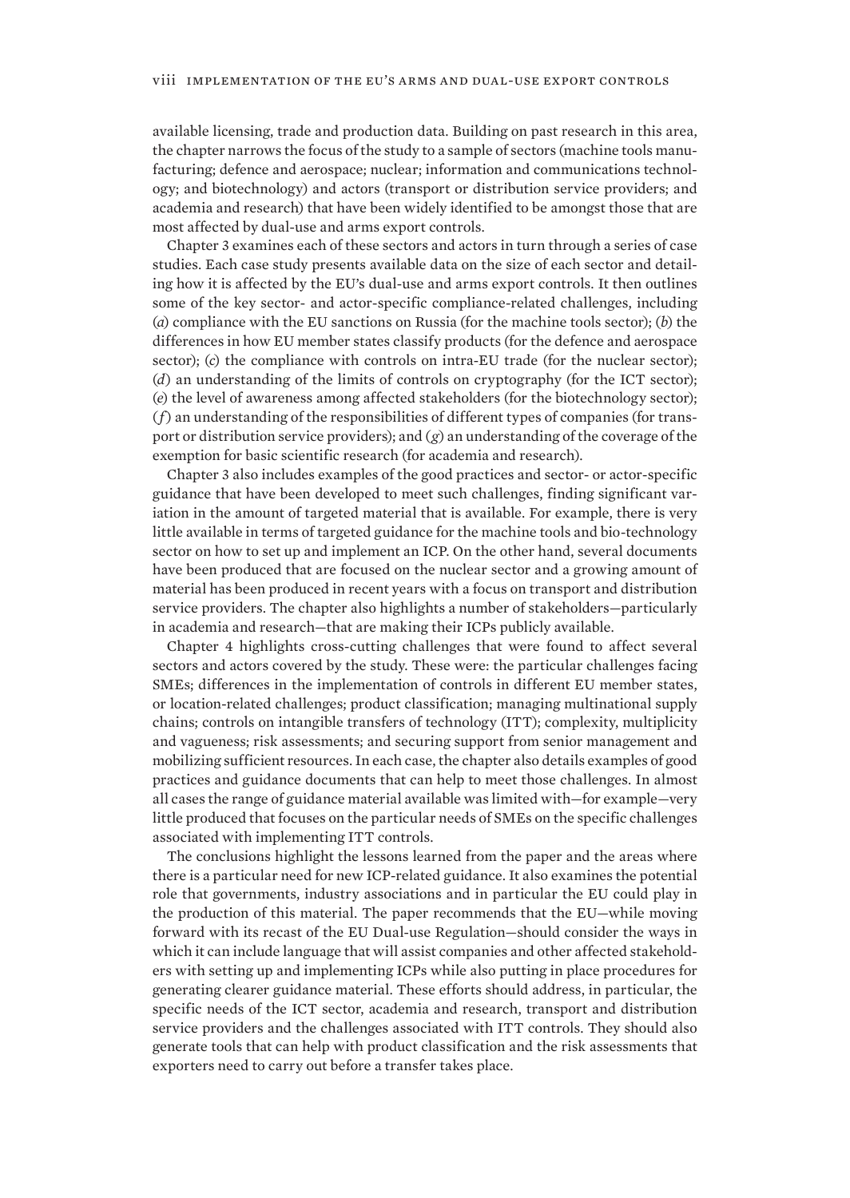available licensing, trade and production data. Building on past research in this area, the chapter narrows the focus of the study to a sample of sectors (machine tools manufacturing; defence and aerospace; nuclear; information and communications technology; and biotechnology) and actors (transport or distribution service providers; and academia and research) that have been widely identified to be amongst those that are most affected by dual-use and arms export controls.

Chapter 3 examines each of these sectors and actors in turn through a series of case studies. Each case study presents available data on the size of each sector and detailing how it is affected by the EU's dual-use and arms export controls. It then outlines some of the key sector- and actor-specific compliance-related challenges, including (*a*) compliance with the EU sanctions on Russia (for the machine tools sector); (*b*) the differences in how EU member states classify products (for the defence and aerospace sector); (*c*) the compliance with controls on intra-EU trade (for the nuclear sector); (*d*) an understanding of the limits of controls on cryptography (for the ICT sector); (*e*) the level of awareness among affected stakeholders (for the biotechnology sector); (*f*) an understanding of the responsibilities of different types of companies (for transport or distribution service providers); and (*g*) an understanding of the coverage of the exemption for basic scientific research (for academia and research).

Chapter 3 also includes examples of the good practices and sector- or actor-specific guidance that have been developed to meet such challenges, finding significant variation in the amount of targeted material that is available. For example, there is very little available in terms of targeted guidance for the machine tools and bio-technology sector on how to set up and implement an ICP. On the other hand, several documents have been produced that are focused on the nuclear sector and a growing amount of material has been produced in recent years with a focus on transport and distribution service providers. The chapter also highlights a number of stakeholders—particularly in academia and research—that are making their ICPs publicly available.

Chapter 4 highlights cross-cutting challenges that were found to affect several sectors and actors covered by the study. These were: the particular challenges facing SMEs; differences in the implementation of controls in different EU member states, or location-related challenges; product classification; managing multinational supply chains; controls on intangible transfers of technology (ITT); complexity, multiplicity and vagueness; risk assessments; and securing support from senior management and mobilizing sufficient resources. In each case, the chapter also details examples of good practices and guidance documents that can help to meet those challenges. In almost all cases the range of guidance material available was limited with—for example—very little produced that focuses on the particular needs of SMEs on the specific challenges associated with implementing ITT controls.

The conclusions highlight the lessons learned from the paper and the areas where there is a particular need for new ICP-related guidance. It also examines the potential role that governments, industry associations and in particular the EU could play in the production of this material. The paper recommends that the EU—while moving forward with its recast of the EU Dual-use Regulation—should consider the ways in which it can include language that will assist companies and other affected stakeholders with setting up and implementing ICPs while also putting in place procedures for generating clearer guidance material. These efforts should address, in particular, the specific needs of the ICT sector, academia and research, transport and distribution service providers and the challenges associated with ITT controls. They should also generate tools that can help with product classification and the risk assessments that exporters need to carry out before a transfer takes place.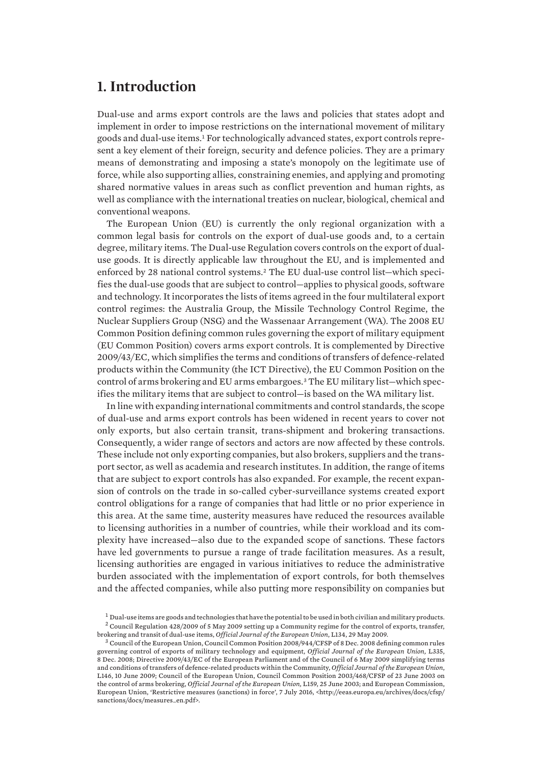# 1. Introduction

Dual-use and arms export controls are the laws and policies that states adopt and implement in order to impose restrictions on the international movement of military goods and dual-use items.[1] For technologically advanced states, export controls represent a key element of their foreign, security and defence policies. They are a primary means of demonstrating and imposing a state's monopoly on the legitimate use of force, while also supporting allies, constraining enemies, and applying and promoting shared normative values in areas such as conflict prevention and human rights, as well as compliance with the international treaties on nuclear, biological, chemical and conventional weapons.

The European Union (EU) is currently the only regional organization with a common legal basis for controls on the export of dual-use goods and, to a certain degree, military items. The Dual-use Regulation covers controls on the export of dual-use goods. It is directly applicable law throughout the EU, and is implemented and enforced by 28 national control systems.[2] The EU dual-use control list—which specifies the dual-use goods that are subject to control—applies to physical goods, software and technology. It incorporates the lists of items agreed in the four multilateral export control regimes: the Australia Group, the Missile Technology Control Regime, the Nuclear Suppliers Group (NSG) and the Wassenaar Arrangement (WA). The 2008 EU Common Position defining common rules governing the export of military equipment (EU Common Position) covers arms export controls. It is complemented by Directive 2009/43/EC, which simplifies the terms and conditions of transfers of defence-related products within the Community (the ICT Directive), the EU Common Position on the control of arms brokering and EU arms embargoes.[3] The EU military list—which specifies the military items that are subject to control—is based on the WA military list.

In line with expanding international commitments and control standards, the scope of dual-use and arms export controls has been widened in recent years to cover not only exports, but also certain transit, trans-shipment and brokering transactions. Consequently, a wider range of sectors and actors are now affected by these controls. These include not only exporting companies, but also brokers, suppliers and the transport sector, as well as academia and research institutes. In addition, the range of items that are subject to export controls has also expanded. For example, the recent expansion of controls on the trade in so-called cyber-surveillance systems created export control obligations for a range of companies that had little or no prior experience in this area. At the same time, austerity measures have reduced the resources available to licensing authorities in a number of countries, while their workload and its complexity have increased—also due to the expanded scope of sanctions. These factors have led governments to pursue a range of trade facilitation measures. As a result, licensing authorities are engaged in various initiatives to reduce the administrative burden associated with the implementation of export controls, for both themselves and the affected companies, while also putting more responsibility on companies but

[1] Dual-use items are goods and technologies that have the potential to be used in both civilian and military products.

[2] Council Regulation 428/2009 of 5 May 2009 setting up a Community regime for the control of exports, transfer, brokering and transit of dual-use items, *Official Journal of the European Union*, L134, 29 May 2009.

[3] Council of the European Union, Council Common Position 2008/944/CFSP of 8 Dec. 2008 defining common rules governing control of exports of military technology and equipment, *Official Journal of the European Union*, L335, 8 Dec. 2008; Directive 2009/43/EC of the European Parliament and of the Council of 6 May 2009 simplifying terms and conditions of transfers of defence-related products within the Community, *Official Journal of the European Union*, L146, 10 June 2009; Council of the European Union, Council Common Position 2003/468/CFSP of 23 June 2003 on the control of arms brokering, *Official Journal of the European Union*, L159, 25 June 2003; and European Commission, European Union, 'Restrictive measures (sanctions) in force', 7 July 2016, <http://eeas.europa.eu/archives/docs/cfsp/sanctions/docs/measures_en.pdf>.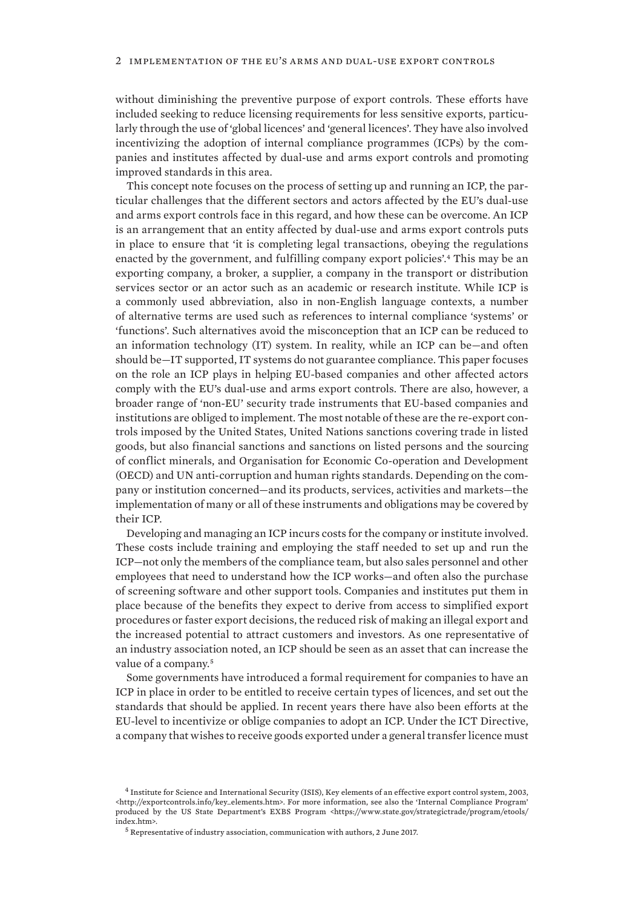without diminishing the preventive purpose of export controls. These efforts have included seeking to reduce licensing requirements for less sensitive exports, particularly through the use of 'global licences' and 'general licences'. They have also involved incentivizing the adoption of internal compliance programmes (ICPs) by the companies and institutes affected by dual-use and arms export controls and promoting improved standards in this area.

This concept note focuses on the process of setting up and running an ICP, the particular challenges that the different sectors and actors affected by the EU's dual-use and arms export controls face in this regard, and how these can be overcome. An ICP is an arrangement that an entity affected by dual-use and arms export controls puts in place to ensure that 'it is completing legal transactions, obeying the regulations enacted by the government, and fulfilling company export policies'.[4] This may be an exporting company, a broker, a supplier, a company in the transport or distribution services sector or an actor such as an academic or research institute. While ICP is a commonly used abbreviation, also in non-English language contexts, a number of alternative terms are used such as references to internal compliance 'systems' or 'functions'. Such alternatives avoid the misconception that an ICP can be reduced to an information technology (IT) system. In reality, while an ICP can be—and often should be—IT supported, IT systems do not guarantee compliance. This paper focuses on the role an ICP plays in helping EU-based companies and other affected actors comply with the EU's dual-use and arms export controls. There are also, however, a broader range of 'non-EU' security trade instruments that EU-based companies and institutions are obliged to implement. The most notable of these are the re-export controls imposed by the United States, United Nations sanctions covering trade in listed goods, but also financial sanctions and sanctions on listed persons and the sourcing of conflict minerals, and Organisation for Economic Co-operation and Development (OECD) and UN anti-corruption and human rights standards. Depending on the company or institution concerned—and its products, services, activities and markets—the implementation of many or all of these instruments and obligations may be covered by their ICP.

Developing and managing an ICP incurs costs for the company or institute involved. These costs include training and employing the staff needed to set up and run the ICP—not only the members of the compliance team, but also sales personnel and other employees that need to understand how the ICP works—and often also the purchase of screening software and other support tools. Companies and institutes put them in place because of the benefits they expect to derive from access to simplified export procedures or faster export decisions, the reduced risk of making an illegal export and the increased potential to attract customers and investors. As one representative of an industry association noted, an ICP should be seen as an asset that can increase the value of a company.[5]

Some governments have introduced a formal requirement for companies to have an ICP in place in order to be entitled to receive certain types of licences, and set out the standards that should be applied. In recent years there have also been efforts at the EU-level to incentivize or oblige companies to adopt an ICP. Under the ICT Directive, a company that wishes to receive goods exported under a general transfer licence must

[4] Institute for Science and International Security (ISIS), Key elements of an effective export control system, 2003, <http://exportcontrols.info/key_elements.htm>. For more information, see also the 'Internal Compliance Program' produced by the US State Department's EXBS Program <https://www.state.gov/strategictrade/program/etools/index.htm>.

[5] Representative of industry association, communication with authors, 2 June 2017.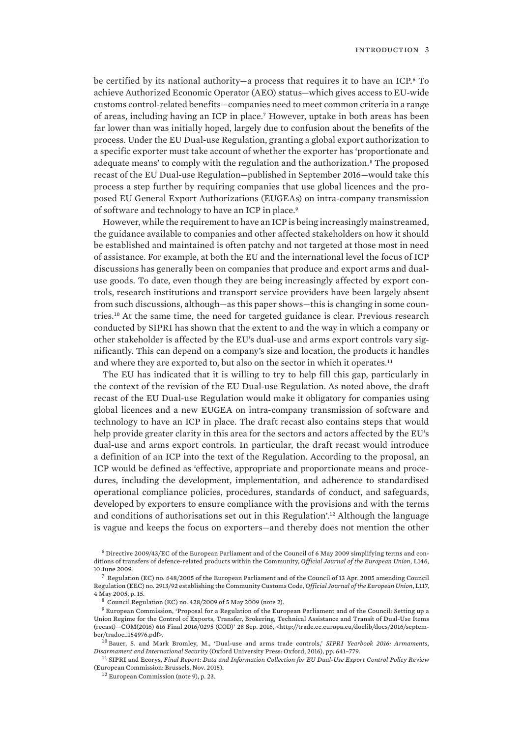be certified by its national authority—a process that requires it to have an ICP.[6] To achieve Authorized Economic Operator (AEO) status—which gives access to EU-wide customs control-related benefits—companies need to meet common criteria in a range of areas, including having an ICP in place.[7] However, uptake in both areas has been far lower than was initially hoped, largely due to confusion about the benefits of the process. Under the EU Dual-use Regulation, granting a global export authorization to a specific exporter must take account of whether the exporter has 'proportionate and adequate means' to comply with the regulation and the authorization.[8] The proposed recast of the EU Dual-use Regulation—published in September 2016—would take this process a step further by requiring companies that use global licences and the proposed EU General Export Authorizations (EUGEAs) on intra-company transmission of software and technology to have an ICP in place.[9]

However, while the requirement to have an ICP is being increasingly mainstreamed, the guidance available to companies and other affected stakeholders on how it should be established and maintained is often patchy and not targeted at those most in need of assistance. For example, at both the EU and the international level the focus of ICP discussions has generally been on companies that produce and export arms and dual-use goods. To date, even though they are being increasingly affected by export controls, research institutions and transport service providers have been largely absent from such discussions, although—as this paper shows—this is changing in some countries.[10] At the same time, the need for targeted guidance is clear. Previous research conducted by SIPRI has shown that the extent to and the way in which a company or other stakeholder is affected by the EU's dual-use and arms export controls vary significantly. This can depend on a company's size and location, the products it handles and where they are exported to, but also on the sector in which it operates.[11]

The EU has indicated that it is willing to try to help fill this gap, particularly in the context of the revision of the EU Dual-use Regulation. As noted above, the draft recast of the EU Dual-use Regulation would make it obligatory for companies using global licences and a new EUGEA on intra-company transmission of software and technology to have an ICP in place. The draft recast also contains steps that would help provide greater clarity in this area for the sectors and actors affected by the EU's dual-use and arms export controls. In particular, the draft recast would introduce a definition of an ICP into the text of the Regulation. According to the proposal, an ICP would be defined as 'effective, appropriate and proportionate means and procedures, including the development, implementation, and adherence to standardised operational compliance policies, procedures, standards of conduct, and safeguards, developed by exporters to ensure compliance with the provisions and with the terms and conditions of authorisations set out in this Regulation'.[12] Although the language is vague and keeps the focus on exporters—and thereby does not mention the other

---

[6] Directive 2009/43/EC of the European Parliament and of the Council of 6 May 2009 simplifying terms and conditions of transfers of defence-related products within the Community, *Official Journal of the European Union*, L146, 10 June 2009.

[7] Regulation (EC) no. 648/2005 of the European Parliament and of the Council of 13 Apr. 2005 amending Council Regulation (EEC) no. 2913/92 establishing the Community Customs Code, *Official Journal of the European Union*, L117, 4 May 2005, p. 15.

[8] Council Regulation (EC) no. 428/2009 of 5 May 2009 (note 2).

[9] European Commission, 'Proposal for a Regulation of the European Parliament and of the Council: Setting up a Union Regime for the Control of Exports, Transfer, Brokering, Technical Assistance and Transit of Dual-Use Items (recast)—COM(2016) 616 Final 2016/0295 (COD)' 28 Sep. 2016, <http://trade.ec.europa.eu/doclib/docs/2016/september/tradoc_154976.pdf>.

[10] Bauer, S. and Mark Bromley, M., 'Dual-use and arms trade controls,' *SIPRI Yearbook 2016: Armaments, Disarmament and International Security* (Oxford University Press: Oxford, 2016), pp. 641–779.

[11] SIPRI and Ecorys, *Final Report: Data and Information Collection for EU Dual-Use Export Control Policy Review* (European Commission: Brussels, Nov. 2015).

[12] European Commission (note 9), p. 23.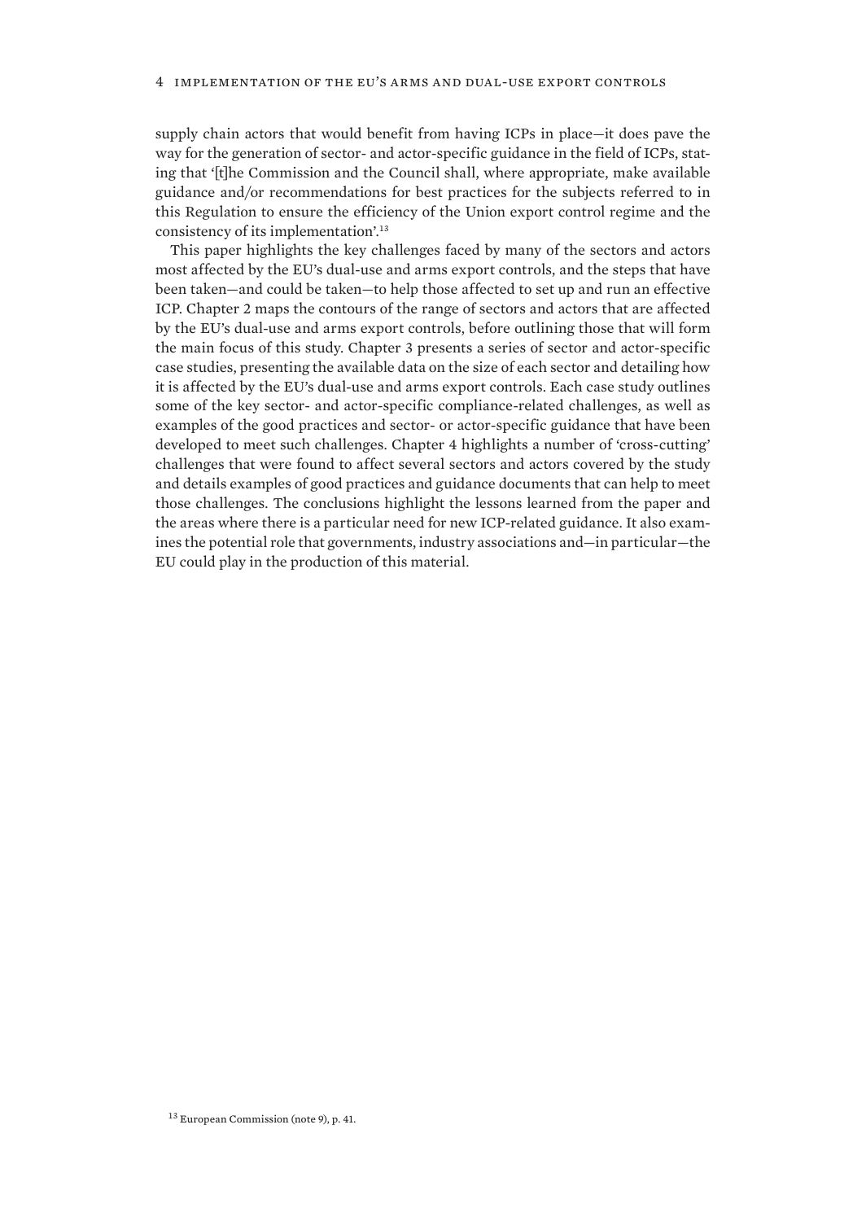supply chain actors that would benefit from having ICPs in place—it does pave the way for the generation of sector- and actor-specific guidance in the field of ICPs, stating that '[t]he Commission and the Council shall, where appropriate, make available guidance and/or recommendations for best practices for the subjects referred to in this Regulation to ensure the efficiency of the Union export control regime and the consistency of its implementation'.[13]

This paper highlights the key challenges faced by many of the sectors and actors most affected by the EU's dual-use and arms export controls, and the steps that have been taken—and could be taken—to help those affected to set up and run an effective ICP. Chapter 2 maps the contours of the range of sectors and actors that are affected by the EU's dual-use and arms export controls, before outlining those that will form the main focus of this study. Chapter 3 presents a series of sector and actor-specific case studies, presenting the available data on the size of each sector and detailing how it is affected by the EU's dual-use and arms export controls. Each case study outlines some of the key sector- and actor-specific compliance-related challenges, as well as examples of the good practices and sector- or actor-specific guidance that have been developed to meet such challenges. Chapter 4 highlights a number of 'cross-cutting' challenges that were found to affect several sectors and actors covered by the study and details examples of good practices and guidance documents that can help to meet those challenges. The conclusions highlight the lessons learned from the paper and the areas where there is a particular need for new ICP-related guidance. It also examines the potential role that governments, industry associations and—in particular—the EU could play in the production of this material.

[13] European Commission (note 9), p. 41.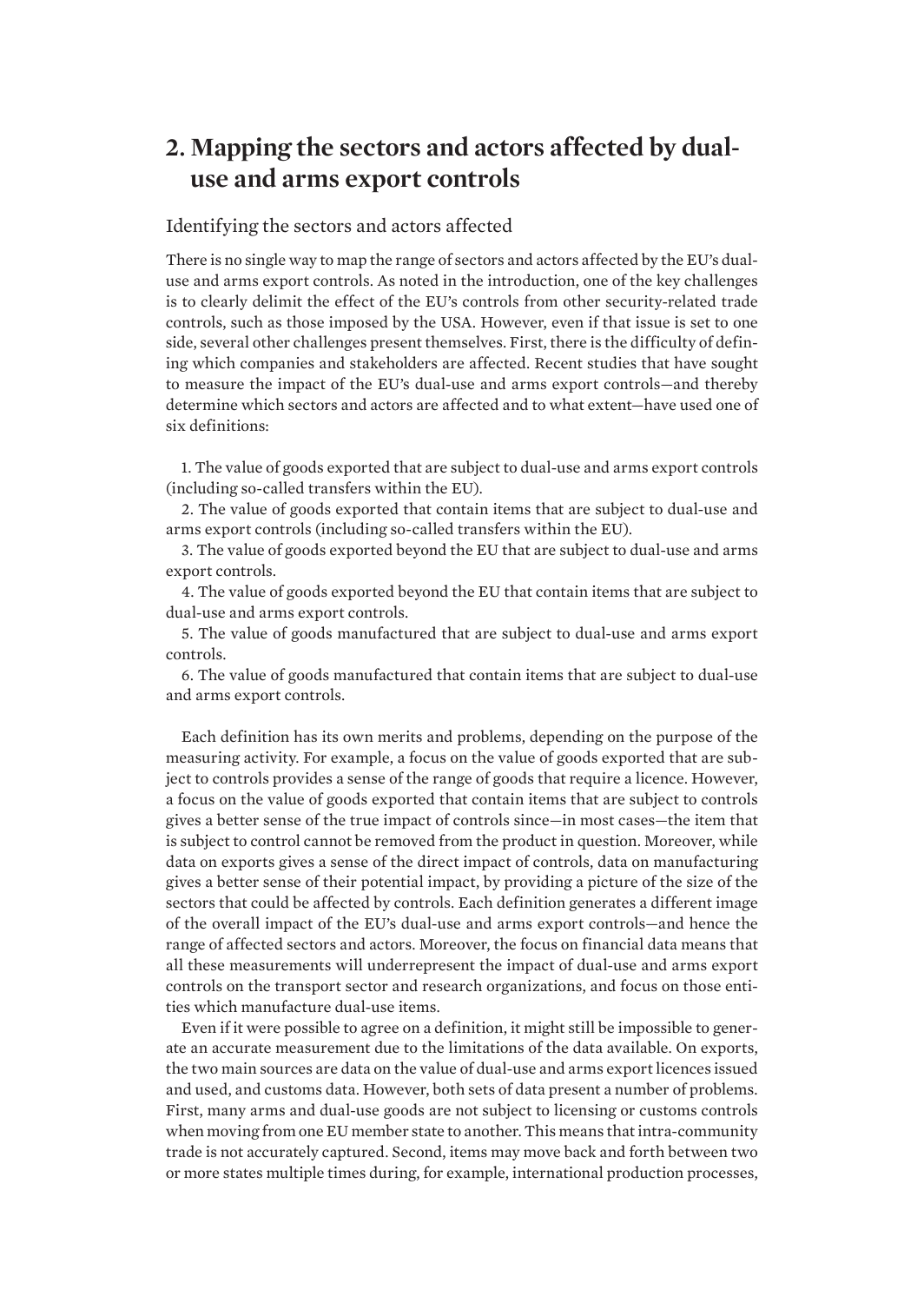## 2. Mapping the sectors and actors affected by dual-use and arms export controls

### Identifying the sectors and actors affected

There is no single way to map the range of sectors and actors affected by the EU's dual-use and arms export controls. As noted in the introduction, one of the key challenges is to clearly delimit the effect of the EU's controls from other security-related trade controls, such as those imposed by the USA. However, even if that issue is set to one side, several other challenges present themselves. First, there is the difficulty of defining which companies and stakeholders are affected. Recent studies that have sought to measure the impact of the EU's dual-use and arms export controls—and thereby determine which sectors and actors are affected and to what extent—have used one of six definitions:

1. The value of goods exported that are subject to dual-use and arms export controls (including so-called transfers within the EU).
2. The value of goods exported that contain items that are subject to dual-use and arms export controls (including so-called transfers within the EU).
3. The value of goods exported beyond the EU that are subject to dual-use and arms export controls.
4. The value of goods exported beyond the EU that contain items that are subject to dual-use and arms export controls.
5. The value of goods manufactured that are subject to dual-use and arms export controls.
6. The value of goods manufactured that contain items that are subject to dual-use and arms export controls.

Each definition has its own merits and problems, depending on the purpose of the measuring activity. For example, a focus on the value of goods exported that are subject to controls provides a sense of the range of goods that require a licence. However, a focus on the value of goods exported that contain items that are subject to controls gives a better sense of the true impact of controls since—in most cases—the item that is subject to control cannot be removed from the product in question. Moreover, while data on exports gives a sense of the direct impact of controls, data on manufacturing gives a better sense of their potential impact, by providing a picture of the size of the sectors that could be affected by controls. Each definition generates a different image of the overall impact of the EU's dual-use and arms export controls—and hence the range of affected sectors and actors. Moreover, the focus on financial data means that all these measurements will underrepresent the impact of dual-use and arms export controls on the transport sector and research organizations, and focus on those entities which manufacture dual-use items.

Even if it were possible to agree on a definition, it might still be impossible to generate an accurate measurement due to the limitations of the data available. On exports, the two main sources are data on the value of dual-use and arms export licences issued and used, and customs data. However, both sets of data present a number of problems. First, many arms and dual-use goods are not subject to licensing or customs controls when moving from one EU member state to another. This means that intra-community trade is not accurately captured. Second, items may move back and forth between two or more states multiple times during, for example, international production processes,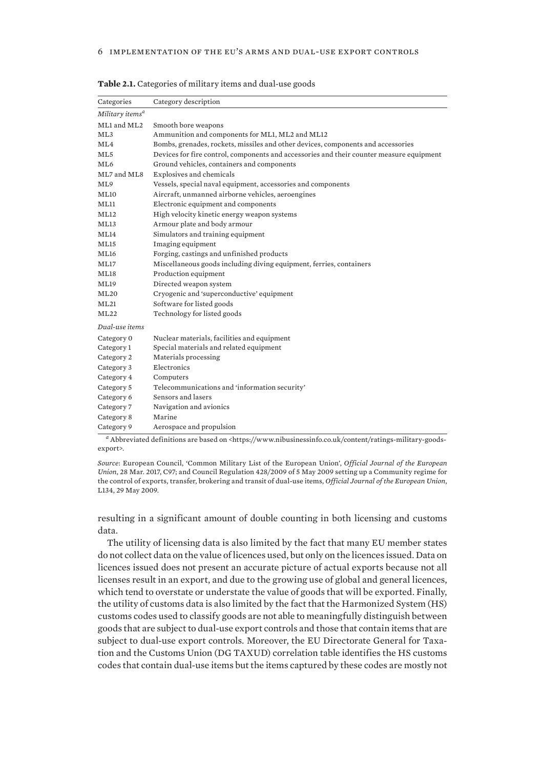**Table 2.1.** Categories of military items and dual-use goods

| Categories | Category description |
|---|---|
| *Military items*[a] | |
| ML1 and ML2 | Smooth bore weapons |
| ML3 | Ammunition and components for ML1, ML2 and ML12 |
| ML4 | Bombs, grenades, rockets, missiles and other devices, components and accessories |
| ML5 | Devices for fire control, components and accessories and their counter measure equipment |
| ML6 | Ground vehicles, containers and components |
| ML7 and ML8 | Explosives and chemicals |
| ML9 | Vessels, special naval equipment, accessories and components |
| ML10 | Aircraft, unmanned airborne vehicles, aeroengines |
| ML11 | Electronic equipment and components |
| ML12 | High velocity kinetic energy weapon systems |
| ML13 | Armour plate and body armour |
| ML14 | Simulators and training equipment |
| ML15 | Imaging equipment |
| ML16 | Forging, castings and unfinished products |
| ML17 | Miscellaneous goods including diving equipment, ferries, containers |
| ML18 | Production equipment |
| ML19 | Directed weapon system |
| ML20 | Cryogenic and 'superconductive' equipment |
| ML21 | Software for listed goods |
| ML22 | Technology for listed goods |
| *Dual-use items* | |
| Category 0 | Nuclear materials, facilities and equipment |
| Category 1 | Special materials and related equipment |
| Category 2 | Materials processing |
| Category 3 | Electronics |
| Category 4 | Computers |
| Category 5 | Telecommunications and 'information security' |
| Category 6 | Sensors and lasers |
| Category 7 | Navigation and avionics |
| Category 8 | Marine |
| Category 9 | Aerospace and propulsion |

[a] Abbreviated definitions are based on <https://www.nibusinessinfo.co.uk/content/ratings-military-goods-export>.

*Source*: European Council, 'Common Military List of the European Union', *Official Journal of the European Union*, 28 Mar. 2017, C97; and Council Regulation 428/2009 of 5 May 2009 setting up a Community regime for the control of exports, transfer, brokering and transit of dual-use items, *Official Journal of the European Union*, L134, 29 May 2009.

resulting in a significant amount of double counting in both licensing and customs data.

The utility of licensing data is also limited by the fact that many EU member states do not collect data on the value of licences used, but only on the licences issued. Data on licences issued does not present an accurate picture of actual exports because not all licenses result in an export, and due to the growing use of global and general licences, which tend to overstate or understate the value of goods that will be exported. Finally, the utility of customs data is also limited by the fact that the Harmonized System (HS) customs codes used to classify goods are not able to meaningfully distinguish between goods that are subject to dual-use export controls and those that contain items that are subject to dual-use export controls. Moreover, the EU Directorate General for Taxation and the Customs Union (DG TAXUD) correlation table identifies the HS customs codes that contain dual-use items but the items captured by these codes are mostly not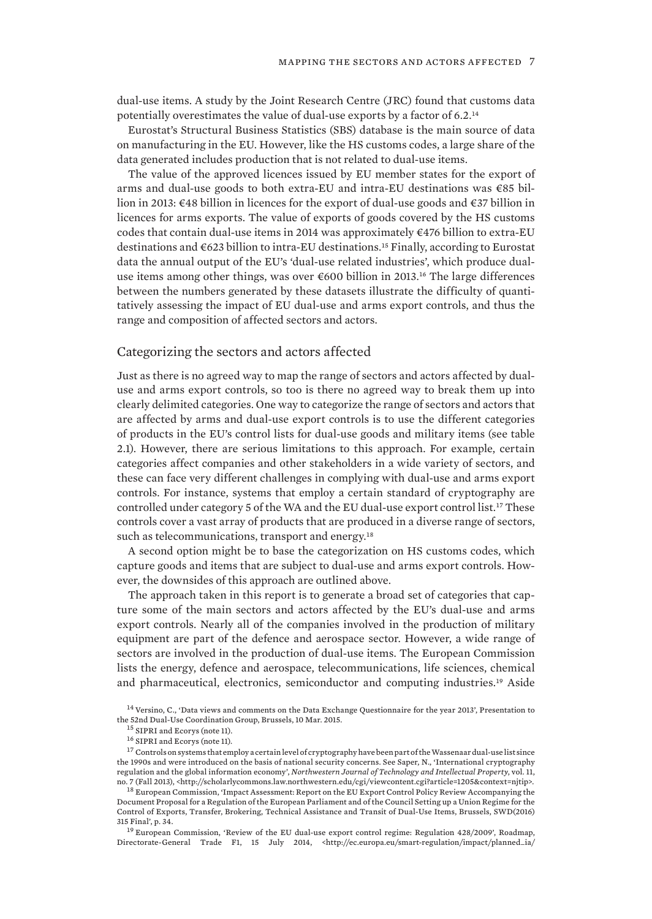dual-use items. A study by the Joint Research Centre (JRC) found that customs data potentially overestimates the value of dual-use exports by a factor of 6.2.[14]

Eurostat's Structural Business Statistics (SBS) database is the main source of data on manufacturing in the EU. However, like the HS customs codes, a large share of the data generated includes production that is not related to dual-use items.

The value of the approved licences issued by EU member states for the export of arms and dual-use goods to both extra-EU and intra-EU destinations was €85 billion in 2013: €48 billion in licences for the export of dual-use goods and €37 billion in licences for arms exports. The value of exports of goods covered by the HS customs codes that contain dual-use items in 2014 was approximately €476 billion to extra-EU destinations and €623 billion to intra-EU destinations.[15] Finally, according to Eurostat data the annual output of the EU's 'dual-use related industries', which produce dual-use items among other things, was over €600 billion in 2013.[16] The large differences between the numbers generated by these datasets illustrate the difficulty of quantitatively assessing the impact of EU dual-use and arms export controls, and thus the range and composition of affected sectors and actors.

## Categorizing the sectors and actors affected

Just as there is no agreed way to map the range of sectors and actors affected by dual-use and arms export controls, so too is there no agreed way to break them up into clearly delimited categories. One way to categorize the range of sectors and actors that are affected by arms and dual-use export controls is to use the different categories of products in the EU's control lists for dual-use goods and military items (see table 2.1). However, there are serious limitations to this approach. For example, certain categories affect companies and other stakeholders in a wide variety of sectors, and these can face very different challenges in complying with dual-use and arms export controls. For instance, systems that employ a certain standard of cryptography are controlled under category 5 of the WA and the EU dual-use export control list.[17] These controls cover a vast array of products that are produced in a diverse range of sectors, such as telecommunications, transport and energy.[18]

A second option might be to base the categorization on HS customs codes, which capture goods and items that are subject to dual-use and arms export controls. However, the downsides of this approach are outlined above.

The approach taken in this report is to generate a broad set of categories that capture some of the main sectors and actors affected by the EU's dual-use and arms export controls. Nearly all of the companies involved in the production of military equipment are part of the defence and aerospace sector. However, a wide range of sectors are involved in the production of dual-use items. The European Commission lists the energy, defence and aerospace, telecommunications, life sciences, chemical and pharmaceutical, electronics, semiconductor and computing industries.[19] Aside

---

[14] Versino, C., 'Data views and comments on the Data Exchange Questionnaire for the year 2013', Presentation to the 52nd Dual-Use Coordination Group, Brussels, 10 Mar. 2015.

[15] SIPRI and Ecorys (note 11).

[16] SIPRI and Ecorys (note 11).

[17] Controls on systems that employ a certain level of cryptography have been part of the Wassenaar dual-use list since the 1990s and were introduced on the basis of national security concerns. See Saper, N., 'International cryptography regulation and the global information economy', *Northwestern Journal of Technology and Intellectual Property*, vol. 11, no. 7 (Fall 2013), <http://scholarlycommons.law.northwestern.edu/cgi/viewcontent.cgi?article=1205&context=njtip>.

[18] European Commission, 'Impact Assessment: Report on the EU Export Control Policy Review Accompanying the Document Proposal for a Regulation of the European Parliament and of the Council Setting up a Union Regime for the Control of Exports, Transfer, Brokering, Technical Assistance and Transit of Dual-Use Items, Brussels, SWD(2016) 315 Final', p. 34.

[19] European Commission, 'Review of the EU dual-use export control regime: Regulation 428/2009', Roadmap, Directorate-General Trade F1, 15 July 2014, <http://ec.europa.eu/smart-regulation/impact/planned_ia/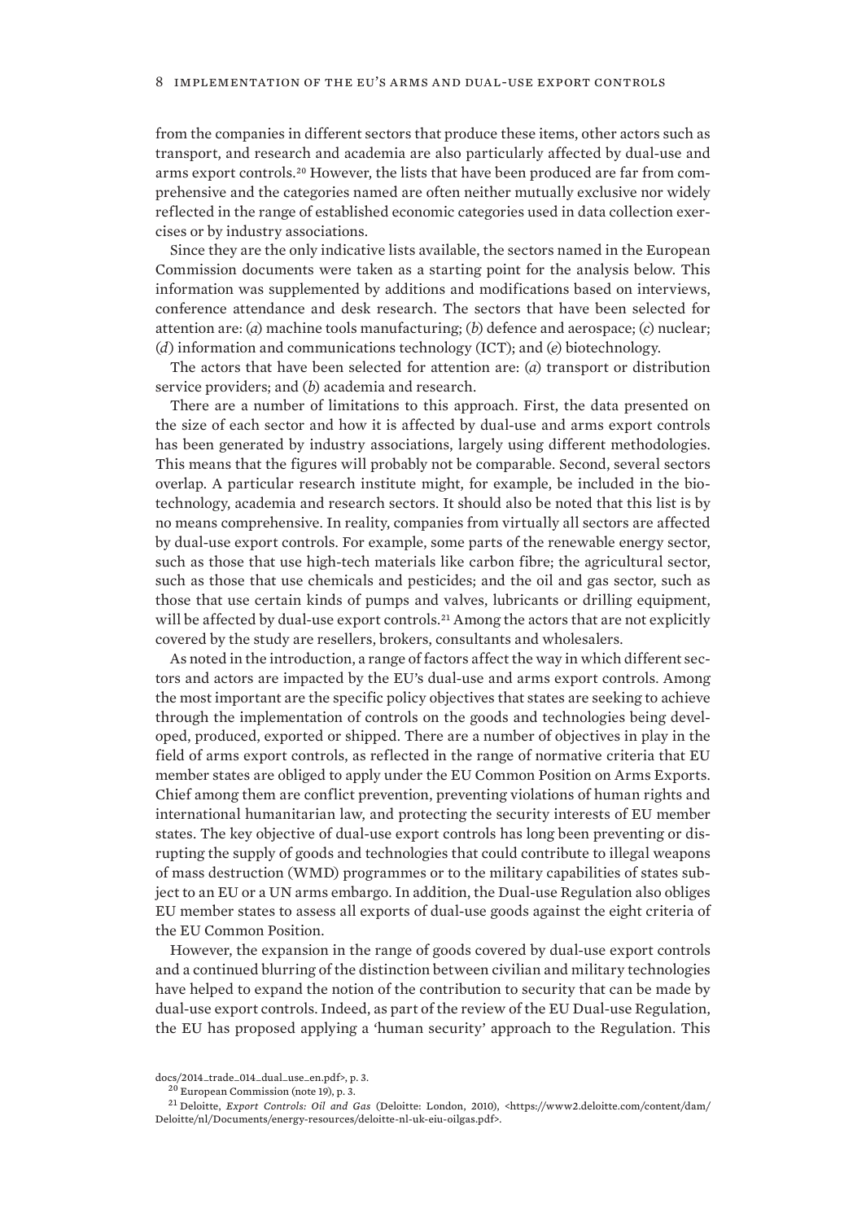from the companies in different sectors that produce these items, other actors such as transport, and research and academia are also particularly affected by dual-use and arms export controls.[20] However, the lists that have been produced are far from comprehensive and the categories named are often neither mutually exclusive nor widely reflected in the range of established economic categories used in data collection exercises or by industry associations.

Since they are the only indicative lists available, the sectors named in the European Commission documents were taken as a starting point for the analysis below. This information was supplemented by additions and modifications based on interviews, conference attendance and desk research. The sectors that have been selected for attention are: (*a*) machine tools manufacturing; (*b*) defence and aerospace; (*c*) nuclear; (*d*) information and communications technology (ICT); and (*e*) biotechnology.

The actors that have been selected for attention are: (*a*) transport or distribution service providers; and (*b*) academia and research.

There are a number of limitations to this approach. First, the data presented on the size of each sector and how it is affected by dual-use and arms export controls has been generated by industry associations, largely using different methodologies. This means that the figures will probably not be comparable. Second, several sectors overlap. A particular research institute might, for example, be included in the biotechnology, academia and research sectors. It should also be noted that this list is by no means comprehensive. In reality, companies from virtually all sectors are affected by dual-use export controls. For example, some parts of the renewable energy sector, such as those that use high-tech materials like carbon fibre; the agricultural sector, such as those that use chemicals and pesticides; and the oil and gas sector, such as those that use certain kinds of pumps and valves, lubricants or drilling equipment, will be affected by dual-use export controls.[21] Among the actors that are not explicitly covered by the study are resellers, brokers, consultants and wholesalers.

As noted in the introduction, a range of factors affect the way in which different sectors and actors are impacted by the EU's dual-use and arms export controls. Among the most important are the specific policy objectives that states are seeking to achieve through the implementation of controls on the goods and technologies being developed, produced, exported or shipped. There are a number of objectives in play in the field of arms export controls, as reflected in the range of normative criteria that EU member states are obliged to apply under the EU Common Position on Arms Exports. Chief among them are conflict prevention, preventing violations of human rights and international humanitarian law, and protecting the security interests of EU member states. The key objective of dual-use export controls has long been preventing or disrupting the supply of goods and technologies that could contribute to illegal weapons of mass destruction (WMD) programmes or to the military capabilities of states subject to an EU or a UN arms embargo. In addition, the Dual-use Regulation also obliges EU member states to assess all exports of dual-use goods against the eight criteria of the EU Common Position.

However, the expansion in the range of goods covered by dual-use export controls and a continued blurring of the distinction between civilian and military technologies have helped to expand the notion of the contribution to security that can be made by dual-use export controls. Indeed, as part of the review of the EU Dual-use Regulation, the EU has proposed applying a 'human security' approach to the Regulation. This

docs/2014_trade_014_dual_use_en.pdf>, p. 3.

[20] European Commission (note 19), p. 3.

[21] Deloitte, *Export Controls: Oil and Gas* (Deloitte: London, 2010), <https://www2.deloitte.com/content/dam/Deloitte/nl/Documents/energy-resources/deloitte-nl-uk-eiu-oilgas.pdf>.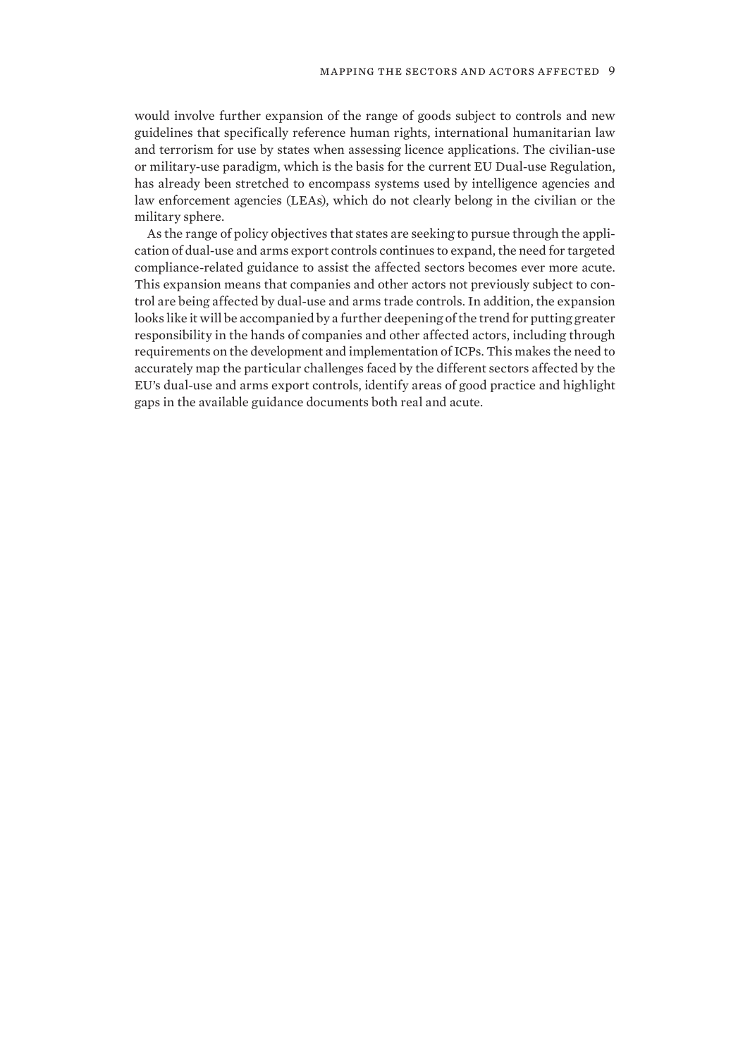would involve further expansion of the range of goods subject to controls and new guidelines that specifically reference human rights, international humanitarian law and terrorism for use by states when assessing licence applications. The civilian-use or military-use paradigm, which is the basis for the current EU Dual-use Regulation, has already been stretched to encompass systems used by intelligence agencies and law enforcement agencies (LEAs), which do not clearly belong in the civilian or the military sphere.

As the range of policy objectives that states are seeking to pursue through the application of dual-use and arms export controls continues to expand, the need for targeted compliance-related guidance to assist the affected sectors becomes ever more acute. This expansion means that companies and other actors not previously subject to control are being affected by dual-use and arms trade controls. In addition, the expansion looks like it will be accompanied by a further deepening of the trend for putting greater responsibility in the hands of companies and other affected actors, including through requirements on the development and implementation of ICPs. This makes the need to accurately map the particular challenges faced by the different sectors affected by the EU's dual-use and arms export controls, identify areas of good practice and highlight gaps in the available guidance documents both real and acute.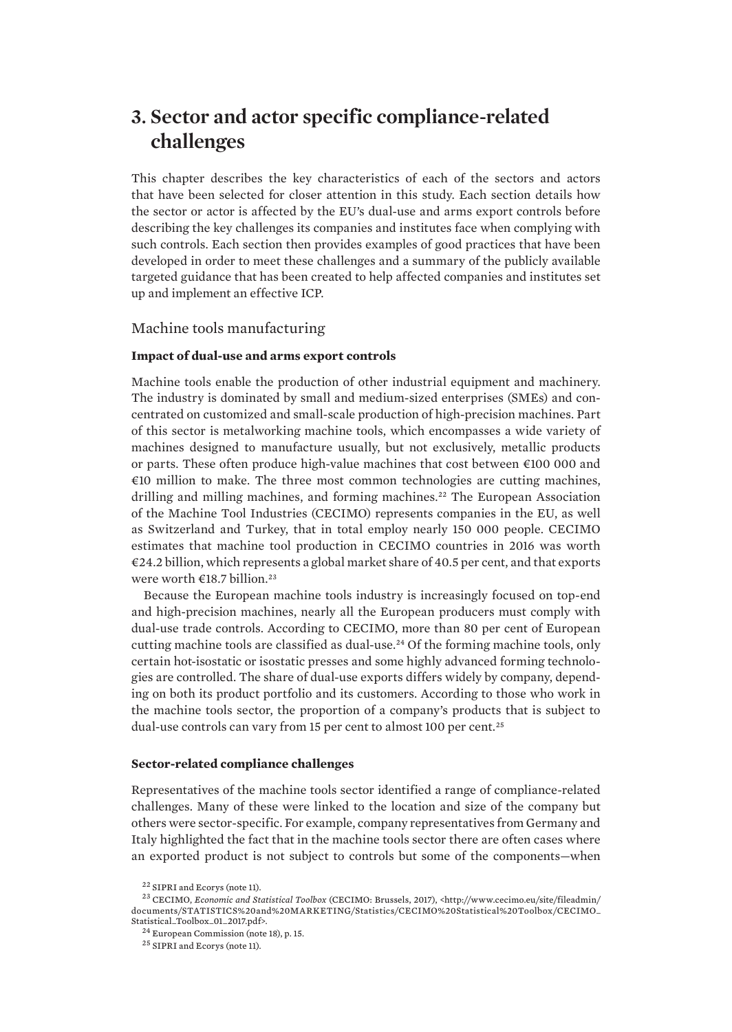# 3. Sector and actor specific compliance-related challenges

This chapter describes the key characteristics of each of the sectors and actors that have been selected for closer attention in this study. Each section details how the sector or actor is affected by the EU's dual-use and arms export controls before describing the key challenges its companies and institutes face when complying with such controls. Each section then provides examples of good practices that have been developed in order to meet these challenges and a summary of the publicly available targeted guidance that has been created to help affected companies and institutes set up and implement an effective ICP.

## Machine tools manufacturing

### Impact of dual-use and arms export controls

Machine tools enable the production of other industrial equipment and machinery. The industry is dominated by small and medium-sized enterprises (SMEs) and concentrated on customized and small-scale production of high-precision machines. Part of this sector is metalworking machine tools, which encompasses a wide variety of machines designed to manufacture usually, but not exclusively, metallic products or parts. These often produce high-value machines that cost between €100 000 and €10 million to make. The three most common technologies are cutting machines, drilling and milling machines, and forming machines.[22] The European Association of the Machine Tool Industries (CECIMO) represents companies in the EU, as well as Switzerland and Turkey, that in total employ nearly 150 000 people. CECIMO estimates that machine tool production in CECIMO countries in 2016 was worth €24.2 billion, which represents a global market share of 40.5 per cent, and that exports were worth €18.7 billion.[23]

Because the European machine tools industry is increasingly focused on top-end and high-precision machines, nearly all the European producers must comply with dual-use trade controls. According to CECIMO, more than 80 per cent of European cutting machine tools are classified as dual-use.[24] Of the forming machine tools, only certain hot-isostatic or isostatic presses and some highly advanced forming technologies are controlled. The share of dual-use exports differs widely by company, depending on both its product portfolio and its customers. According to those who work in the machine tools sector, the proportion of a company's products that is subject to dual-use controls can vary from 15 per cent to almost 100 per cent.[25]

### Sector-related compliance challenges

Representatives of the machine tools sector identified a range of compliance-related challenges. Many of these were linked to the location and size of the company but others were sector-specific. For example, company representatives from Germany and Italy highlighted the fact that in the machine tools sector there are often cases where an exported product is not subject to controls but some of the components—when

[22] SIPRI and Ecorys (note 11).

[23] CECIMO, *Economic and Statistical Toolbox* (CECIMO: Brussels, 2017), <http://www.cecimo.eu/site/fileadmin/documents/STATISTICS%20and%20MARKETING/Statistics/CECIMO%20Statistical%20Toolbox/CECIMO_Statistical_Toolbox_01_2017.pdf>.

[24] European Commission (note 18), p. 15.

[25] SIPRI and Ecorys (note 11).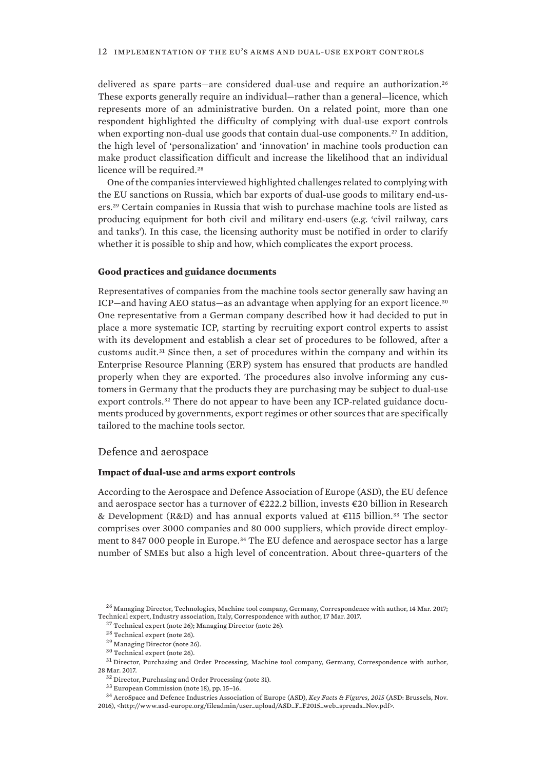delivered as spare parts—are considered dual-use and require an authorization.[26] These exports generally require an individual—rather than a general—licence, which represents more of an administrative burden. On a related point, more than one respondent highlighted the difficulty of complying with dual-use export controls when exporting non-dual use goods that contain dual-use components.[27] In addition, the high level of 'personalization' and 'innovation' in machine tools production can make product classification difficult and increase the likelihood that an individual licence will be required.[28]

One of the companies interviewed highlighted challenges related to complying with the EU sanctions on Russia, which bar exports of dual-use goods to military end-users.[29] Certain companies in Russia that wish to purchase machine tools are listed as producing equipment for both civil and military end-users (e.g. 'civil railway, cars and tanks'). In this case, the licensing authority must be notified in order to clarify whether it is possible to ship and how, which complicates the export process.

#### Good practices and guidance documents

Representatives of companies from the machine tools sector generally saw having an ICP—and having AEO status—as an advantage when applying for an export licence.[30] One representative from a German company described how it had decided to put in place a more systematic ICP, starting by recruiting export control experts to assist with its development and establish a clear set of procedures to be followed, after a customs audit.[31] Since then, a set of procedures within the company and within its Enterprise Resource Planning (ERP) system has ensured that products are handled properly when they are exported. The procedures also involve informing any customers in Germany that the products they are purchasing may be subject to dual-use export controls.[32] There do not appear to have been any ICP-related guidance documents produced by governments, export regimes or other sources that are specifically tailored to the machine tools sector.

### Defence and aerospace

#### Impact of dual-use and arms export controls

According to the Aerospace and Defence Association of Europe (ASD), the EU defence and aerospace sector has a turnover of €222.2 billion, invests €20 billion in Research & Development (R&D) and has annual exports valued at €115 billion.[33] The sector comprises over 3000 companies and 80 000 suppliers, which provide direct employment to 847 000 people in Europe.[34] The EU defence and aerospace sector has a large number of SMEs but also a high level of concentration. About three-quarters of the

[26] Managing Director, Technologies, Machine tool company, Germany, Correspondence with author, 14 Mar. 2017; Technical expert, Industry association, Italy, Correspondence with author, 17 Mar. 2017.

[27] Technical expert (note 26); Managing Director (note 26).

[28] Technical expert (note 26).

[29] Managing Director (note 26).

[30] Technical expert (note 26).

[31] Director, Purchasing and Order Processing, Machine tool company, Germany, Correspondence with author, 28 Mar. 2017.

[32] Director, Purchasing and Order Processing (note 31).

[33] European Commission (note 18), pp. 15–16.

[34] AeroSpace and Defence Industries Association of Europe (ASD), *Key Facts & Figures, 2015* (ASD: Brussels, Nov. 2016), <http://www.asd-europe.org/fileadmin/user_upload/ASD_F_F2015_web_spreads_Nov.pdf>.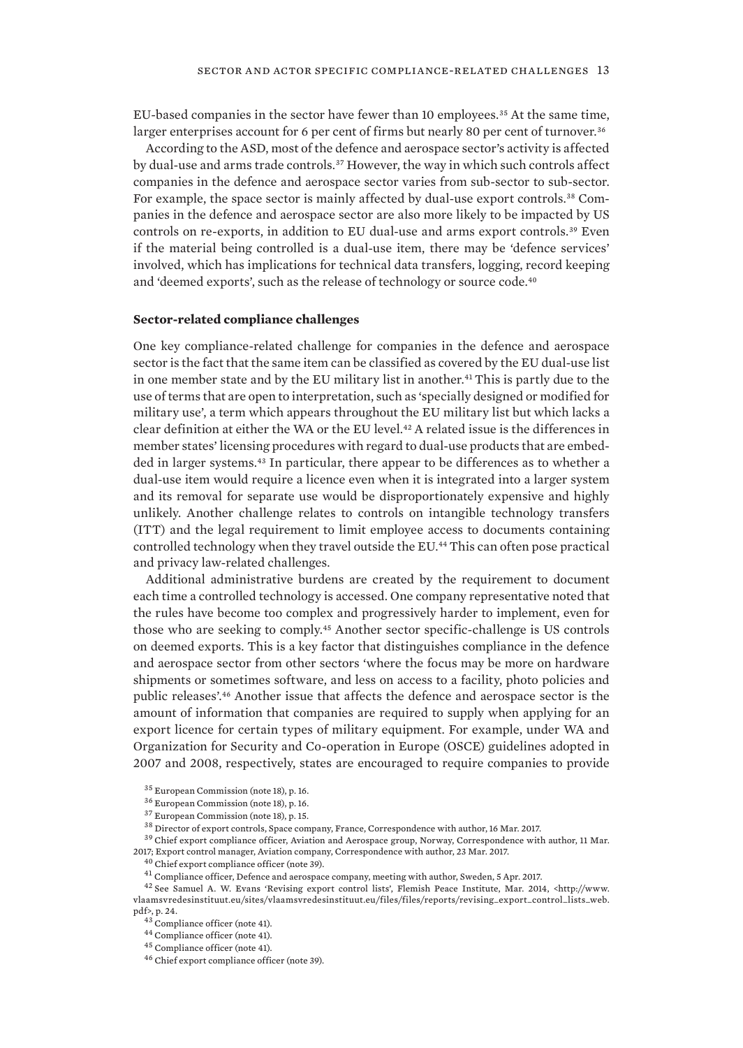EU-based companies in the sector have fewer than 10 employees.[35] At the same time, larger enterprises account for 6 per cent of firms but nearly 80 per cent of turnover.[36]

According to the ASD, most of the defence and aerospace sector's activity is affected by dual-use and arms trade controls.[37] However, the way in which such controls affect companies in the defence and aerospace sector varies from sub-sector to sub-sector. For example, the space sector is mainly affected by dual-use export controls.[38] Companies in the defence and aerospace sector are also more likely to be impacted by US controls on re-exports, in addition to EU dual-use and arms export controls.[39] Even if the material being controlled is a dual-use item, there may be 'defence services' involved, which has implications for technical data transfers, logging, record keeping and 'deemed exports', such as the release of technology or source code.[40]

**Sector-related compliance challenges**

One key compliance-related challenge for companies in the defence and aerospace sector is the fact that the same item can be classified as covered by the EU dual-use list in one member state and by the EU military list in another.[41] This is partly due to the use of terms that are open to interpretation, such as 'specially designed or modified for military use', a term which appears throughout the EU military list but which lacks a clear definition at either the WA or the EU level.[42] A related issue is the differences in member states' licensing procedures with regard to dual-use products that are embedded in larger systems.[43] In particular, there appear to be differences as to whether a dual-use item would require a licence even when it is integrated into a larger system and its removal for separate use would be disproportionately expensive and highly unlikely. Another challenge relates to controls on intangible technology transfers (ITT) and the legal requirement to limit employee access to documents containing controlled technology when they travel outside the EU.[44] This can often pose practical and privacy law-related challenges.

Additional administrative burdens are created by the requirement to document each time a controlled technology is accessed. One company representative noted that the rules have become too complex and progressively harder to implement, even for those who are seeking to comply.[45] Another sector specific-challenge is US controls on deemed exports. This is a key factor that distinguishes compliance in the defence and aerospace sector from other sectors 'where the focus may be more on hardware shipments or sometimes software, and less on access to a facility, photo policies and public releases'.[46] Another issue that affects the defence and aerospace sector is the amount of information that companies are required to supply when applying for an export licence for certain types of military equipment. For example, under WA and Organization for Security and Co-operation in Europe (OSCE) guidelines adopted in 2007 and 2008, respectively, states are encouraged to require companies to provide

[35] European Commission (note 18), p. 16.

[36] European Commission (note 18), p. 16.

[37] European Commission (note 18), p. 15.

[38] Director of export controls, Space company, France, Correspondence with author, 16 Mar. 2017.

[39] Chief export compliance officer, Aviation and Aerospace group, Norway, Correspondence with author, 11 Mar. 2017; Export control manager, Aviation company, Correspondence with author, 23 Mar. 2017.

[40] Chief export compliance officer (note 39).

[41] Compliance officer, Defence and aerospace company, meeting with author, Sweden, 5 Apr. 2017.

[42] See Samuel A. W. Evans 'Revising export control lists', Flemish Peace Institute, Mar. 2014, <http://www.vlaamsvredesinstituut.eu/sites/vlaamsvredesinstituut.eu/files/files/reports/revising_export_control_lists_web.pdf>, p. 24.

[43] Compliance officer (note 41).

[44] Compliance officer (note 41).

[45] Compliance officer (note 41).

[46] Chief export compliance officer (note 39).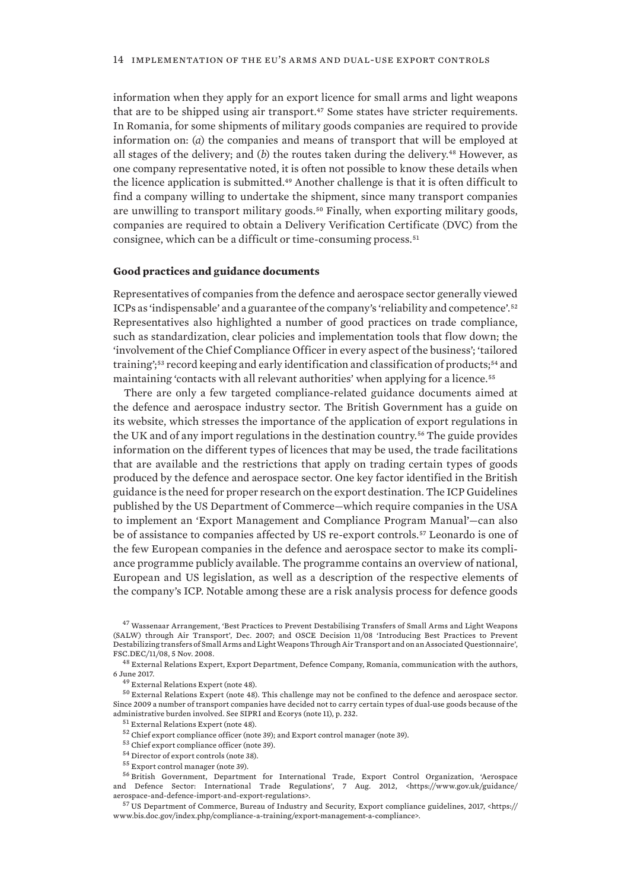information when they apply for an export licence for small arms and light weapons that are to be shipped using air transport.[47] Some states have stricter requirements. In Romania, for some shipments of military goods companies are required to provide information on: (*a*) the companies and means of transport that will be employed at all stages of the delivery; and (*b*) the routes taken during the delivery.[48] However, as one company representative noted, it is often not possible to know these details when the licence application is submitted.[49] Another challenge is that it is often difficult to find a company willing to undertake the shipment, since many transport companies are unwilling to transport military goods.[50] Finally, when exporting military goods, companies are required to obtain a Delivery Verification Certificate (DVC) from the consignee, which can be a difficult or time-consuming process.[51]

**Good practices and guidance documents**

Representatives of companies from the defence and aerospace sector generally viewed ICPs as 'indispensable' and a guarantee of the company's 'reliability and competence'.[52] Representatives also highlighted a number of good practices on trade compliance, such as standardization, clear policies and implementation tools that flow down; the 'involvement of the Chief Compliance Officer in every aspect of the business'; 'tailored training';[53] record keeping and early identification and classification of products;[54] and maintaining 'contacts with all relevant authorities' when applying for a licence.[55]

There are only a few targeted compliance-related guidance documents aimed at the defence and aerospace industry sector. The British Government has a guide on its website, which stresses the importance of the application of export regulations in the UK and of any import regulations in the destination country.[56] The guide provides information on the different types of licences that may be used, the trade facilitations that are available and the restrictions that apply on trading certain types of goods produced by the defence and aerospace sector. One key factor identified in the British guidance is the need for proper research on the export destination. The ICP Guidelines published by the US Department of Commerce—which require companies in the USA to implement an 'Export Management and Compliance Program Manual'—can also be of assistance to companies affected by US re-export controls.[57] Leonardo is one of the few European companies in the defence and aerospace sector to make its compliance programme publicly available. The programme contains an overview of national, European and US legislation, as well as a description of the respective elements of the company's ICP. Notable among these are a risk analysis process for defence goods

[47] Wassenaar Arrangement, 'Best Practices to Prevent Destabilising Transfers of Small Arms and Light Weapons (SALW) through Air Transport', Dec. 2007; and OSCE Decision 11/08 'Introducing Best Practices to Prevent Destabilizing transfers of Small Arms and Light Weapons Through Air Transport and on an Associated Questionnaire', FSC.DEC/11/08, 5 Nov. 2008.

[48] External Relations Expert, Export Department, Defence Company, Romania, communication with the authors, 6 June 2017.

[49] External Relations Expert (note 48).

[50] External Relations Expert (note 48). This challenge may not be confined to the defence and aerospace sector. Since 2009 a number of transport companies have decided not to carry certain types of dual-use goods because of the administrative burden involved. See SIPRI and Ecorys (note 11), p. 232.

[51] External Relations Expert (note 48).

[52] Chief export compliance officer (note 39); and Export control manager (note 39).

[53] Chief export compliance officer (note 39).

[54] Director of export controls (note 38).

[55] Export control manager (note 39).

[56] British Government, Department for International Trade, Export Control Organization, 'Aerospace and Defence Sector: International Trade Regulations', 7 Aug. 2012, <https://www.gov.uk/guidance/aerospace-and-defence-import-and-export-regulations>.

[57] US Department of Commerce, Bureau of Industry and Security, Export compliance guidelines, 2017, <https://www.bis.doc.gov/index.php/compliance-a-training/export-management-a-compliance>.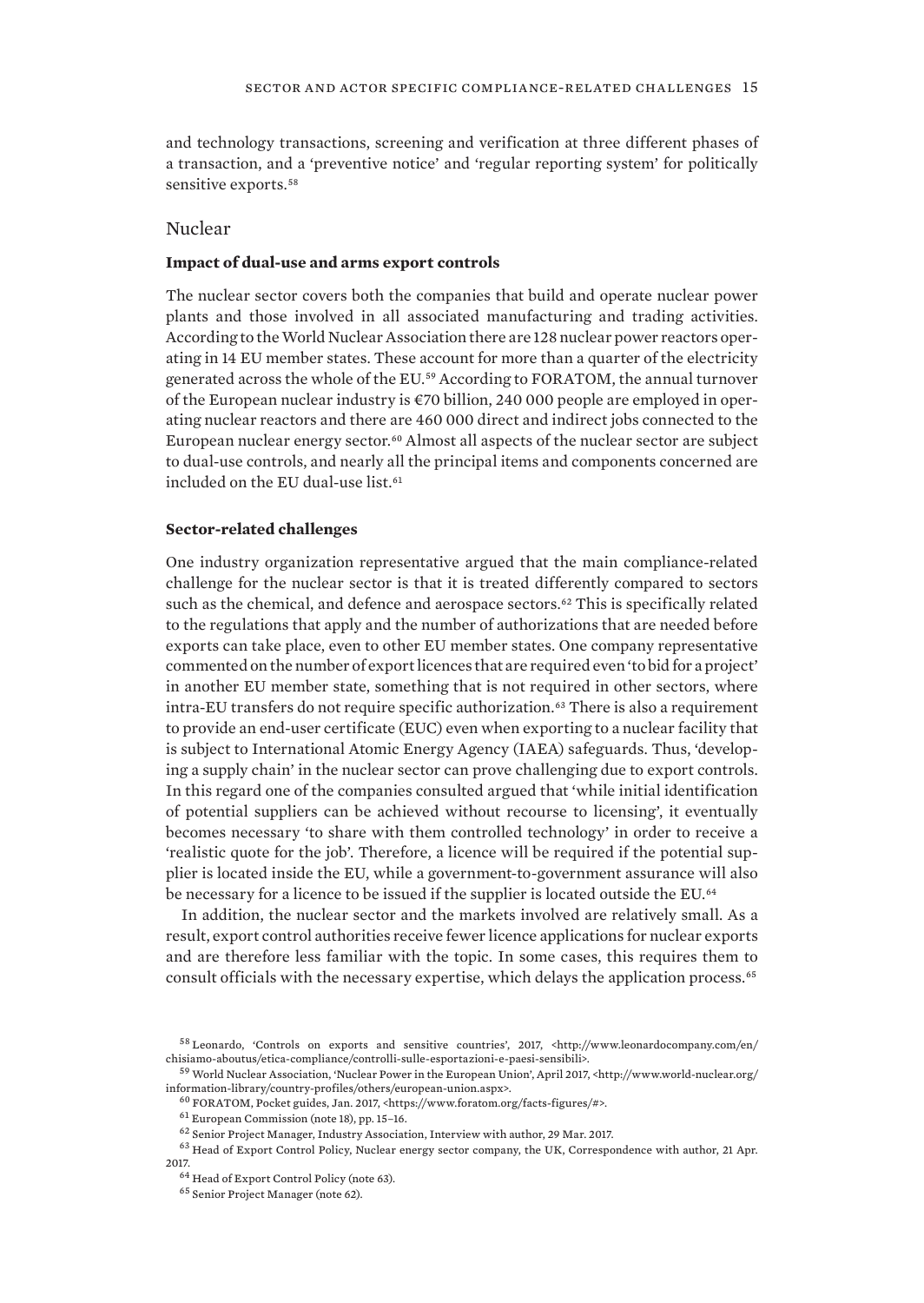and technology transactions, screening and verification at three different phases of a transaction, and a 'preventive notice' and 'regular reporting system' for politically sensitive exports.[58]

## Nuclear

### Impact of dual-use and arms export controls

The nuclear sector covers both the companies that build and operate nuclear power plants and those involved in all associated manufacturing and trading activities. According to the World Nuclear Association there are 128 nuclear power reactors operating in 14 EU member states. These account for more than a quarter of the electricity generated across the whole of the EU.[59] According to FORATOM, the annual turnover of the European nuclear industry is €70 billion, 240 000 people are employed in operating nuclear reactors and there are 460 000 direct and indirect jobs connected to the European nuclear energy sector.[60] Almost all aspects of the nuclear sector are subject to dual-use controls, and nearly all the principal items and components concerned are included on the EU dual-use list.[61]

### Sector-related challenges

One industry organization representative argued that the main compliance-related challenge for the nuclear sector is that it is treated differently compared to sectors such as the chemical, and defence and aerospace sectors.[62] This is specifically related to the regulations that apply and the number of authorizations that are needed before exports can take place, even to other EU member states. One company representative commented on the number of export licences that are required even 'to bid for a project' in another EU member state, something that is not required in other sectors, where intra-EU transfers do not require specific authorization.[63] There is also a requirement to provide an end-user certificate (EUC) even when exporting to a nuclear facility that is subject to International Atomic Energy Agency (IAEA) safeguards. Thus, 'developing a supply chain' in the nuclear sector can prove challenging due to export controls. In this regard one of the companies consulted argued that 'while initial identification of potential suppliers can be achieved without recourse to licensing', it eventually becomes necessary 'to share with them controlled technology' in order to receive a 'realistic quote for the job'. Therefore, a licence will be required if the potential supplier is located inside the EU, while a government-to-government assurance will also be necessary for a licence to be issued if the supplier is located outside the EU.[64]

In addition, the nuclear sector and the markets involved are relatively small. As a result, export control authorities receive fewer licence applications for nuclear exports and are therefore less familiar with the topic. In some cases, this requires them to consult officials with the necessary expertise, which delays the application process.[65]

---

[58] Leonardo, 'Controls on exports and sensitive countries', 2017, <http://www.leonardocompany.com/en/chisiamo-aboutus/etica-compliance/controlli-sulle-esportazioni-e-paesi-sensibili>.

[59] World Nuclear Association, 'Nuclear Power in the European Union', April 2017, <http://www.world-nuclear.org/information-library/country-profiles/others/european-union.aspx>.

[60] FORATOM, Pocket guides, Jan. 2017, <https://www.foratom.org/facts-figures/#>.

[61] European Commission (note 18), pp. 15–16.

[62] Senior Project Manager, Industry Association, Interview with author, 29 Mar. 2017.

[63] Head of Export Control Policy, Nuclear energy sector company, the UK, Correspondence with author, 21 Apr. 2017.

[64] Head of Export Control Policy (note 63).

[65] Senior Project Manager (note 62).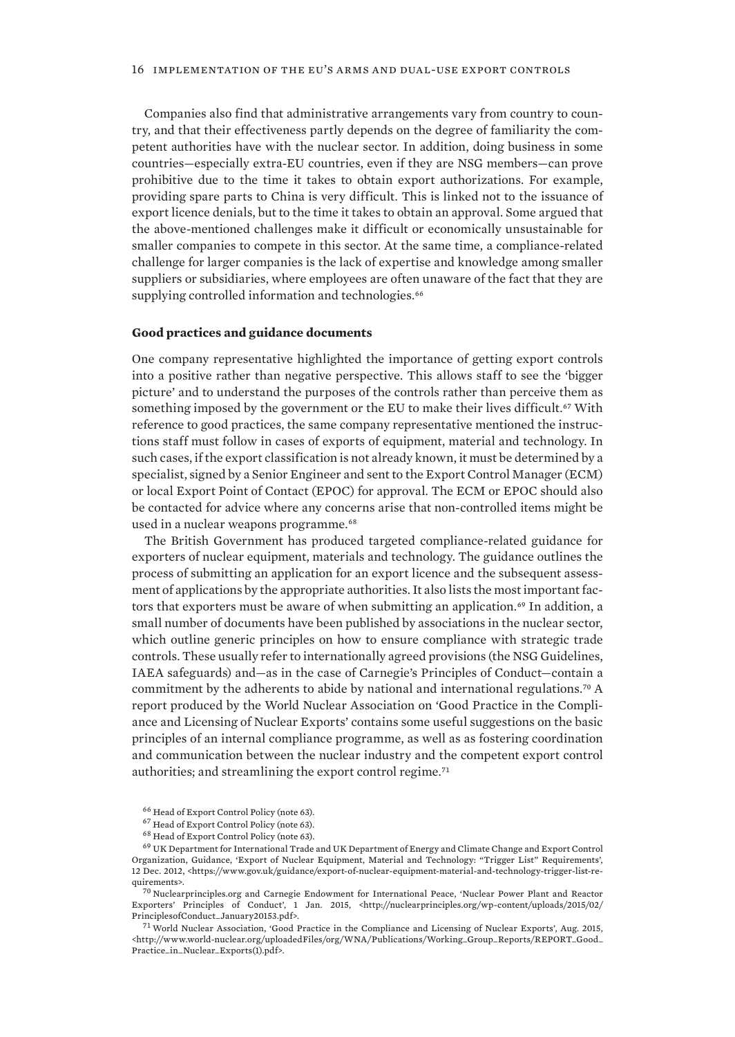Companies also find that administrative arrangements vary from country to country, and that their effectiveness partly depends on the degree of familiarity the competent authorities have with the nuclear sector. In addition, doing business in some countries—especially extra-EU countries, even if they are NSG members—can prove prohibitive due to the time it takes to obtain export authorizations. For example, providing spare parts to China is very difficult. This is linked not to the issuance of export licence denials, but to the time it takes to obtain an approval. Some argued that the above-mentioned challenges make it difficult or economically unsustainable for smaller companies to compete in this sector. At the same time, a compliance-related challenge for larger companies is the lack of expertise and knowledge among smaller suppliers or subsidiaries, where employees are often unaware of the fact that they are supplying controlled information and technologies.[66]

**Good practices and guidance documents**

One company representative highlighted the importance of getting export controls into a positive rather than negative perspective. This allows staff to see the 'bigger picture' and to understand the purposes of the controls rather than perceive them as something imposed by the government or the EU to make their lives difficult.[67] With reference to good practices, the same company representative mentioned the instructions staff must follow in cases of exports of equipment, material and technology. In such cases, if the export classification is not already known, it must be determined by a specialist, signed by a Senior Engineer and sent to the Export Control Manager (ECM) or local Export Point of Contact (EPOC) for approval. The ECM or EPOC should also be contacted for advice where any concerns arise that non-controlled items might be used in a nuclear weapons programme.[68]

The British Government has produced targeted compliance-related guidance for exporters of nuclear equipment, materials and technology. The guidance outlines the process of submitting an application for an export licence and the subsequent assessment of applications by the appropriate authorities. It also lists the most important factors that exporters must be aware of when submitting an application.[69] In addition, a small number of documents have been published by associations in the nuclear sector, which outline generic principles on how to ensure compliance with strategic trade controls. These usually refer to internationally agreed provisions (the NSG Guidelines, IAEA safeguards) and—as in the case of Carnegie's Principles of Conduct—contain a commitment by the adherents to abide by national and international regulations.[70] A report produced by the World Nuclear Association on 'Good Practice in the Compliance and Licensing of Nuclear Exports' contains some useful suggestions on the basic principles of an internal compliance programme, as well as as fostering coordination and communication between the nuclear industry and the competent export control authorities; and streamlining the export control regime.[71]

[66] Head of Export Control Policy (note 63).

[67] Head of Export Control Policy (note 63).

[68] Head of Export Control Policy (note 63).

[69] UK Department for International Trade and UK Department of Energy and Climate Change and Export Control Organization, Guidance, 'Export of Nuclear Equipment, Material and Technology: "Trigger List" Requirements', 12 Dec. 2012, <https://www.gov.uk/guidance/export-of-nuclear-equipment-material-and-technology-trigger-list-requirements>.

[70] Nuclearprinciples.org and Carnegie Endowment for International Peace, 'Nuclear Power Plant and Reactor Exporters' Principles of Conduct', 1 Jan. 2015, <http://nuclearprinciples.org/wp-content/uploads/2015/02/PrinciplesofConduct_January20153.pdf>.

[71] World Nuclear Association, 'Good Practice in the Compliance and Licensing of Nuclear Exports', Aug. 2015, <http://www.world-nuclear.org/uploadedFiles/org/WNA/Publications/Working_Group_Reports/REPORT_Good_Practice_in_Nuclear_Exports(1).pdf>.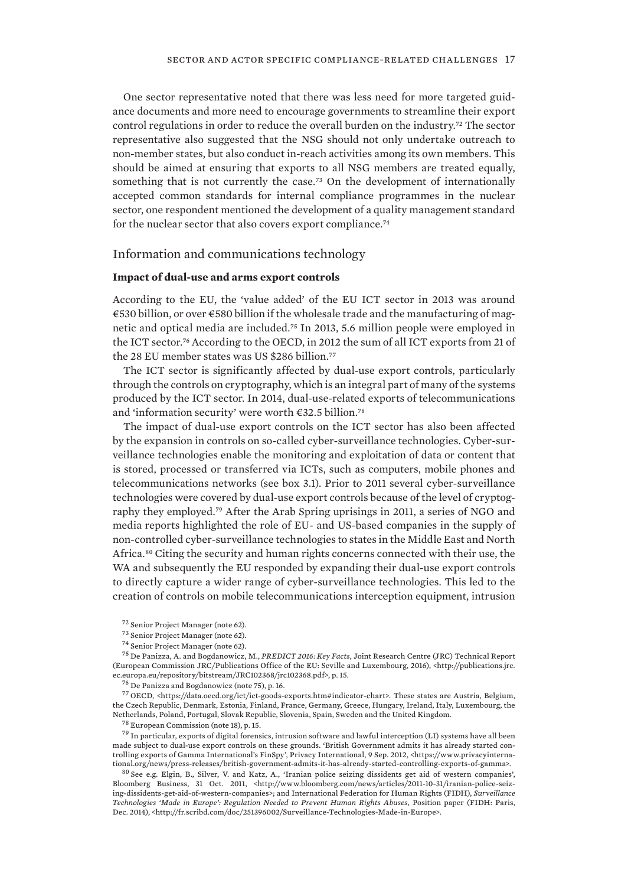One sector representative noted that there was less need for more targeted guidance documents and more need to encourage governments to streamline their export control regulations in order to reduce the overall burden on the industry.[72] The sector representative also suggested that the NSG should not only undertake outreach to non-member states, but also conduct in-reach activities among its own members. This should be aimed at ensuring that exports to all NSG members are treated equally, something that is not currently the case.[73] On the development of internationally accepted common standards for internal compliance programmes in the nuclear sector, one respondent mentioned the development of a quality management standard for the nuclear sector that also covers export compliance.[74]

## Information and communications technology

### Impact of dual-use and arms export controls

According to the EU, the 'value added' of the EU ICT sector in 2013 was around €530 billion, or over €580 billion if the wholesale trade and the manufacturing of magnetic and optical media are included.[75] In 2013, 5.6 million people were employed in the ICT sector.[76] According to the OECD, in 2012 the sum of all ICT exports from 21 of the 28 EU member states was US $286 billion.[77]

The ICT sector is significantly affected by dual-use export controls, particularly through the controls on cryptography, which is an integral part of many of the systems produced by the ICT sector. In 2014, dual-use-related exports of telecommunications and 'information security' were worth €32.5 billion.[78]

The impact of dual-use export controls on the ICT sector has also been affected by the expansion in controls on so-called cyber-surveillance technologies. Cyber-surveillance technologies enable the monitoring and exploitation of data or content that is stored, processed or transferred via ICTs, such as computers, mobile phones and telecommunications networks (see box 3.1). Prior to 2011 several cyber-surveillance technologies were covered by dual-use export controls because of the level of cryptography they employed.[79] After the Arab Spring uprisings in 2011, a series of NGO and media reports highlighted the role of EU- and US-based companies in the supply of non-controlled cyber-surveillance technologies to states in the Middle East and North Africa.[80] Citing the security and human rights concerns connected with their use, the WA and subsequently the EU responded by expanding their dual-use export controls to directly capture a wider range of cyber-surveillance technologies. This led to the creation of controls on mobile telecommunications interception equipment, intrusion

[72] Senior Project Manager (note 62).

[73] Senior Project Manager (note 62).

[74] Senior Project Manager (note 62).

[75] De Panizza, A. and Bogdanowicz, M., *PREDICT 2016: Key Facts*, Joint Research Centre (JRC) Technical Report (European Commission JRC/Publications Office of the EU: Seville and Luxembourg, 2016), <http://publications.jrc.ec.europa.eu/repository/bitstream/JRC102368/jrc102368.pdf>, p. 15.

[76] De Panizza and Bogdanowicz (note 75), p. 16.

[77] OECD, <https://data.oecd.org/ict/ict-goods-exports.htm#indicator-chart>. These states are Austria, Belgium, the Czech Republic, Denmark, Estonia, Finland, France, Germany, Greece, Hungary, Ireland, Italy, Luxembourg, the Netherlands, Poland, Portugal, Slovak Republic, Slovenia, Spain, Sweden and the United Kingdom.

[78] European Commission (note 18), p. 15.

[79] In particular, exports of digital forensics, intrusion software and lawful interception (LI) systems have all been made subject to dual-use export controls on these grounds. 'British Government admits it has already started controlling exports of Gamma International's FinSpy', Privacy International, 9 Sep. 2012, <https://www.privacyinternational.org/news/press-releases/british-government-admits-it-has-already-started-controlling-exports-of-gamma>.

[80] See e.g. Elgin, B., Silver, V. and Katz, A., 'Iranian police seizing dissidents get aid of western companies', Bloomberg Business, 31 Oct. 2011, <http://www.bloomberg.com/news/articles/2011-10-31/iranian-police-seizing-dissidents-get-aid-of-western-companies>; and International Federation for Human Rights (FIDH), *Surveillance Technologies 'Made in Europe': Regulation Needed to Prevent Human Rights Abuses*, Position paper (FIDH: Paris, Dec. 2014), <http://fr.scribd.com/doc/251396002/Surveillance-Technologies-Made-in-Europe>.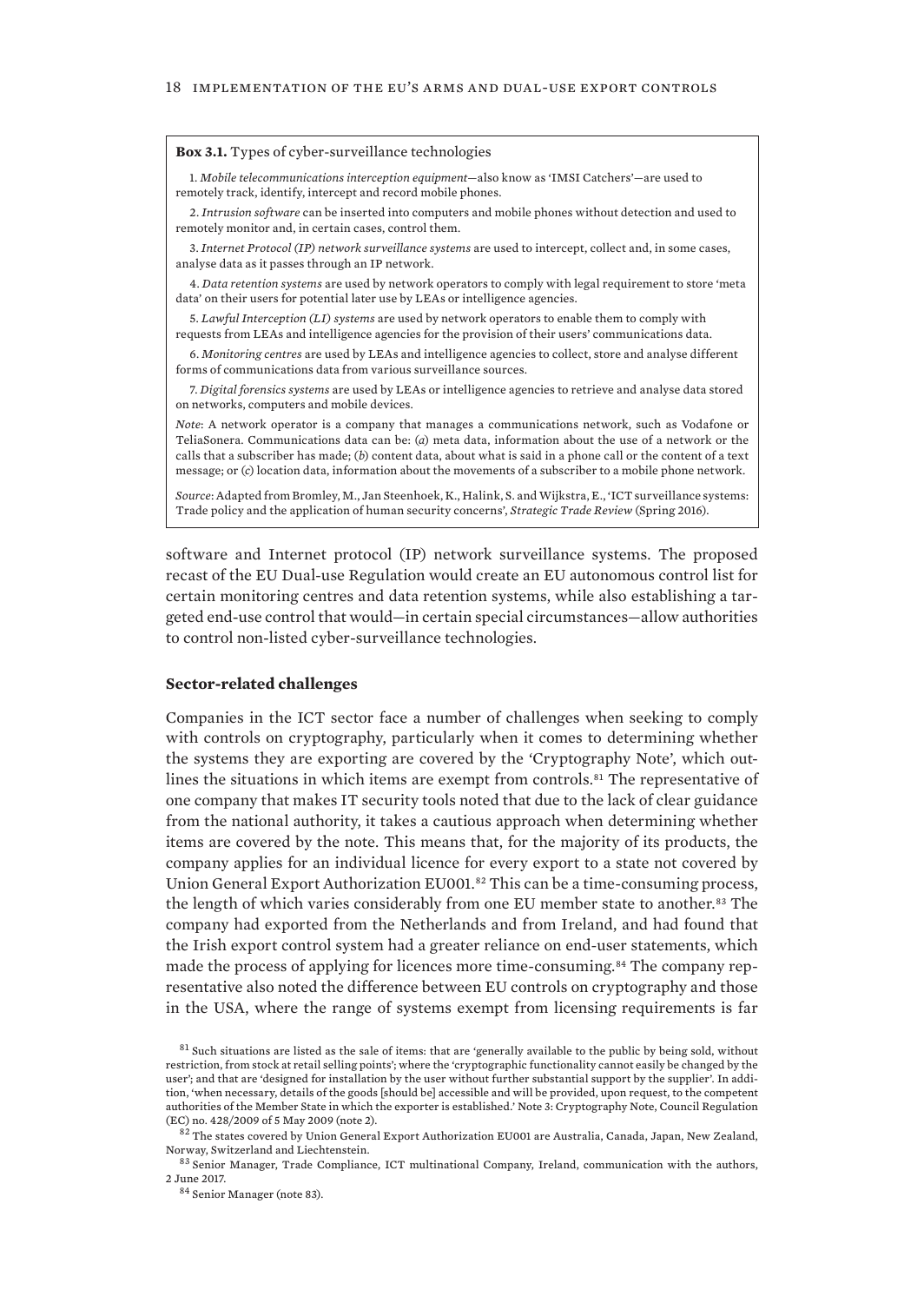**Box 3.1.** Types of cyber-surveillance technologies

1. *Mobile telecommunications interception equipment*—also know as 'IMSI Catchers'—are used to remotely track, identify, intercept and record mobile phones.

2. *Intrusion software* can be inserted into computers and mobile phones without detection and used to remotely monitor and, in certain cases, control them.

3. *Internet Protocol (IP) network surveillance systems* are used to intercept, collect and, in some cases, analyse data as it passes through an IP network.

4. *Data retention systems* are used by network operators to comply with legal requirement to store 'meta data' on their users for potential later use by LEAs or intelligence agencies.

5. *Lawful Interception (LI) systems* are used by network operators to enable them to comply with requests from LEAs and intelligence agencies for the provision of their users' communications data.

6. *Monitoring centres* are used by LEAs and intelligence agencies to collect, store and analyse different forms of communications data from various surveillance sources.

7. *Digital forensics systems* are used by LEAs or intelligence agencies to retrieve and analyse data stored on networks, computers and mobile devices.

*Note*: A network operator is a company that manages a communications network, such as Vodafone or TeliaSonera. Communications data can be: (*a*) meta data, information about the use of a network or the calls that a subscriber has made; (*b*) content data, about what is said in a phone call or the content of a text message; or (*c*) location data, information about the movements of a subscriber to a mobile phone network.

*Source*: Adapted from Bromley, M., Jan Steenhoek, K., Halink, S. and Wijkstra, E., 'ICT surveillance systems: Trade policy and the application of human security concerns', *Strategic Trade Review* (Spring 2016).

software and Internet protocol (IP) network surveillance systems. The proposed recast of the EU Dual-use Regulation would create an EU autonomous control list for certain monitoring centres and data retention systems, while also establishing a targeted end-use control that would—in certain special circumstances—allow authorities to control non-listed cyber-surveillance technologies.

### Sector-related challenges

Companies in the ICT sector face a number of challenges when seeking to comply with controls on cryptography, particularly when it comes to determining whether the systems they are exporting are covered by the 'Cryptography Note', which outlines the situations in which items are exempt from controls.[81] The representative of one company that makes IT security tools noted that due to the lack of clear guidance from the national authority, it takes a cautious approach when determining whether items are covered by the note. This means that, for the majority of its products, the company applies for an individual licence for every export to a state not covered by Union General Export Authorization EU001.[82] This can be a time-consuming process, the length of which varies considerably from one EU member state to another.[83] The company had exported from the Netherlands and from Ireland, and had found that the Irish export control system had a greater reliance on end-user statements, which made the process of applying for licences more time-consuming.[84] The company representative also noted the difference between EU controls on cryptography and those in the USA, where the range of systems exempt from licensing requirements is far

[81] Such situations are listed as the sale of items: that are 'generally available to the public by being sold, without restriction, from stock at retail selling points'; where the 'cryptographic functionality cannot easily be changed by the user'; and that are 'designed for installation by the user without further substantial support by the supplier'. In addition, 'when necessary, details of the goods [should be] accessible and will be provided, upon request, to the competent authorities of the Member State in which the exporter is established.' Note 3: Cryptography Note, Council Regulation (EC) no. 428/2009 of 5 May 2009 (note 2).

[82] The states covered by Union General Export Authorization EU001 are Australia, Canada, Japan, New Zealand, Norway, Switzerland and Liechtenstein.

[83] Senior Manager, Trade Compliance, ICT multinational Company, Ireland, communication with the authors, 2 June 2017.

[84] Senior Manager (note 83).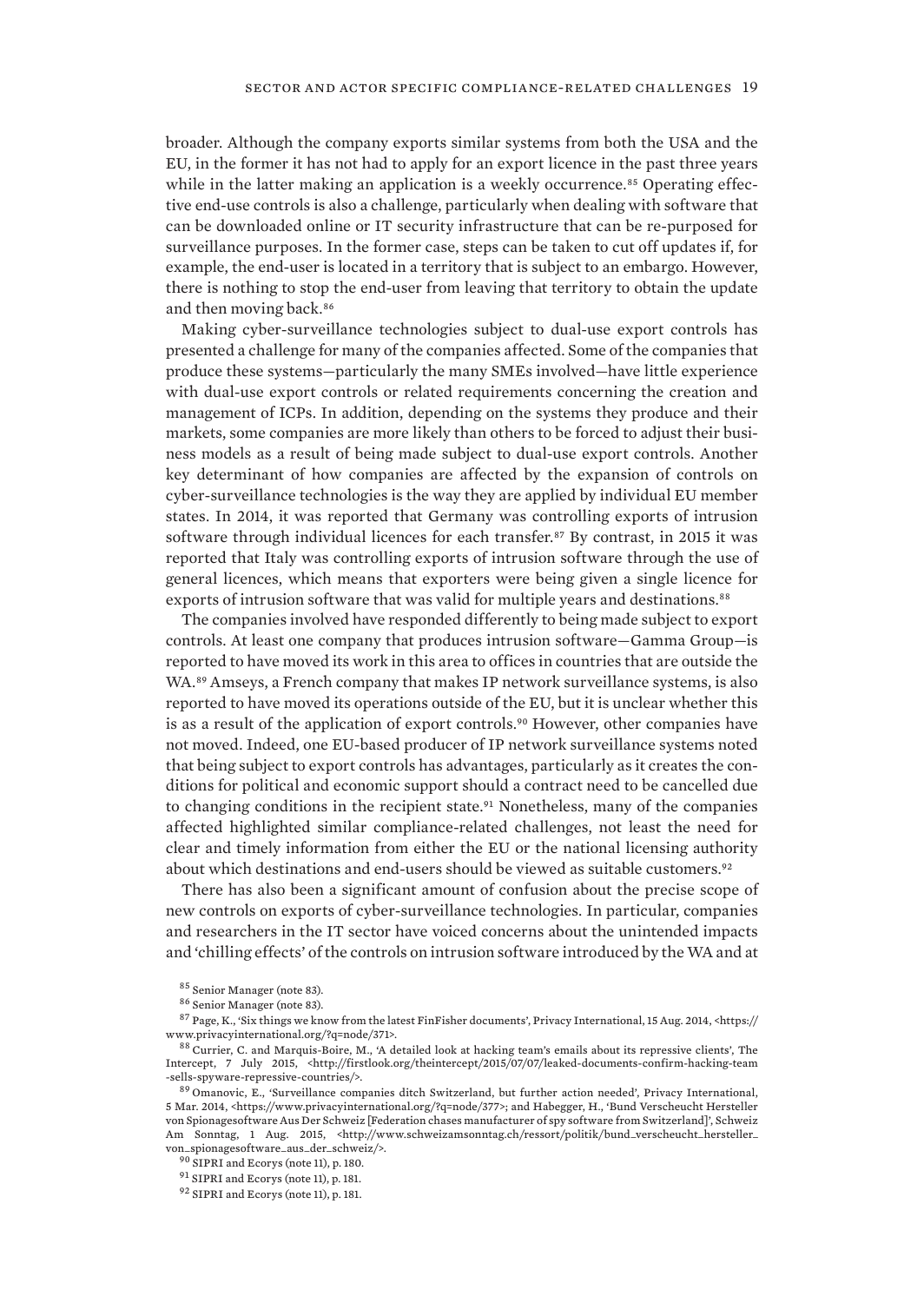broader. Although the company exports similar systems from both the USA and the EU, in the former it has not had to apply for an export licence in the past three years while in the latter making an application is a weekly occurrence.[85] Operating effective end-use controls is also a challenge, particularly when dealing with software that can be downloaded online or IT security infrastructure that can be re-purposed for surveillance purposes. In the former case, steps can be taken to cut off updates if, for example, the end-user is located in a territory that is subject to an embargo. However, there is nothing to stop the end-user from leaving that territory to obtain the update and then moving back.[86]

Making cyber-surveillance technologies subject to dual-use export controls has presented a challenge for many of the companies affected. Some of the companies that produce these systems—particularly the many SMEs involved—have little experience with dual-use export controls or related requirements concerning the creation and management of ICPs. In addition, depending on the systems they produce and their markets, some companies are more likely than others to be forced to adjust their business models as a result of being made subject to dual-use export controls. Another key determinant of how companies are affected by the expansion of controls on cyber-surveillance technologies is the way they are applied by individual EU member states. In 2014, it was reported that Germany was controlling exports of intrusion software through individual licences for each transfer.[87] By contrast, in 2015 it was reported that Italy was controlling exports of intrusion software through the use of general licences, which means that exporters were being given a single licence for exports of intrusion software that was valid for multiple years and destinations.[88]

The companies involved have responded differently to being made subject to export controls. At least one company that produces intrusion software—Gamma Group—is reported to have moved its work in this area to offices in countries that are outside the WA.[89] Amseys, a French company that makes IP network surveillance systems, is also reported to have moved its operations outside of the EU, but it is unclear whether this is as a result of the application of export controls.[90] However, other companies have not moved. Indeed, one EU-based producer of IP network surveillance systems noted that being subject to export controls has advantages, particularly as it creates the conditions for political and economic support should a contract need to be cancelled due to changing conditions in the recipient state.[91] Nonetheless, many of the companies affected highlighted similar compliance-related challenges, not least the need for clear and timely information from either the EU or the national licensing authority about which destinations and end-users should be viewed as suitable customers.[92]

There has also been a significant amount of confusion about the precise scope of new controls on exports of cyber-surveillance technologies. In particular, companies and researchers in the IT sector have voiced concerns about the unintended impacts and 'chilling effects' of the controls on intrusion software introduced by the WA and at

[85] Senior Manager (note 83).

[86] Senior Manager (note 83).

[87] Page, K., 'Six things we know from the latest FinFisher documents', Privacy International, 15 Aug. 2014, <https://www.privacyinternational.org/?q=node/371>.

[88] Currier, C. and Marquis-Boire, M., 'A detailed look at hacking team's emails about its repressive clients', The Intercept, 7 July 2015, <http://firstlook.org/theintercept/2015/07/07/leaked-documents-confirm-hacking-team-sells-spyware-repressive-countries/>.

[89] Omanovic, E., 'Surveillance companies ditch Switzerland, but further action needed', Privacy International, 5 Mar. 2014, <https://www.privacyinternational.org/?q=node/377>; and Habegger, H., 'Bund Verscheucht Hersteller von Spionagesoftware Aus Der Schweiz [Federation chases manufacturer of spy software from Switzerland]', Schweiz Am Sonntag, 1 Aug. 2015, <http://www.schweizamsonntag.ch/ressort/politik/bund_verscheucht_hersteller_von_spionagesoftware_aus_der_schweiz/>.

[90] SIPRI and Ecorys (note 11), p. 180.

[91] SIPRI and Ecorys (note 11), p. 181.

[92] SIPRI and Ecorys (note 11), p. 181.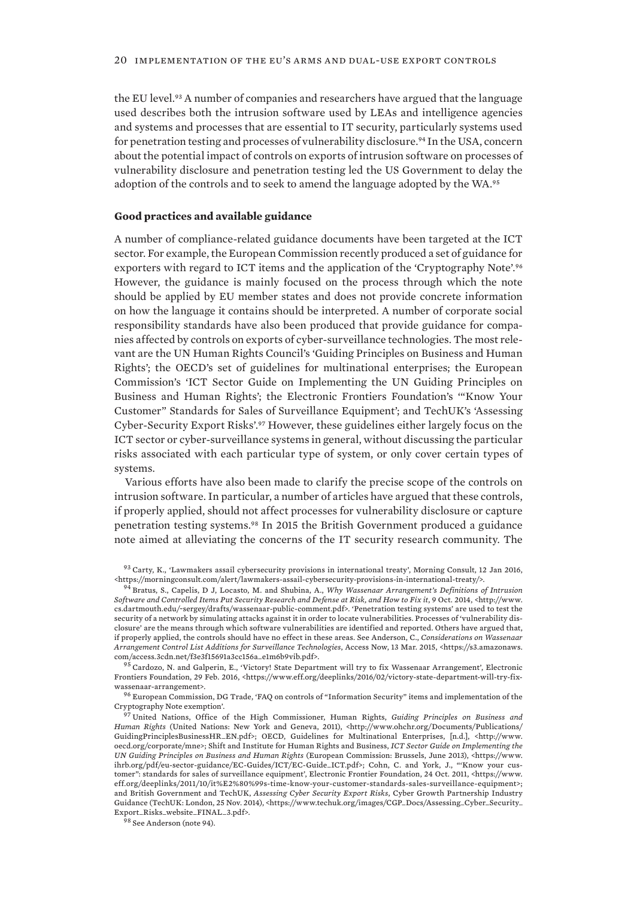the EU level.[93] A number of companies and researchers have argued that the language used describes both the intrusion software used by LEAs and intelligence agencies and systems and processes that are essential to IT security, particularly systems used for penetration testing and processes of vulnerability disclosure.[94] In the USA, concern about the potential impact of controls on exports of intrusion software on processes of vulnerability disclosure and penetration testing led the US Government to delay the adoption of the controls and to seek to amend the language adopted by the WA.[95]

**Good practices and available guidance**

A number of compliance-related guidance documents have been targeted at the ICT sector. For example, the European Commission recently produced a set of guidance for exporters with regard to ICT items and the application of the 'Cryptography Note'.[96] However, the guidance is mainly focused on the process through which the note should be applied by EU member states and does not provide concrete information on how the language it contains should be interpreted. A number of corporate social responsibility standards have also been produced that provide guidance for companies affected by controls on exports of cyber-surveillance technologies. The most relevant are the UN Human Rights Council's 'Guiding Principles on Business and Human Rights'; the OECD's set of guidelines for multinational enterprises; the European Commission's 'ICT Sector Guide on Implementing the UN Guiding Principles on Business and Human Rights'; the Electronic Frontiers Foundation's '"Know Your Customer" Standards for Sales of Surveillance Equipment'; and TechUK's 'Assessing Cyber-Security Export Risks'.[97] However, these guidelines either largely focus on the ICT sector or cyber-surveillance systems in general, without discussing the particular risks associated with each particular type of system, or only cover certain types of systems.

Various efforts have also been made to clarify the precise scope of the controls on intrusion software. In particular, a number of articles have argued that these controls, if properly applied, should not affect processes for vulnerability disclosure or capture penetration testing systems.[98] In 2015 the British Government produced a guidance note aimed at alleviating the concerns of the IT security research community. The

[93] Carty, K., 'Lawmakers assail cybersecurity provisions in international treaty', Morning Consult, 12 Jan 2016, <https://morningconsult.com/alert/lawmakers-assail-cybersecurity-provisions-in-international-treaty/>.

[94] Bratus, S., Capelis, D J, Locasto, M. and Shubina, A., *Why Wassenaar Arrangement's Definitions of Intrusion Software and Controlled Items Put Security Research and Defense at Risk, and How to Fix it*, 9 Oct. 2014, <http://www.cs.dartmouth.edu/~sergey/drafts/wassenaar-public-comment.pdf>. 'Penetration testing systems' are used to test the security of a network by simulating attacks against it in order to locate vulnerabilities. Processes of 'vulnerability disclosure' are the means through which software vulnerabilities are identified and reported. Others have argued that, if properly applied, the controls should have no effect in these areas. See Anderson, C., *Considerations on Wassenaar Arrangement Control List Additions for Surveillance Technologies*, Access Now, 13 Mar. 2015, <https://s3.amazonaws.com/access.3cdn.net/f3e3f15691a3cc156a_e1m6b9vib.pdf>.

[95] Cardozo, N. and Galperin, E., 'Victory! State Department will try to fix Wassenaar Arrangement', Electronic Frontiers Foundation, 29 Feb. 2016, <https://www.eff.org/deeplinks/2016/02/victory-state-department-will-try-fix-wassenaar-arrangement>.

[96] European Commission, DG Trade, 'FAQ on controls of "Information Security" items and implementation of the Cryptography Note exemption'.

[97] United Nations, Office of the High Commissioner, Human Rights, *Guiding Principles on Business and Human Rights* (United Nations: New York and Geneva, 2011), <http://www.ohchr.org/Documents/Publications/GuidingPrinciplesBusinessHR_EN.pdf>; OECD, Guidelines for Multinational Enterprises, [n.d.], <http://www.oecd.org/corporate/mne>; Shift and Institute for Human Rights and Business, *ICT Sector Guide on Implementing the UN Guiding Principles on Business and Human Rights* (European Commission: Brussels, June 2013), <https://www.ihrb.org/pdf/eu-sector-guidance/EC-Guides/ICT/EC-Guide_ICT.pdf>; Cohn, C. and York, J., '"Know your customer": standards for sales of surveillance equipment', Electronic Frontier Foundation, 24 Oct. 2011, <https://www.eff.org/deeplinks/2011/10/it%E2%80%99s-time-know-your-customer-standards-sales-surveillance-equipment>; and British Government and TechUK, *Assessing Cyber Security Export Risks*, Cyber Growth Partnership Industry Guidance (TechUK: London, 25 Nov. 2014), <https://www.techuk.org/images/CGP_Docs/Assessing_Cyber_Security_Export_Risks_website_FINAL_3.pdf>.

[98] See Anderson (note 94).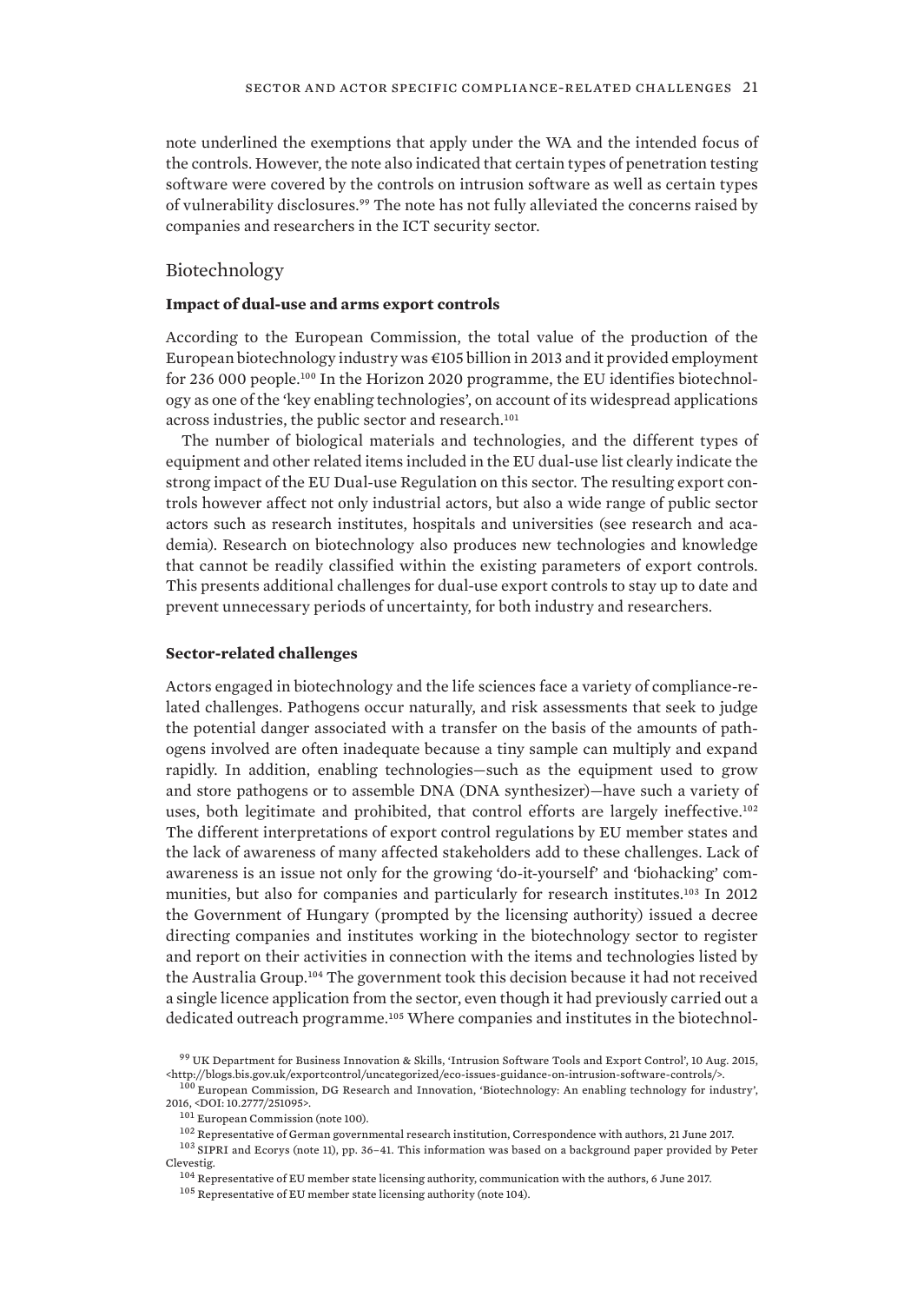note underlined the exemptions that apply under the WA and the intended focus of the controls. However, the note also indicated that certain types of penetration testing software were covered by the controls on intrusion software as well as certain types of vulnerability disclosures.[99] The note has not fully alleviated the concerns raised by companies and researchers in the ICT security sector.

## Biotechnology

### Impact of dual-use and arms export controls

According to the European Commission, the total value of the production of the European biotechnology industry was €105 billion in 2013 and it provided employment for 236 000 people.[100] In the Horizon 2020 programme, the EU identifies biotechnology as one of the 'key enabling technologies', on account of its widespread applications across industries, the public sector and research.[101]

The number of biological materials and technologies, and the different types of equipment and other related items included in the EU dual-use list clearly indicate the strong impact of the EU Dual-use Regulation on this sector. The resulting export controls however affect not only industrial actors, but also a wide range of public sector actors such as research institutes, hospitals and universities (see research and academia). Research on biotechnology also produces new technologies and knowledge that cannot be readily classified within the existing parameters of export controls. This presents additional challenges for dual-use export controls to stay up to date and prevent unnecessary periods of uncertainty, for both industry and researchers.

### Sector-related challenges

Actors engaged in biotechnology and the life sciences face a variety of compliance-related challenges. Pathogens occur naturally, and risk assessments that seek to judge the potential danger associated with a transfer on the basis of the amounts of pathogens involved are often inadequate because a tiny sample can multiply and expand rapidly. In addition, enabling technologies—such as the equipment used to grow and store pathogens or to assemble DNA (DNA synthesizer)—have such a variety of uses, both legitimate and prohibited, that control efforts are largely ineffective.[102] The different interpretations of export control regulations by EU member states and the lack of awareness of many affected stakeholders add to these challenges. Lack of awareness is an issue not only for the growing 'do-it-yourself' and 'biohacking' communities, but also for companies and particularly for research institutes.[103] In 2012 the Government of Hungary (prompted by the licensing authority) issued a decree directing companies and institutes working in the biotechnology sector to register and report on their activities in connection with the items and technologies listed by the Australia Group.[104] The government took this decision because it had not received a single licence application from the sector, even though it had previously carried out a dedicated outreach programme.[105] Where companies and institutes in the biotechnol-

[99] UK Department for Business Innovation & Skills, 'Intrusion Software Tools and Export Control', 10 Aug. 2015, <http://blogs.bis.gov.uk/exportcontrol/uncategorized/eco-issues-guidance-on-intrusion-software-controls/>.

[100] European Commission, DG Research and Innovation, 'Biotechnology: An enabling technology for industry', 2016, <DOI: 10.2777/251095>.

[101] European Commission (note 100).

[102] Representative of German governmental research institution, Correspondence with authors, 21 June 2017.

[103] SIPRI and Ecorys (note 11), pp. 36–41. This information was based on a background paper provided by Peter Clevestig.

[104] Representative of EU member state licensing authority, communication with the authors, 6 June 2017.

[105] Representative of EU member state licensing authority (note 104).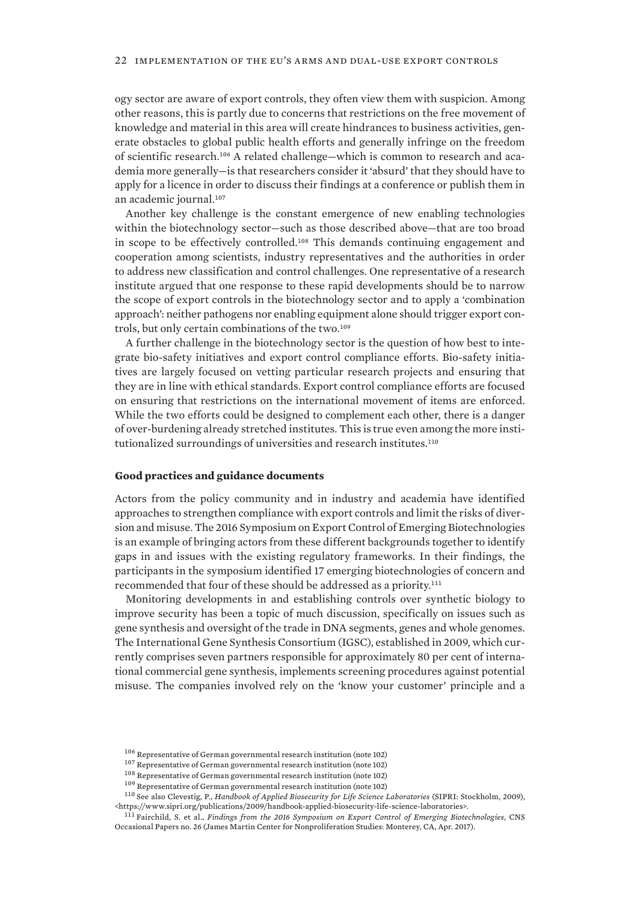ogy sector are aware of export controls, they often view them with suspicion. Among other reasons, this is partly due to concerns that restrictions on the free movement of knowledge and material in this area will create hindrances to business activities, generate obstacles to global public health efforts and generally infringe on the freedom of scientific research.[106] A related challenge—which is common to research and academia more generally—is that researchers consider it 'absurd' that they should have to apply for a licence in order to discuss their findings at a conference or publish them in an academic journal.[107]

Another key challenge is the constant emergence of new enabling technologies within the biotechnology sector—such as those described above—that are too broad in scope to be effectively controlled.[108] This demands continuing engagement and cooperation among scientists, industry representatives and the authorities in order to address new classification and control challenges. One representative of a research institute argued that one response to these rapid developments should be to narrow the scope of export controls in the biotechnology sector and to apply a 'combination approach': neither pathogens nor enabling equipment alone should trigger export controls, but only certain combinations of the two.[109]

A further challenge in the biotechnology sector is the question of how best to integrate bio-safety initiatives and export control compliance efforts. Bio-safety initiatives are largely focused on vetting particular research projects and ensuring that they are in line with ethical standards. Export control compliance efforts are focused on ensuring that restrictions on the international movement of items are enforced. While the two efforts could be designed to complement each other, there is a danger of over-burdening already stretched institutes. This is true even among the more institutionalized surroundings of universities and research institutes.[110]

**Good practices and guidance documents**

Actors from the policy community and in industry and academia have identified approaches to strengthen compliance with export controls and limit the risks of diversion and misuse. The 2016 Symposium on Export Control of Emerging Biotechnologies is an example of bringing actors from these different backgrounds together to identify gaps in and issues with the existing regulatory frameworks. In their findings, the participants in the symposium identified 17 emerging biotechnologies of concern and recommended that four of these should be addressed as a priority.[111]

Monitoring developments in and establishing controls over synthetic biology to improve security has been a topic of much discussion, specifically on issues such as gene synthesis and oversight of the trade in DNA segments, genes and whole genomes. The International Gene Synthesis Consortium (IGSC), established in 2009, which currently comprises seven partners responsible for approximately 80 per cent of international commercial gene synthesis, implements screening procedures against potential misuse. The companies involved rely on the 'know your customer' principle and a

[106] Representative of German governmental research institution (note 102)

[107] Representative of German governmental research institution (note 102)

[108] Representative of German governmental research institution (note 102)

[109] Representative of German governmental research institution (note 102)

[110] See also Clevestig, P., *Handbook of Applied Biosecurity for Life Science Laboratories* (SIPRI: Stockholm, 2009), <https://www.sipri.org/publications/2009/handbook-applied-biosecurity-life-science-laboratories>.

[111] Fairchild, S. et al., *Findings from the 2016 Symposium on Export Control of Emerging Biotechnologies*, CNS Occasional Papers no. 26 (James Martin Center for Nonproliferation Studies: Monterey, CA, Apr. 2017).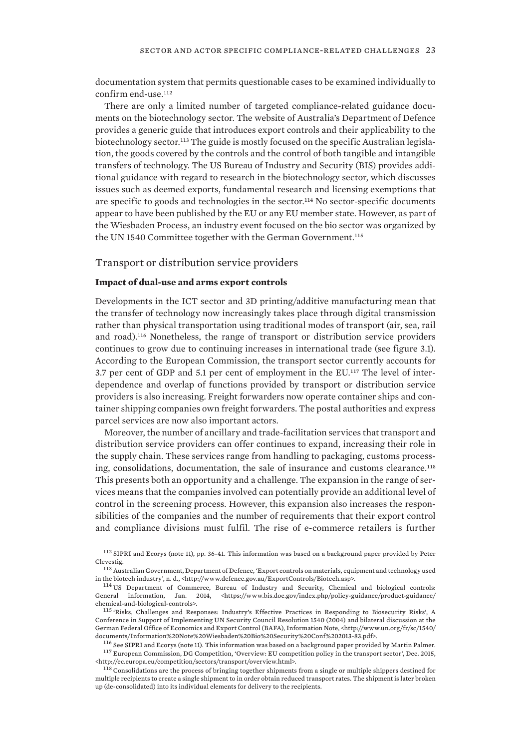documentation system that permits questionable cases to be examined individually to confirm end-use.[112]

There are only a limited number of targeted compliance-related guidance documents on the biotechnology sector. The website of Australia's Department of Defence provides a generic guide that introduces export controls and their applicability to the biotechnology sector.[113] The guide is mostly focused on the specific Australian legislation, the goods covered by the controls and the control of both tangible and intangible transfers of technology. The US Bureau of Industry and Security (BIS) provides additional guidance with regard to research in the biotechnology sector, which discusses issues such as deemed exports, fundamental research and licensing exemptions that are specific to goods and technologies in the sector.[114] No sector-specific documents appear to have been published by the EU or any EU member state. However, as part of the Wiesbaden Process, an industry event focused on the bio sector was organized by the UN 1540 Committee together with the German Government.[115]

## Transport or distribution service providers

### Impact of dual-use and arms export controls

Developments in the ICT sector and 3D printing/additive manufacturing mean that the transfer of technology now increasingly takes place through digital transmission rather than physical transportation using traditional modes of transport (air, sea, rail and road).[116] Nonetheless, the range of transport or distribution service providers continues to grow due to continuing increases in international trade (see figure 3.1). According to the European Commission, the transport sector currently accounts for 3.7 per cent of GDP and 5.1 per cent of employment in the EU.[117] The level of interdependence and overlap of functions provided by transport or distribution service providers is also increasing. Freight forwarders now operate container ships and container shipping companies own freight forwarders. The postal authorities and express parcel services are now also important actors.

Moreover, the number of ancillary and trade-facilitation services that transport and distribution service providers can offer continues to expand, increasing their role in the supply chain. These services range from handling to packaging, customs processing, consolidations, documentation, the sale of insurance and customs clearance.[118] This presents both an opportunity and a challenge. The expansion in the range of services means that the companies involved can potentially provide an additional level of control in the screening process. However, this expansion also increases the responsibilities of the companies and the number of requirements that their export control and compliance divisions must fulfil. The rise of e-commerce retailers is further

---

[112] SIPRI and Ecorys (note 11), pp. 36-41. This information was based on a background paper provided by Peter Clevestig.

[113] Australian Government, Department of Defence, 'Export controls on materials, equipment and technology used in the biotech industry', n. d., <http://www.defence.gov.au/ExportControls/Biotech.asp>.

[114] US Department of Commerce, Bureau of Industry and Security, Chemical and biological controls: General information, Jan. 2014, <https://www.bis.doc.gov/index.php/policy-guidance/product-guidance/chemical-and-biological-controls>.

[115] 'Risks, Challenges and Responses: Industry's Effective Practices in Responding to Biosecurity Risks', A Conference in Support of Implementing UN Security Council Resolution 1540 (2004) and bilateral discussion at the German Federal Office of Economics and Export Control (BAFA), Information Note, <http://www.un.org/fr/sc/1540/documents/Information%20Note%20Wiesbaden%20Bio%20Security%20Conf%202013-83.pdf>.

[116] See SIPRI and Ecorys (note 11). This information was based on a background paper provided by Martin Palmer.

[117] European Commission, DG Competition, 'Overview: EU competition policy in the transport sector', Dec. 2015, <http://ec.europa.eu/competition/sectors/transport/overview.html>.

[118] Consolidations are the process of bringing together shipments from a single or multiple shippers destined for multiple recipients to create a single shipment to in obtain reduced transport rates. The shipment is later broken up (de-consolidated) into its individual elements for delivery to the recipients.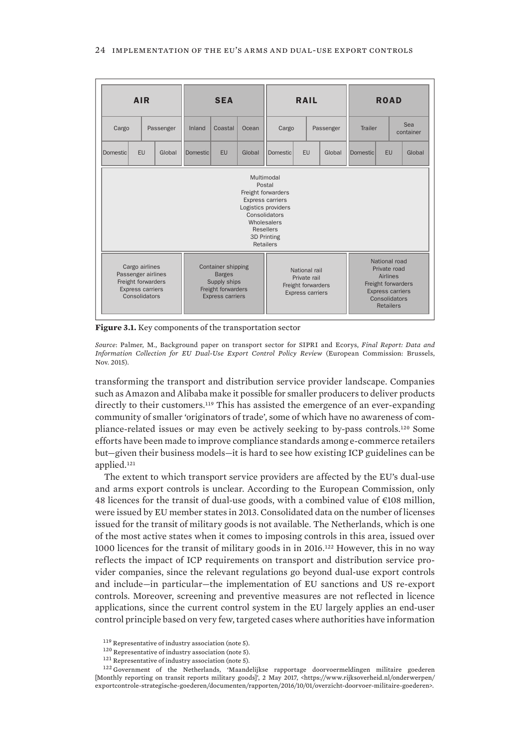| AIR | | | | SEA | | | RAIL | | | | ROAD | | | |
|---|---|---|---|---|---|---|---|---|---|---|---|---|---|---|
| Cargo | | Passenger | | Inland | Coastal | Ocean | Cargo | | Passenger | | Trailer | | Sea container | |
| Domestic | EU | Global | | Domestic | EU | Global | Domestic | EU | Global | | Domestic | EU | Global | |

Multimodal
Postal
Freight forwarders
Express carriers
Logistics providers
Consolidators
Wholesalers
Resellers
3D Printing
Retailers

| AIR | SEA | RAIL | ROAD |
|---|---|---|---|
| Cargo airlines<br>Passenger airlines<br>Freight forwarders<br>Express carriers<br>Consolidators | Container shipping<br>Barges<br>Supply ships<br>Freight forwarders<br>Express carriers | National rail<br>Private rail<br>Freight forwarders<br>Express carriers | National road<br>Private road<br>Airlines<br>Freight forwarders<br>Express carriers<br>Consolidators<br>Retailers |

**Figure 3.1.** Key components of the transportation sector

*Source*: Palmer, M., Background paper on transport sector for SIPRI and Ecorys, *Final Report: Data and Information Collection for EU Dual-Use Export Control Policy Review* (European Commission: Brussels, Nov. 2015).

transforming the transport and distribution service provider landscape. Companies such as Amazon and Alibaba make it possible for smaller producers to deliver products directly to their customers.[119] This has assisted the emergence of an ever-expanding community of smaller 'originators of trade', some of which have no awareness of compliance-related issues or may even be actively seeking to by-pass controls.[120] Some efforts have been made to improve compliance standards among e-commerce retailers but—given their business models—it is hard to see how existing ICP guidelines can be applied.[121]

The extent to which transport service providers are affected by the EU's dual-use and arms export controls is unclear. According to the European Commission, only 48 licences for the transit of dual-use goods, with a combined value of €108 million, were issued by EU member states in 2013. Consolidated data on the number of licenses issued for the transit of military goods is not available. The Netherlands, which is one of the most active states when it comes to imposing controls in this area, issued over 1000 licences for the transit of military goods in in 2016.[122] However, this in no way reflects the impact of ICP requirements on transport and distribution service provider companies, since the relevant regulations go beyond dual-use export controls and include—in particular—the implementation of EU sanctions and US re-export controls. Moreover, screening and preventive measures are not reflected in licence applications, since the current control system in the EU largely applies an end-user control principle based on very few, targeted cases where authorities have information

[119] Representative of industry association (note 5).

[120] Representative of industry association (note 5).

[121] Representative of industry association (note 5).

[122] Government of the Netherlands, 'Maandelijkse rapportage doorvoermeldingen militaire goederen [Monthly reporting on transit reports military goods]', 2 May 2017, <https://www.rijksoverheid.nl/onderwerpen/exportcontrole-strategische-goederen/documenten/rapporten/2016/10/01/overzicht-doorvoer-militaire-goederen>.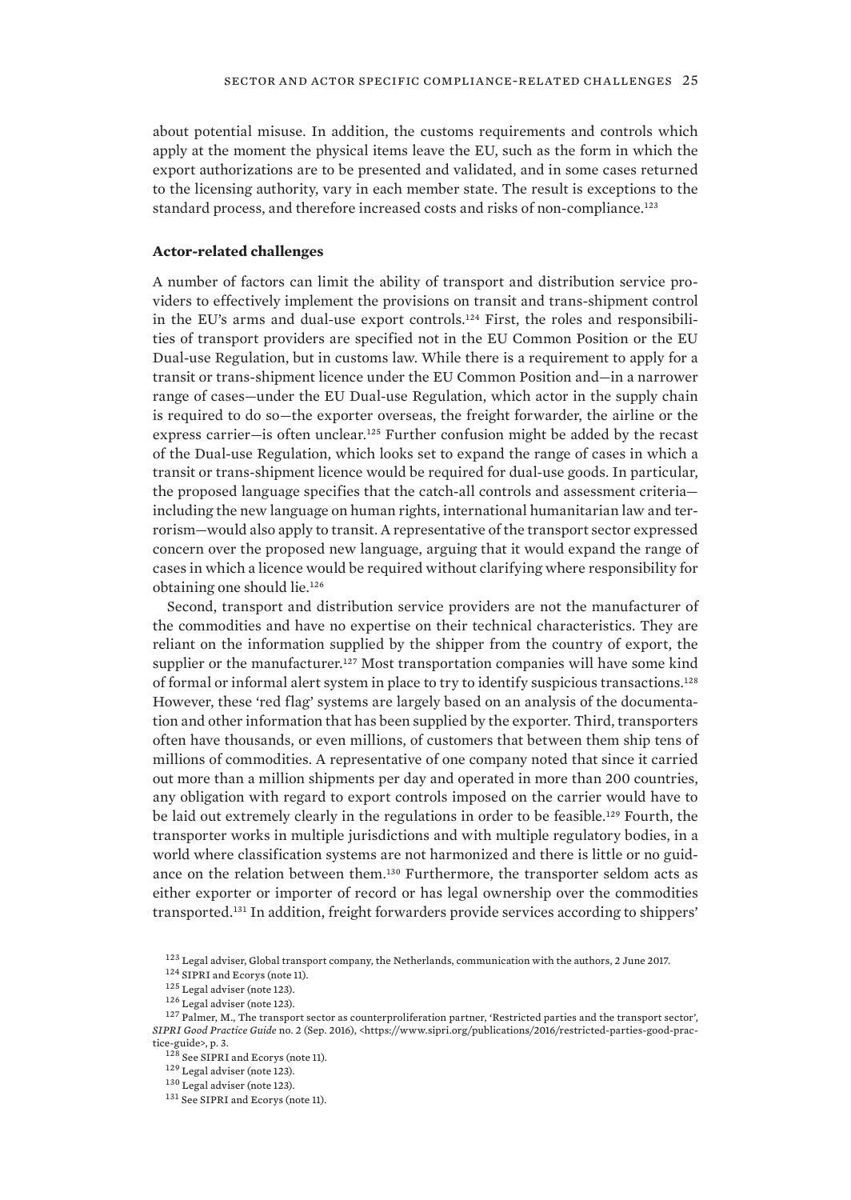about potential misuse. In addition, the customs requirements and controls which apply at the moment the physical items leave the EU, such as the form in which the export authorizations are to be presented and validated, and in some cases returned to the licensing authority, vary in each member state. The result is exceptions to the standard process, and therefore increased costs and risks of non-compliance.[123]

### Actor-related challenges

A number of factors can limit the ability of transport and distribution service providers to effectively implement the provisions on transit and trans-shipment control in the EU's arms and dual-use export controls.[124] First, the roles and responsibilities of transport providers are specified not in the EU Common Position or the EU Dual-use Regulation, but in customs law. While there is a requirement to apply for a transit or trans-shipment licence under the EU Common Position and—in a narrower range of cases—under the EU Dual-use Regulation, which actor in the supply chain is required to do so—the exporter overseas, the freight forwarder, the airline or the express carrier—is often unclear.[125] Further confusion might be added by the recast of the Dual-use Regulation, which looks set to expand the range of cases in which a transit or trans-shipment licence would be required for dual-use goods. In particular, the proposed language specifies that the catch-all controls and assessment criteria—including the new language on human rights, international humanitarian law and terrorism—would also apply to transit. A representative of the transport sector expressed concern over the proposed new language, arguing that it would expand the range of cases in which a licence would be required without clarifying where responsibility for obtaining one should lie.[126]

Second, transport and distribution service providers are not the manufacturer of the commodities and have no expertise on their technical characteristics. They are reliant on the information supplied by the shipper from the country of export, the supplier or the manufacturer.[127] Most transportation companies will have some kind of formal or informal alert system in place to try to identify suspicious transactions.[128] However, these 'red flag' systems are largely based on an analysis of the documentation and other information that has been supplied by the exporter. Third, transporters often have thousands, or even millions, of customers that between them ship tens of millions of commodities. A representative of one company noted that since it carried out more than a million shipments per day and operated in more than 200 countries, any obligation with regard to export controls imposed on the carrier would have to be laid out extremely clearly in the regulations in order to be feasible.[129] Fourth, the transporter works in multiple jurisdictions and with multiple regulatory bodies, in a world where classification systems are not harmonized and there is little or no guidance on the relation between them.[130] Furthermore, the transporter seldom acts as either exporter or importer of record or has legal ownership over the commodities transported.[131] In addition, freight forwarders provide services according to shippers'

[123] Legal adviser, Global transport company, the Netherlands, communication with the authors, 2 June 2017.

[124] SIPRI and Ecorys (note 11).

[125] Legal adviser (note 123).

[126] Legal adviser (note 123).

[127] Palmer, M., The transport sector as counterproliferation partner, 'Restricted parties and the transport sector', *SIPRI Good Practice Guide* no. 2 (Sep. 2016), <https://www.sipri.org/publications/2016/restricted-parties-good-practice-guide>, p. 3.

[128] See SIPRI and Ecorys (note 11).

[129] Legal adviser (note 123).

[130] Legal adviser (note 123).

[131] See SIPRI and Ecorys (note 11).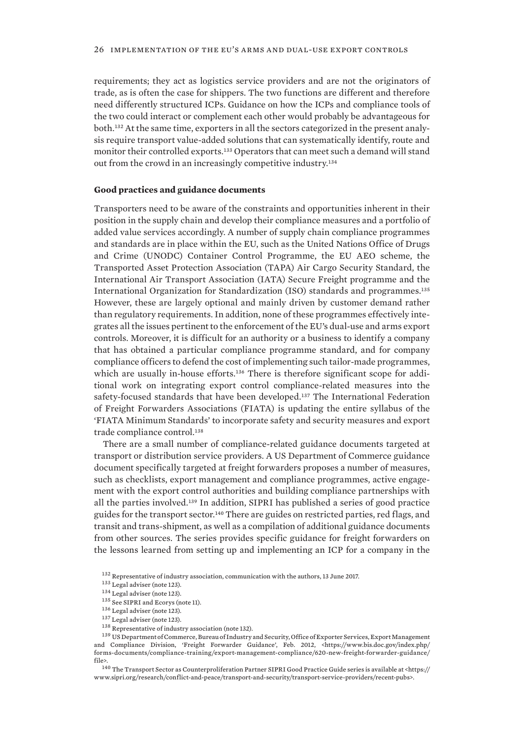requirements; they act as logistics service providers and are not the originators of trade, as is often the case for shippers. The two functions are different and therefore need differently structured ICPs. Guidance on how the ICPs and compliance tools of the two could interact or complement each other would probably be advantageous for both.[132] At the same time, exporters in all the sectors categorized in the present analysis require transport value-added solutions that can systematically identify, route and monitor their controlled exports.[133] Operators that can meet such a demand will stand out from the crowd in an increasingly competitive industry.[134]

### Good practices and guidance documents

Transporters need to be aware of the constraints and opportunities inherent in their position in the supply chain and develop their compliance measures and a portfolio of added value services accordingly. A number of supply chain compliance programmes and standards are in place within the EU, such as the United Nations Office of Drugs and Crime (UNODC) Container Control Programme, the EU AEO scheme, the Transported Asset Protection Association (TAPA) Air Cargo Security Standard, the International Air Transport Association (IATA) Secure Freight programme and the International Organization for Standardization (ISO) standards and programmes.[135] However, these are largely optional and mainly driven by customer demand rather than regulatory requirements. In addition, none of these programmes effectively integrates all the issues pertinent to the enforcement of the EU's dual-use and arms export controls. Moreover, it is difficult for an authority or a business to identify a company that has obtained a particular compliance programme standard, and for company compliance officers to defend the cost of implementing such tailor-made programmes, which are usually in-house efforts.[136] There is therefore significant scope for additional work on integrating export control compliance-related measures into the safety-focused standards that have been developed.[137] The International Federation of Freight Forwarders Associations (FIATA) is updating the entire syllabus of the 'FIATA Minimum Standards' to incorporate safety and security measures and export trade compliance control.[138]

There are a small number of compliance-related guidance documents targeted at transport or distribution service providers. A US Department of Commerce guidance document specifically targeted at freight forwarders proposes a number of measures, such as checklists, export management and compliance programmes, active engagement with the export control authorities and building compliance partnerships with all the parties involved.[139] In addition, SIPRI has published a series of good practice guides for the transport sector.[140] There are guides on restricted parties, red flags, and transit and trans-shipment, as well as a compilation of additional guidance documents from other sources. The series provides specific guidance for freight forwarders on the lessons learned from setting up and implementing an ICP for a company in the

[132] Representative of industry association, communication with the authors, 13 June 2017.

[133] Legal adviser (note 123).

[134] Legal adviser (note 123).

[135] See SIPRI and Ecorys (note 11).

[136] Legal adviser (note 123).

[137] Legal adviser (note 123).

[138] Representative of industry association (note 132).

[139] US Department of Commerce, Bureau of Industry and Security, Office of Exporter Services, Export Management and Compliance Division, 'Freight Forwarder Guidance', Feb. 2012, <https://www.bis.doc.gov/index.php/forms-documents/compliance-training/export-management-compliance/620-new-freight-forwarder-guidance/file>.

[140] The Transport Sector as Counterproliferation Partner SIPRI Good Practice Guide series is available at <https://www.sipri.org/research/conflict-and-peace/transport-and-security/transport-service-providers/recent-pubs>.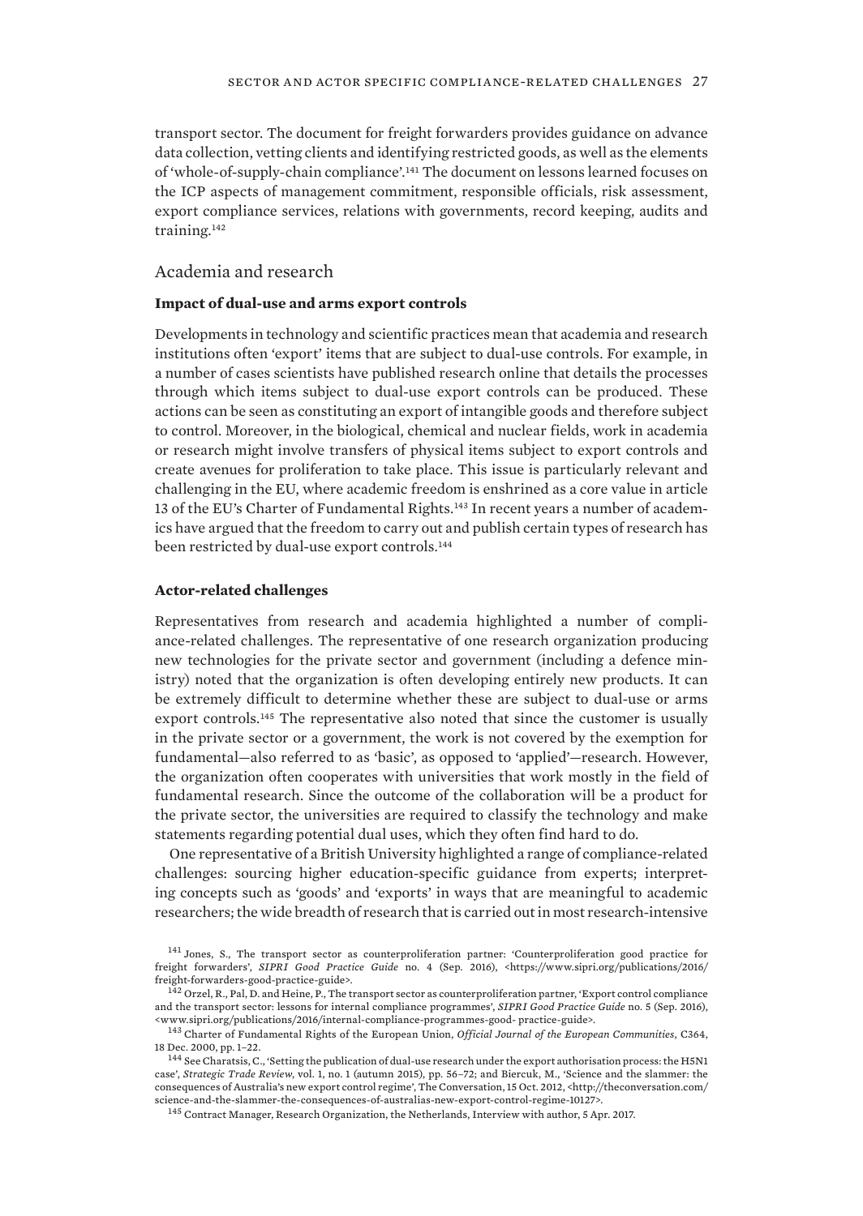transport sector. The document for freight forwarders provides guidance on advance data collection, vetting clients and identifying restricted goods, as well as the elements of 'whole-of-supply-chain compliance'.[141] The document on lessons learned focuses on the ICP aspects of management commitment, responsible officials, risk assessment, export compliance services, relations with governments, record keeping, audits and training.[142]

## Academia and research

### Impact of dual-use and arms export controls

Developments in technology and scientific practices mean that academia and research institutions often 'export' items that are subject to dual-use controls. For example, in a number of cases scientists have published research online that details the processes through which items subject to dual-use export controls can be produced. These actions can be seen as constituting an export of intangible goods and therefore subject to control. Moreover, in the biological, chemical and nuclear fields, work in academia or research might involve transfers of physical items subject to export controls and create avenues for proliferation to take place. This issue is particularly relevant and challenging in the EU, where academic freedom is enshrined as a core value in article 13 of the EU's Charter of Fundamental Rights.[143] In recent years a number of academics have argued that the freedom to carry out and publish certain types of research has been restricted by dual-use export controls.[144]

### Actor-related challenges

Representatives from research and academia highlighted a number of compliance-related challenges. The representative of one research organization producing new technologies for the private sector and government (including a defence ministry) noted that the organization is often developing entirely new products. It can be extremely difficult to determine whether these are subject to dual-use or arms export controls.[145] The representative also noted that since the customer is usually in the private sector or a government, the work is not covered by the exemption for fundamental—also referred to as 'basic', as opposed to 'applied'—research. However, the organization often cooperates with universities that work mostly in the field of fundamental research. Since the outcome of the collaboration will be a product for the private sector, the universities are required to classify the technology and make statements regarding potential dual uses, which they often find hard to do.

One representative of a British University highlighted a range of compliance-related challenges: sourcing higher education-specific guidance from experts; interpreting concepts such as 'goods' and 'exports' in ways that are meaningful to academic researchers; the wide breadth of research that is carried out in most research-intensive

---

[141] Jones, S., The transport sector as counterproliferation partner: 'Counterproliferation good practice for freight forwarders', *SIPRI Good Practice Guide* no. 4 (Sep. 2016), <https://www.sipri.org/publications/2016/freight-forwarders-good-practice-guide>.

[142] Orzel, R., Pal, D. and Heine, P., The transport sector as counterproliferation partner, 'Export control compliance and the transport sector: lessons for internal compliance programmes', *SIPRI Good Practice Guide* no. 5 (Sep. 2016), <www.sipri.org/publications/2016/internal-compliance-programmes-good- practice-guide>.

[143] Charter of Fundamental Rights of the European Union, *Official Journal of the European Communities*, C364, 18 Dec. 2000, pp. 1–22.

[144] See Charatsis, C., 'Setting the publication of dual-use research under the export authorisation process: the H5N1 case', *Strategic Trade Review*, vol. 1, no. 1 (autumn 2015), pp. 56–72; and Biercuk, M., 'Science and the slammer: the consequences of Australia's new export control regime', The Conversation, 15 Oct. 2012, <http://theconversation.com/science-and-the-slammer-the-consequences-of-australias-new-export-control-regime-10127>.

[145] Contract Manager, Research Organization, the Netherlands, Interview with author, 5 Apr. 2017.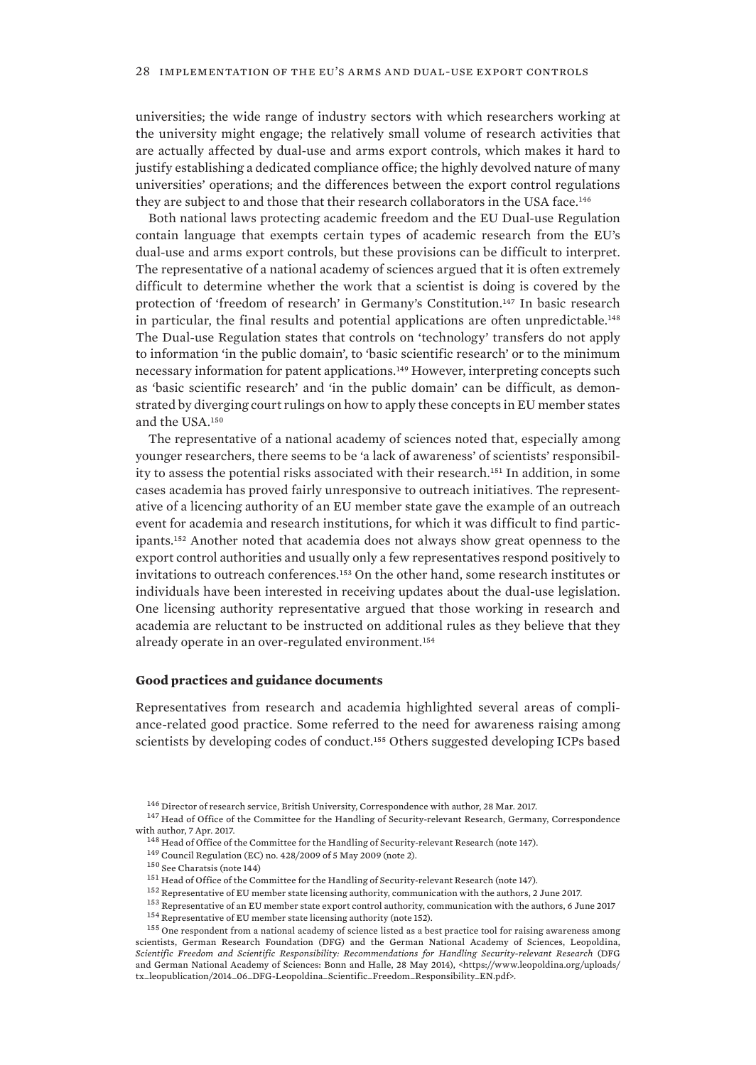universities; the wide range of industry sectors with which researchers working at the university might engage; the relatively small volume of research activities that are actually affected by dual-use and arms export controls, which makes it hard to justify establishing a dedicated compliance office; the highly devolved nature of many universities' operations; and the differences between the export control regulations they are subject to and those that their research collaborators in the USA face.[146]

Both national laws protecting academic freedom and the EU Dual-use Regulation contain language that exempts certain types of academic research from the EU's dual-use and arms export controls, but these provisions can be difficult to interpret. The representative of a national academy of sciences argued that it is often extremely difficult to determine whether the work that a scientist is doing is covered by the protection of 'freedom of research' in Germany's Constitution.[147] In basic research in particular, the final results and potential applications are often unpredictable.[148] The Dual-use Regulation states that controls on 'technology' transfers do not apply to information 'in the public domain', to 'basic scientific research' or to the minimum necessary information for patent applications.[149] However, interpreting concepts such as 'basic scientific research' and 'in the public domain' can be difficult, as demonstrated by diverging court rulings on how to apply these concepts in EU member states and the USA.[150]

The representative of a national academy of sciences noted that, especially among younger researchers, there seems to be 'a lack of awareness' of scientists' responsibility to assess the potential risks associated with their research.[151] In addition, in some cases academia has proved fairly unresponsive to outreach initiatives. The representative of a licencing authority of an EU member state gave the example of an outreach event for academia and research institutions, for which it was difficult to find participants.[152] Another noted that academia does not always show great openness to the export control authorities and usually only a few representatives respond positively to invitations to outreach conferences.[153] On the other hand, some research institutes or individuals have been interested in receiving updates about the dual-use legislation. One licensing authority representative argued that those working in research and academia are reluctant to be instructed on additional rules as they believe that they already operate in an over-regulated environment.[154]

### Good practices and guidance documents

Representatives from research and academia highlighted several areas of compliance-related good practice. Some referred to the need for awareness raising among scientists by developing codes of conduct.[155] Others suggested developing ICPs based

---

[146] Director of research service, British University, Correspondence with author, 28 Mar. 2017.

[147] Head of Office of the Committee for the Handling of Security-relevant Research, Germany, Correspondence with author, 7 Apr. 2017.

[148] Head of Office of the Committee for the Handling of Security-relevant Research (note 147).

[149] Council Regulation (EC) no. 428/2009 of 5 May 2009 (note 2).

[150] See Charatsis (note 144)

[151] Head of Office of the Committee for the Handling of Security-relevant Research (note 147).

[152] Representative of EU member state licensing authority, communication with the authors, 2 June 2017.

[153] Representative of an EU member state export control authority, communication with the authors, 6 June 2017

[154] Representative of EU member state licensing authority (note 152).

[155] One respondent from a national academy of science listed as a best practice tool for raising awareness among scientists, German Research Foundation (DFG) and the German National Academy of Sciences, Leopoldina, *Scientific Freedom and Scientific Responsibility: Recommendations for Handling Security-relevant Research* (DFG and German National Academy of Sciences: Bonn and Halle, 28 May 2014), <https://www.leopoldina.org/uploads/tx_leopublication/2014_06_DFG-Leopoldina_Scientific_Freedom_Responsibility_EN.pdf>.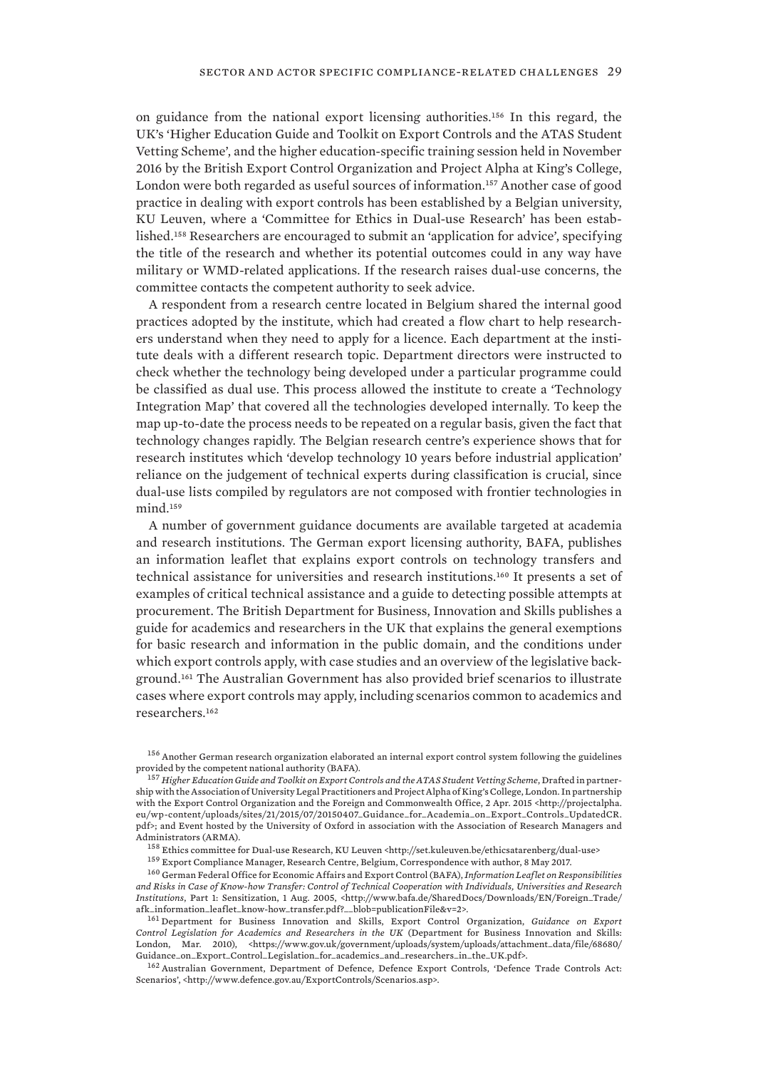on guidance from the national export licensing authorities.[156] In this regard, the UK's 'Higher Education Guide and Toolkit on Export Controls and the ATAS Student Vetting Scheme', and the higher education-specific training session held in November 2016 by the British Export Control Organization and Project Alpha at King's College, London were both regarded as useful sources of information.[157] Another case of good practice in dealing with export controls has been established by a Belgian university, KU Leuven, where a 'Committee for Ethics in Dual-use Research' has been established.[158] Researchers are encouraged to submit an 'application for advice', specifying the title of the research and whether its potential outcomes could in any way have military or WMD-related applications. If the research raises dual-use concerns, the committee contacts the competent authority to seek advice.

A respondent from a research centre located in Belgium shared the internal good practices adopted by the institute, which had created a flow chart to help researchers understand when they need to apply for a licence. Each department at the institute deals with a different research topic. Department directors were instructed to check whether the technology being developed under a particular programme could be classified as dual use. This process allowed the institute to create a 'Technology Integration Map' that covered all the technologies developed internally. To keep the map up-to-date the process needs to be repeated on a regular basis, given the fact that technology changes rapidly. The Belgian research centre's experience shows that for research institutes which 'develop technology 10 years before industrial application' reliance on the judgement of technical experts during classification is crucial, since dual-use lists compiled by regulators are not composed with frontier technologies in mind.[159]

A number of government guidance documents are available targeted at academia and research institutions. The German export licensing authority, BAFA, publishes an information leaflet that explains export controls on technology transfers and technical assistance for universities and research institutions.[160] It presents a set of examples of critical technical assistance and a guide to detecting possible attempts at procurement. The British Department for Business, Innovation and Skills publishes a guide for academics and researchers in the UK that explains the general exemptions for basic research and information in the public domain, and the conditions under which export controls apply, with case studies and an overview of the legislative background.[161] The Australian Government has also provided brief scenarios to illustrate cases where export controls may apply, including scenarios common to academics and researchers.[162]

---

[156] Another German research organization elaborated an internal export control system following the guidelines provided by the competent national authority (BAFA).

[157] *Higher Education Guide and Toolkit on Export Controls and the ATAS Student Vetting Scheme*, Drafted in partnership with the Association of University Legal Practitioners and Project Alpha of King's College, London. In partnership with the Export Control Organization and the Foreign and Commonwealth Office, 2 Apr. 2015 <http://projectalpha.eu/wp-content/uploads/sites/21/2015/07/20150407_Guidance_for_Academia_on_Export_Controls_UpdatedCR.pdf>; and Event hosted by the University of Oxford in association with the Association of Research Managers and Administrators (ARMA).

[158] Ethics committee for Dual-use Research, KU Leuven <http://set.kuleuven.be/ethicsatarenberg/dual-use>

[159] Export Compliance Manager, Research Centre, Belgium, Correspondence with author, 8 May 2017.

[160] German Federal Office for Economic Affairs and Export Control (BAFA), *Information Leaflet on Responsibilities and Risks in Case of Know-how Transfer: Control of Technical Cooperation with Individuals, Universities and Research Institutions*, Part 1: Sensitization, 1 Aug. 2005, <http://www.bafa.de/SharedDocs/Downloads/EN/Foreign_Trade/afk_information_leaflet_know-how_transfer.pdf?__blob=publicationFile&v=2>.

[161] Department for Business Innovation and Skills, Export Control Organization, *Guidance on Export Control Legislation for Academics and Researchers in the UK* (Department for Business Innovation and Skills: London, Mar. 2010), <https://www.gov.uk/government/uploads/system/uploads/attachment_data/file/68680/Guidance_on_Export_Control_Legislation_for_academics_and_researchers_in_the_UK.pdf>.

[162] Australian Government, Department of Defence, Defence Export Controls, 'Defence Trade Controls Act: Scenarios', <http://www.defence.gov.au/ExportControls/Scenarios.asp>.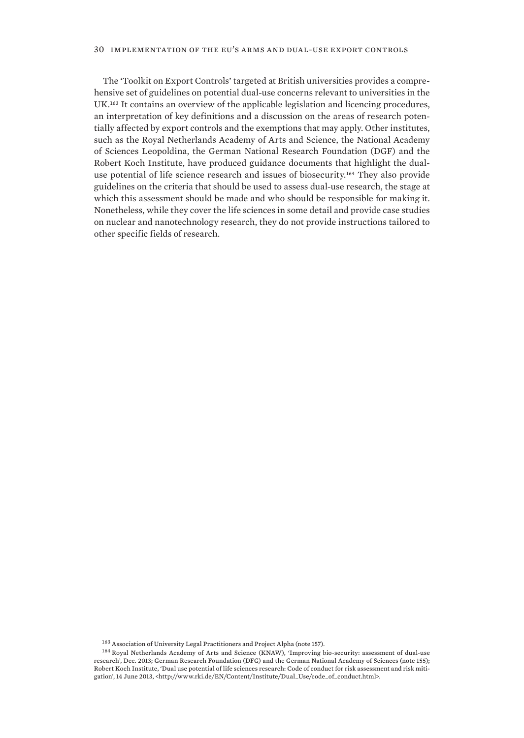The 'Toolkit on Export Controls' targeted at British universities provides a comprehensive set of guidelines on potential dual-use concerns relevant to universities in the UK.[163] It contains an overview of the applicable legislation and licencing procedures, an interpretation of key definitions and a discussion on the areas of research potentially affected by export controls and the exemptions that may apply. Other institutes, such as the Royal Netherlands Academy of Arts and Science, the National Academy of Sciences Leopoldina, the German National Research Foundation (DGF) and the Robert Koch Institute, have produced guidance documents that highlight the dual-use potential of life science research and issues of biosecurity.[164] They also provide guidelines on the criteria that should be used to assess dual-use research, the stage at which this assessment should be made and who should be responsible for making it. Nonetheless, while they cover the life sciences in some detail and provide case studies on nuclear and nanotechnology research, they do not provide instructions tailored to other specific fields of research.

[163] Association of University Legal Practitioners and Project Alpha (note 157).

[164] Royal Netherlands Academy of Arts and Science (KNAW), 'Improving bio-security: assessment of dual-use research', Dec. 2013; German Research Foundation (DFG) and the German National Academy of Sciences (note 155); Robert Koch Institute, 'Dual use potential of life sciences research: Code of conduct for risk assessment and risk mitigation', 14 June 2013, <http://www.rki.de/EN/Content/Institute/Dual_Use/code_of_conduct.html>.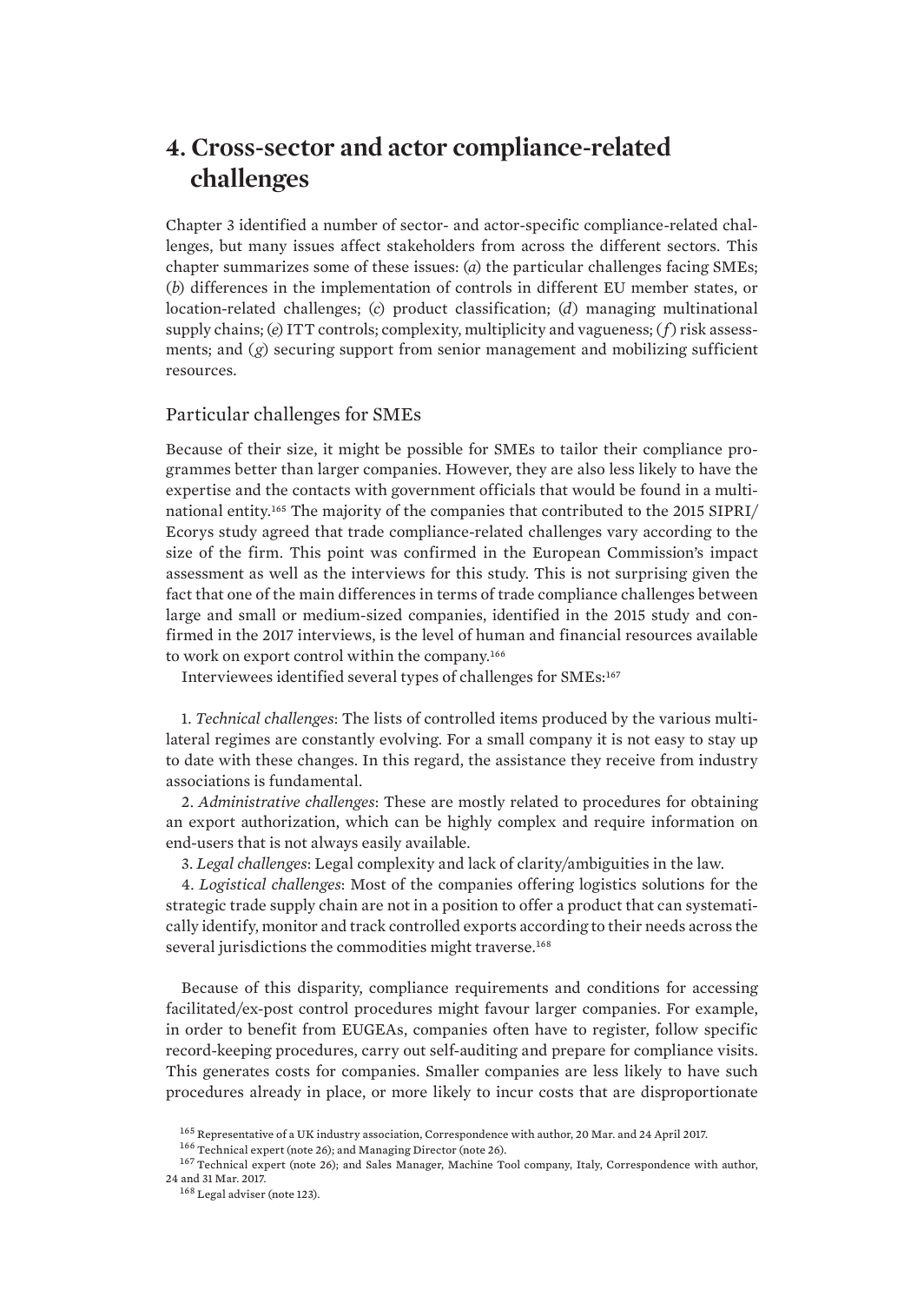# 4. Cross-sector and actor compliance-related challenges

Chapter 3 identified a number of sector- and actor-specific compliance-related challenges, but many issues affect stakeholders from across the different sectors. This chapter summarizes some of these issues: (*a*) the particular challenges facing SMEs; (*b*) differences in the implementation of controls in different EU member states, or location-related challenges; (*c*) product classification; (*d*) managing multinational supply chains; (*e*) ITT controls; complexity, multiplicity and vagueness; (*f*) risk assessments; and (*g*) securing support from senior management and mobilizing sufficient resources.

## Particular challenges for SMEs

Because of their size, it might be possible for SMEs to tailor their compliance programmes better than larger companies. However, they are also less likely to have the expertise and the contacts with government officials that would be found in a multinational entity.[165] The majority of the companies that contributed to the 2015 SIPRI/Ecorys study agreed that trade compliance-related challenges vary according to the size of the firm. This point was confirmed in the European Commission's impact assessment as well as the interviews for this study. This is not surprising given the fact that one of the main differences in terms of trade compliance challenges between large and small or medium-sized companies, identified in the 2015 study and confirmed in the 2017 interviews, is the level of human and financial resources available to work on export control within the company.[166]

Interviewees identified several types of challenges for SMEs:[167]

1. *Technical challenges*: The lists of controlled items produced by the various multilateral regimes are constantly evolving. For a small company it is not easy to stay up to date with these changes. In this regard, the assistance they receive from industry associations is fundamental.
2. *Administrative challenges*: These are mostly related to procedures for obtaining an export authorization, which can be highly complex and require information on end-users that is not always easily available.
3. *Legal challenges*: Legal complexity and lack of clarity/ambiguities in the law.
4. *Logistical challenges*: Most of the companies offering logistics solutions for the strategic trade supply chain are not in a position to offer a product that can systematically identify, monitor and track controlled exports according to their needs across the several jurisdictions the commodities might traverse.[168]

Because of this disparity, compliance requirements and conditions for accessing facilitated/ex-post control procedures might favour larger companies. For example, in order to benefit from EUGEAs, companies often have to register, follow specific record-keeping procedures, carry out self-auditing and prepare for compliance visits. This generates costs for companies. Smaller companies are less likely to have such procedures already in place, or more likely to incur costs that are disproportionate

[165] Representative of a UK industry association, Correspondence with author, 20 Mar. and 24 April 2017.

[166] Technical expert (note 26); and Managing Director (note 26).

[167] Technical expert (note 26); and Sales Manager, Machine Tool company, Italy, Correspondence with author, 24 and 31 Mar. 2017.

[168] Legal adviser (note 123).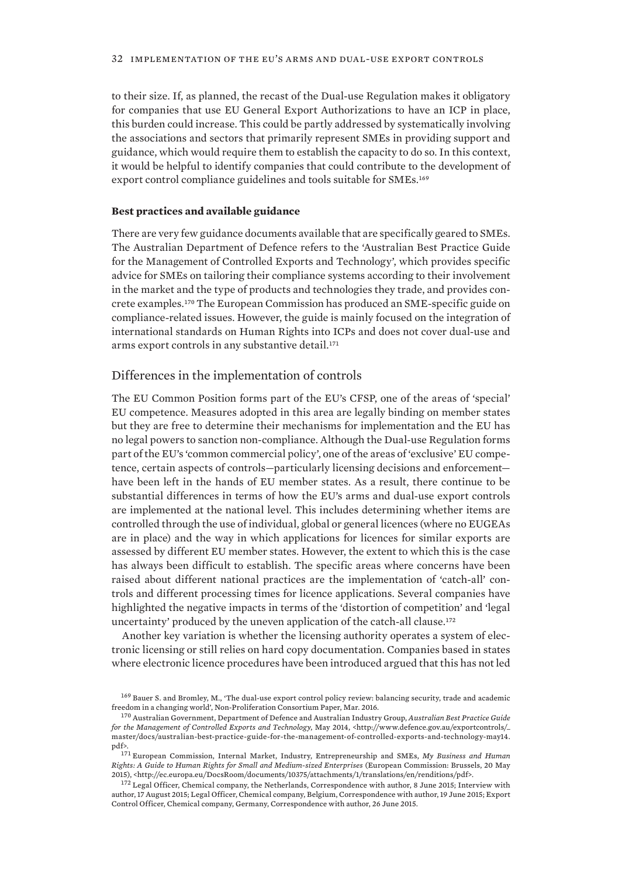to their size. If, as planned, the recast of the Dual-use Regulation makes it obligatory for companies that use EU General Export Authorizations to have an ICP in place, this burden could increase. This could be partly addressed by systematically involving the associations and sectors that primarily represent SMEs in providing support and guidance, which would require them to establish the capacity to do so. In this context, it would be helpful to identify companies that could contribute to the development of export control compliance guidelines and tools suitable for SMEs.[169]

**Best practices and available guidance**

There are very few guidance documents available that are specifically geared to SMEs. The Australian Department of Defence refers to the 'Australian Best Practice Guide for the Management of Controlled Exports and Technology', which provides specific advice for SMEs on tailoring their compliance systems according to their involvement in the market and the type of products and technologies they trade, and provides concrete examples.[170] The European Commission has produced an SME-specific guide on compliance-related issues. However, the guide is mainly focused on the integration of international standards on Human Rights into ICPs and does not cover dual-use and arms export controls in any substantive detail.[171]

## Differences in the implementation of controls

The EU Common Position forms part of the EU's CFSP, one of the areas of 'special' EU competence. Measures adopted in this area are legally binding on member states but they are free to determine their mechanisms for implementation and the EU has no legal powers to sanction non-compliance. Although the Dual-use Regulation forms part of the EU's 'common commercial policy', one of the areas of 'exclusive' EU competence, certain aspects of controls—particularly licensing decisions and enforcement—have been left in the hands of EU member states. As a result, there continue to be substantial differences in terms of how the EU's arms and dual-use export controls are implemented at the national level. This includes determining whether items are controlled through the use of individual, global or general licences (where no EUGEAs are in place) and the way in which applications for licences for similar exports are assessed by different EU member states. However, the extent to which this is the case has always been difficult to establish. The specific areas where concerns have been raised about different national practices are the implementation of 'catch-all' controls and different processing times for licence applications. Several companies have highlighted the negative impacts in terms of the 'distortion of competition' and 'legal uncertainty' produced by the uneven application of the catch-all clause.[172]

Another key variation is whether the licensing authority operates a system of electronic licensing or still relies on hard copy documentation. Companies based in states where electronic licence procedures have been introduced argued that this has not led

[169] Bauer S. and Bromley, M., 'The dual-use export control policy review: balancing security, trade and academic freedom in a changing world', Non-Proliferation Consortium Paper, Mar. 2016.

[170] Australian Government, Department of Defence and Australian Industry Group, *Australian Best Practice Guide for the Management of Controlled Exports and Technology*, May 2014, <http://www.defence.gov.au/exportcontrols/_master/docs/australian-best-practice-guide-for-the-management-of-controlled-exports-and-technology-may14.pdf>.

[171] European Commission, Internal Market, Industry, Entrepreneurship and SMEs, *My Business and Human Rights: A Guide to Human Rights for Small and Medium-sized Enterprises* (European Commission: Brussels, 20 May 2015), <http://ec.europa.eu/DocsRoom/documents/10375/attachments/1/translations/en/renditions/pdf>.

[172] Legal Officer, Chemical company, the Netherlands, Correspondence with author, 8 June 2015; Interview with author, 17 August 2015; Legal Officer, Chemical company, Belgium, Correspondence with author, 19 June 2015; Export Control Officer, Chemical company, Germany, Correspondence with author, 26 June 2015.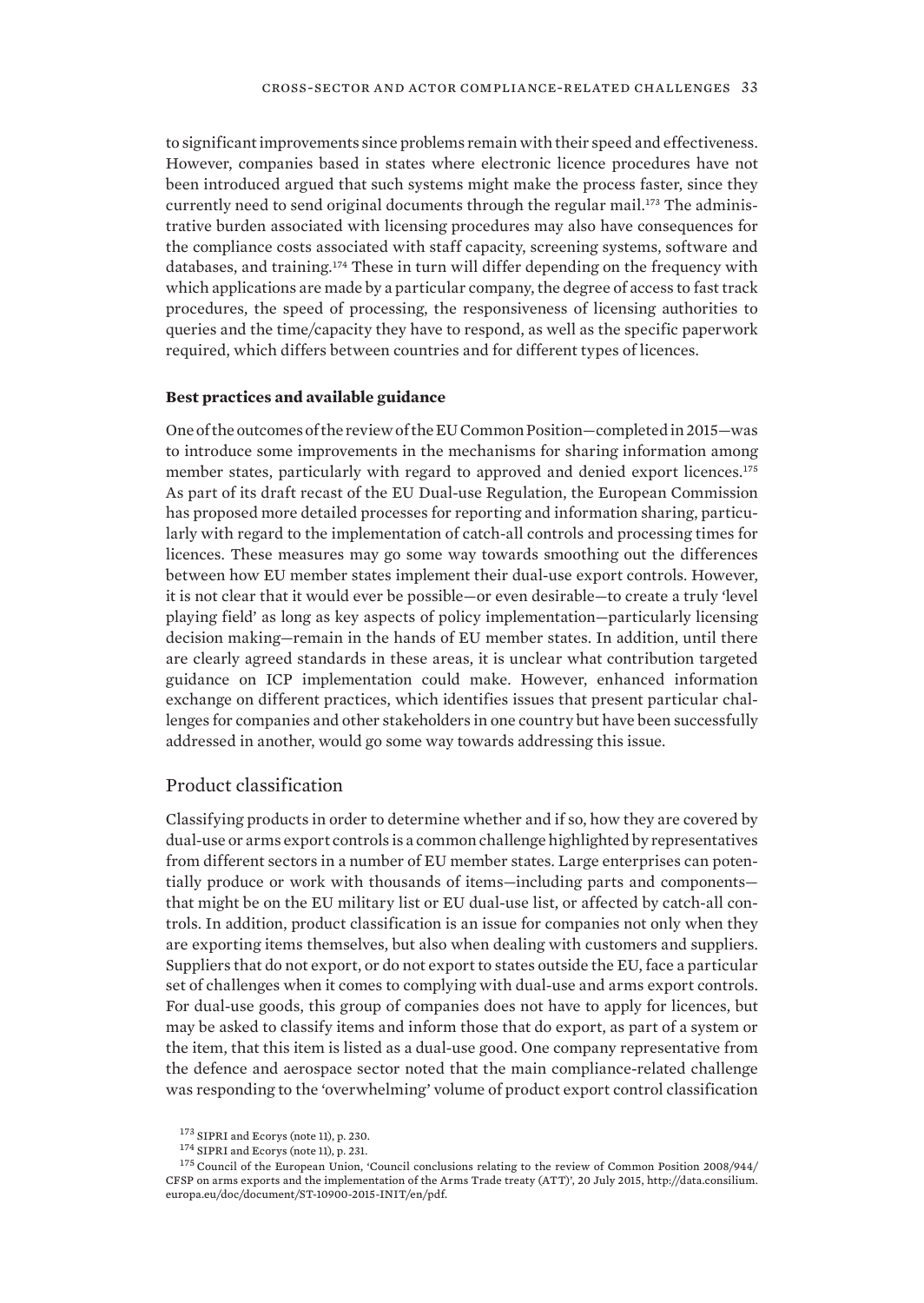to significant improvements since problems remain with their speed and effectiveness. However, companies based in states where electronic licence procedures have not been introduced argued that such systems might make the process faster, since they currently need to send original documents through the regular mail.[173] The administrative burden associated with licensing procedures may also have consequences for the compliance costs associated with staff capacity, screening systems, software and databases, and training.[174] These in turn will differ depending on the frequency with which applications are made by a particular company, the degree of access to fast track procedures, the speed of processing, the responsiveness of licensing authorities to queries and the time/capacity they have to respond, as well as the specific paperwork required, which differs between countries and for different types of licences.

**Best practices and available guidance**

One of the outcomes of the review of the EU Common Position—completed in 2015—was to introduce some improvements in the mechanisms for sharing information among member states, particularly with regard to approved and denied export licences.[175] As part of its draft recast of the EU Dual-use Regulation, the European Commission has proposed more detailed processes for reporting and information sharing, particularly with regard to the implementation of catch-all controls and processing times for licences. These measures may go some way towards smoothing out the differences between how EU member states implement their dual-use export controls. However, it is not clear that it would ever be possible—or even desirable—to create a truly 'level playing field' as long as key aspects of policy implementation—particularly licensing decision making—remain in the hands of EU member states. In addition, until there are clearly agreed standards in these areas, it is unclear what contribution targeted guidance on ICP implementation could make. However, enhanced information exchange on different practices, which identifies issues that present particular challenges for companies and other stakeholders in one country but have been successfully addressed in another, would go some way towards addressing this issue.

## Product classification

Classifying products in order to determine whether and if so, how they are covered by dual-use or arms export controls is a common challenge highlighted by representatives from different sectors in a number of EU member states. Large enterprises can potentially produce or work with thousands of items—including parts and components—that might be on the EU military list or EU dual-use list, or affected by catch-all controls. In addition, product classification is an issue for companies not only when they are exporting items themselves, but also when dealing with customers and suppliers. Suppliers that do not export, or do not export to states outside the EU, face a particular set of challenges when it comes to complying with dual-use and arms export controls. For dual-use goods, this group of companies does not have to apply for licences, but may be asked to classify items and inform those that do export, as part of a system or the item, that this item is listed as a dual-use good. One company representative from the defence and aerospace sector noted that the main compliance-related challenge was responding to the 'overwhelming' volume of product export control classification

[173] SIPRI and Ecorys (note 11), p. 230.

[174] SIPRI and Ecorys (note 11), p. 231.

[175] Council of the European Union, 'Council conclusions relating to the review of Common Position 2008/944/CFSP on arms exports and the implementation of the Arms Trade treaty (ATT)', 20 July 2015, http://data.consilium.europa.eu/doc/document/ST-10900-2015-INIT/en/pdf.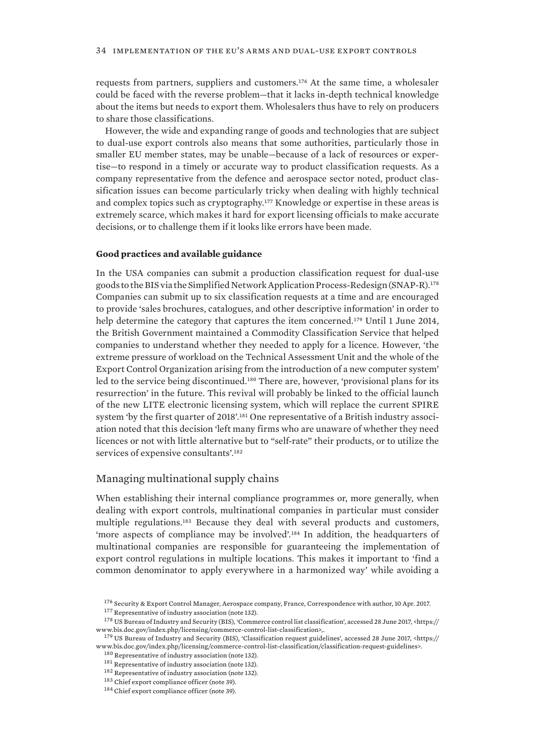requests from partners, suppliers and customers.[176] At the same time, a wholesaler could be faced with the reverse problem—that it lacks in-depth technical knowledge about the items but needs to export them. Wholesalers thus have to rely on producers to share those classifications.

However, the wide and expanding range of goods and technologies that are subject to dual-use export controls also means that some authorities, particularly those in smaller EU member states, may be unable—because of a lack of resources or expertise—to respond in a timely or accurate way to product classification requests. As a company representative from the defence and aerospace sector noted, product classification issues can become particularly tricky when dealing with highly technical and complex topics such as cryptography.[177] Knowledge or expertise in these areas is extremely scarce, which makes it hard for export licensing officials to make accurate decisions, or to challenge them if it looks like errors have been made.

**Good practices and available guidance**

In the USA companies can submit a production classification request for dual-use goods to the BIS via the Simplified Network Application Process-Redesign (SNAP-R).[178] Companies can submit up to six classification requests at a time and are encouraged to provide 'sales brochures, catalogues, and other descriptive information' in order to help determine the category that captures the item concerned.[179] Until 1 June 2014, the British Government maintained a Commodity Classification Service that helped companies to understand whether they needed to apply for a licence. However, 'the extreme pressure of workload on the Technical Assessment Unit and the whole of the Export Control Organization arising from the introduction of a new computer system' led to the service being discontinued.[180] There are, however, 'provisional plans for its resurrection' in the future. This revival will probably be linked to the official launch of the new LITE electronic licensing system, which will replace the current SPIRE system 'by the first quarter of 2018'.[181] One representative of a British industry association noted that this decision 'left many firms who are unaware of whether they need licences or not with little alternative but to "self-rate" their products, or to utilize the services of expensive consultants'.[182]

## Managing multinational supply chains

When establishing their internal compliance programmes or, more generally, when dealing with export controls, multinational companies in particular must consider multiple regulations.[183] Because they deal with several products and customers, 'more aspects of compliance may be involved'.[184] In addition, the headquarters of multinational companies are responsible for guaranteeing the implementation of export control regulations in multiple locations. This makes it important to 'find a common denominator to apply everywhere in a harmonized way' while avoiding a

[176] Security & Export Control Manager, Aerospace company, France, Correspondence with author, 10 Apr. 2017.

[177] Representative of industry association (note 132).

[178] US Bureau of Industry and Security (BIS), 'Commerce control list classification', accessed 28 June 2017, <https://www.bis.doc.gov/index.php/licensing/commerce-control-list-classification>,.

[179] US Bureau of Industry and Security (BIS), 'Classification request guidelines', accessed 28 June 2017, <https://www.bis.doc.gov/index.php/licensing/commerce-control-list-classification/classification-request-guidelines>.

[180] Representative of industry association (note 132).

[181] Representative of industry association (note 132).

[182] Representative of industry association (note 132).

[183] Chief export compliance officer (note 39).

[184] Chief export compliance officer (note 39).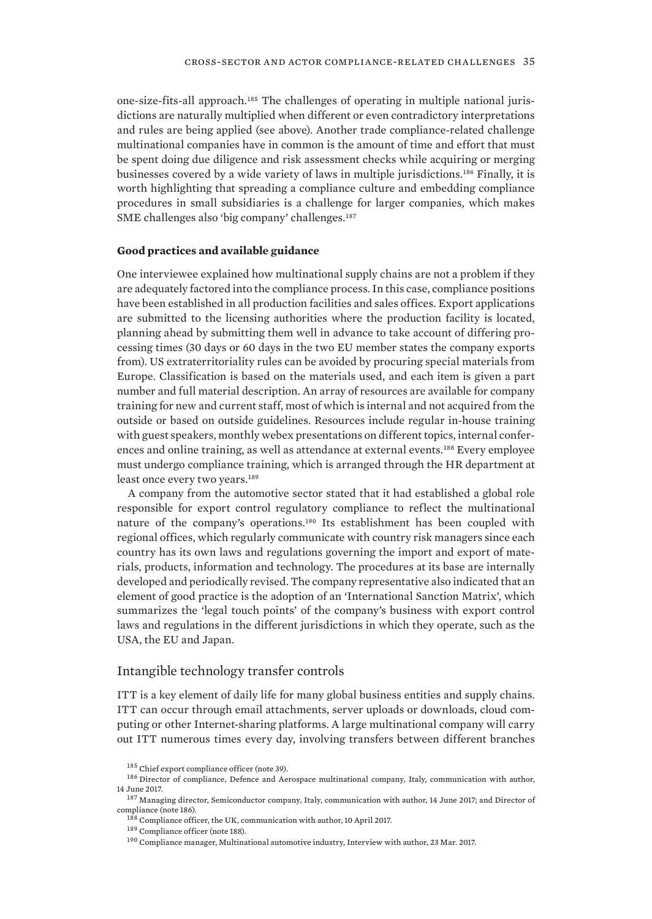one-size-fits-all approach.[185] The challenges of operating in multiple national jurisdictions are naturally multiplied when different or even contradictory interpretations and rules are being applied (see above). Another trade compliance-related challenge multinational companies have in common is the amount of time and effort that must be spent doing due diligence and risk assessment checks while acquiring or merging businesses covered by a wide variety of laws in multiple jurisdictions.[186] Finally, it is worth highlighting that spreading a compliance culture and embedding compliance procedures in small subsidiaries is a challenge for larger companies, which makes SME challenges also 'big company' challenges.[187]

**Good practices and available guidance**

One interviewee explained how multinational supply chains are not a problem if they are adequately factored into the compliance process. In this case, compliance positions have been established in all production facilities and sales offices. Export applications are submitted to the licensing authorities where the production facility is located, planning ahead by submitting them well in advance to take account of differing processing times (30 days or 60 days in the two EU member states the company exports from). US extraterritoriality rules can be avoided by procuring special materials from Europe. Classification is based on the materials used, and each item is given a part number and full material description. An array of resources are available for company training for new and current staff, most of which is internal and not acquired from the outside or based on outside guidelines. Resources include regular in-house training with guest speakers, monthly webex presentations on different topics, internal conferences and online training, as well as attendance at external events.[188] Every employee must undergo compliance training, which is arranged through the HR department at least once every two years.[189]

A company from the automotive sector stated that it had established a global role responsible for export control regulatory compliance to reflect the multinational nature of the company's operations.[190] Its establishment has been coupled with regional offices, which regularly communicate with country risk managers since each country has its own laws and regulations governing the import and export of materials, products, information and technology. The procedures at its base are internally developed and periodically revised. The company representative also indicated that an element of good practice is the adoption of an 'International Sanction Matrix', which summarizes the 'legal touch points' of the company's business with export control laws and regulations in the different jurisdictions in which they operate, such as the USA, the EU and Japan.

## Intangible technology transfer controls

ITT is a key element of daily life for many global business entities and supply chains. ITT can occur through email attachments, server uploads or downloads, cloud computing or other Internet-sharing platforms. A large multinational company will carry out ITT numerous times every day, involving transfers between different branches

[185] Chief export compliance officer (note 39).

[186] Director of compliance, Defence and Aerospace multinational company, Italy, communication with author, 14 June 2017.

[187] Managing director, Semiconductor company, Italy, communication with author, 14 June 2017; and Director of compliance (note 186).

[188] Compliance officer, the UK, communication with author, 10 April 2017.

[189] Compliance officer (note 188).

[190] Compliance manager, Multinational automotive industry, Interview with author, 23 Mar. 2017.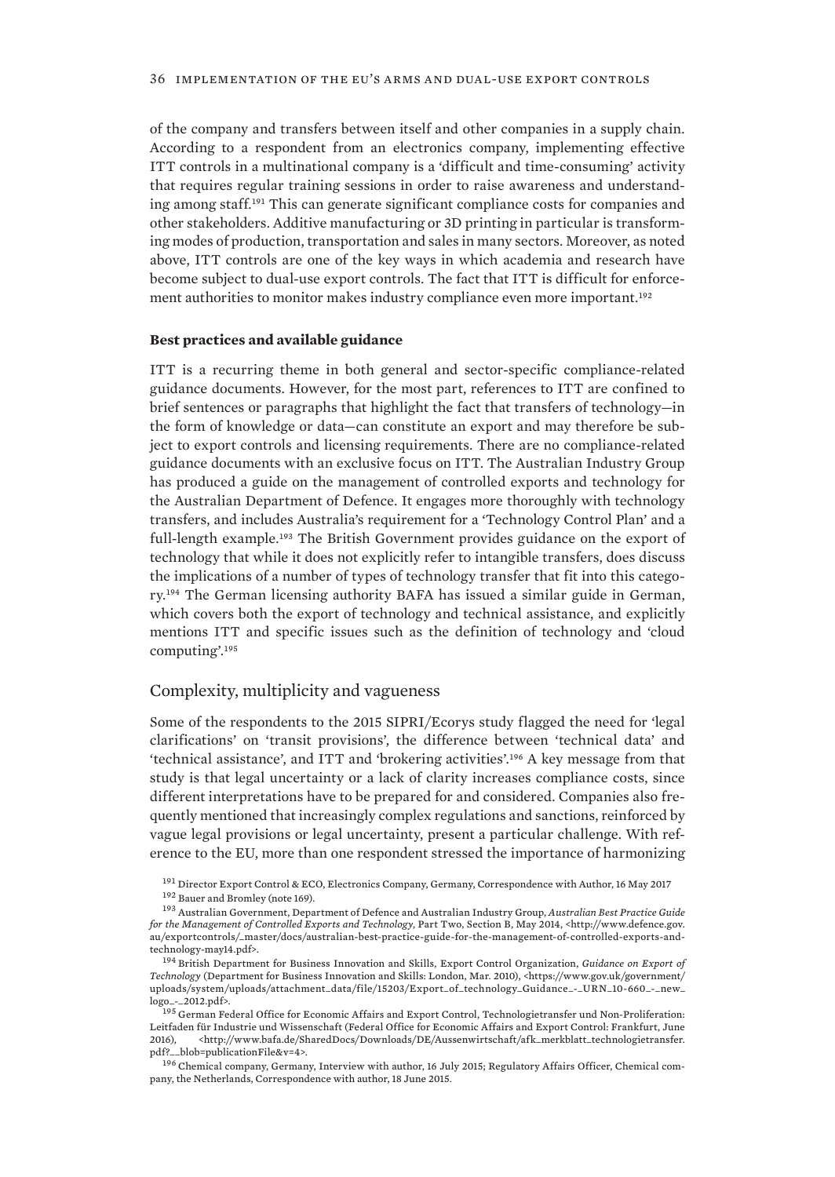of the company and transfers between itself and other companies in a supply chain. According to a respondent from an electronics company, implementing effective ITT controls in a multinational company is a 'difficult and time-consuming' activity that requires regular training sessions in order to raise awareness and understanding among staff.[191] This can generate significant compliance costs for companies and other stakeholders. Additive manufacturing or 3D printing in particular is transforming modes of production, transportation and sales in many sectors. Moreover, as noted above, ITT controls are one of the key ways in which academia and research have become subject to dual-use export controls. The fact that ITT is difficult for enforcement authorities to monitor makes industry compliance even more important.[192]

#### Best practices and available guidance

ITT is a recurring theme in both general and sector-specific compliance-related guidance documents. However, for the most part, references to ITT are confined to brief sentences or paragraphs that highlight the fact that transfers of technology—in the form of knowledge or data—can constitute an export and may therefore be subject to export controls and licensing requirements. There are no compliance-related guidance documents with an exclusive focus on ITT. The Australian Industry Group has produced a guide on the management of controlled exports and technology for the Australian Department of Defence. It engages more thoroughly with technology transfers, and includes Australia's requirement for a 'Technology Control Plan' and a full-length example.[193] The British Government provides guidance on the export of technology that while it does not explicitly refer to intangible transfers, does discuss the implications of a number of types of technology transfer that fit into this category.[194] The German licensing authority BAFA has issued a similar guide in German, which covers both the export of technology and technical assistance, and explicitly mentions ITT and specific issues such as the definition of technology and 'cloud computing'.[195]

### Complexity, multiplicity and vagueness

Some of the respondents to the 2015 SIPRI/Ecorys study flagged the need for 'legal clarifications' on 'transit provisions', the difference between 'technical data' and 'technical assistance', and ITT and 'brokering activities'.[196] A key message from that study is that legal uncertainty or a lack of clarity increases compliance costs, since different interpretations have to be prepared for and considered. Companies also frequently mentioned that increasingly complex regulations and sanctions, reinforced by vague legal provisions or legal uncertainty, present a particular challenge. With reference to the EU, more than one respondent stressed the importance of harmonizing

[191] Director Export Control & ECO, Electronics Company, Germany, Correspondence with Author, 16 May 2017

[192] Bauer and Bromley (note 169).

[193] Australian Government, Department of Defence and Australian Industry Group, *Australian Best Practice Guide for the Management of Controlled Exports and Technology*, Part Two, Section B, May 2014, <http://www.defence.gov.au/exportcontrols/_master/docs/australian-best-practice-guide-for-the-management-of-controlled-exports-and-technology-may14.pdf>.

[194] British Department for Business Innovation and Skills, Export Control Organization, *Guidance on Export of Technology* (Department for Business Innovation and Skills: London, Mar. 2010), <https://www.gov.uk/government/uploads/system/uploads/attachment_data/file/15203/Export_of_technology_Guidance_-_URN_10-660_-_new_logo_-_2012.pdf>.

[195] German Federal Office for Economic Affairs and Export Control, Technologietransfer und Non-Proliferation: Leitfaden für Industrie und Wissenschaft (Federal Office for Economic Affairs and Export Control: Frankfurt, June 2016), <http://www.bafa.de/SharedDocs/Downloads/DE/Aussenwirtschaft/afk_merkblatt_technologietransfer.pdf?__blob=publicationFile&v=4>.

[196] Chemical company, Germany, Interview with author, 16 July 2015; Regulatory Affairs Officer, Chemical company, the Netherlands, Correspondence with author, 18 June 2015.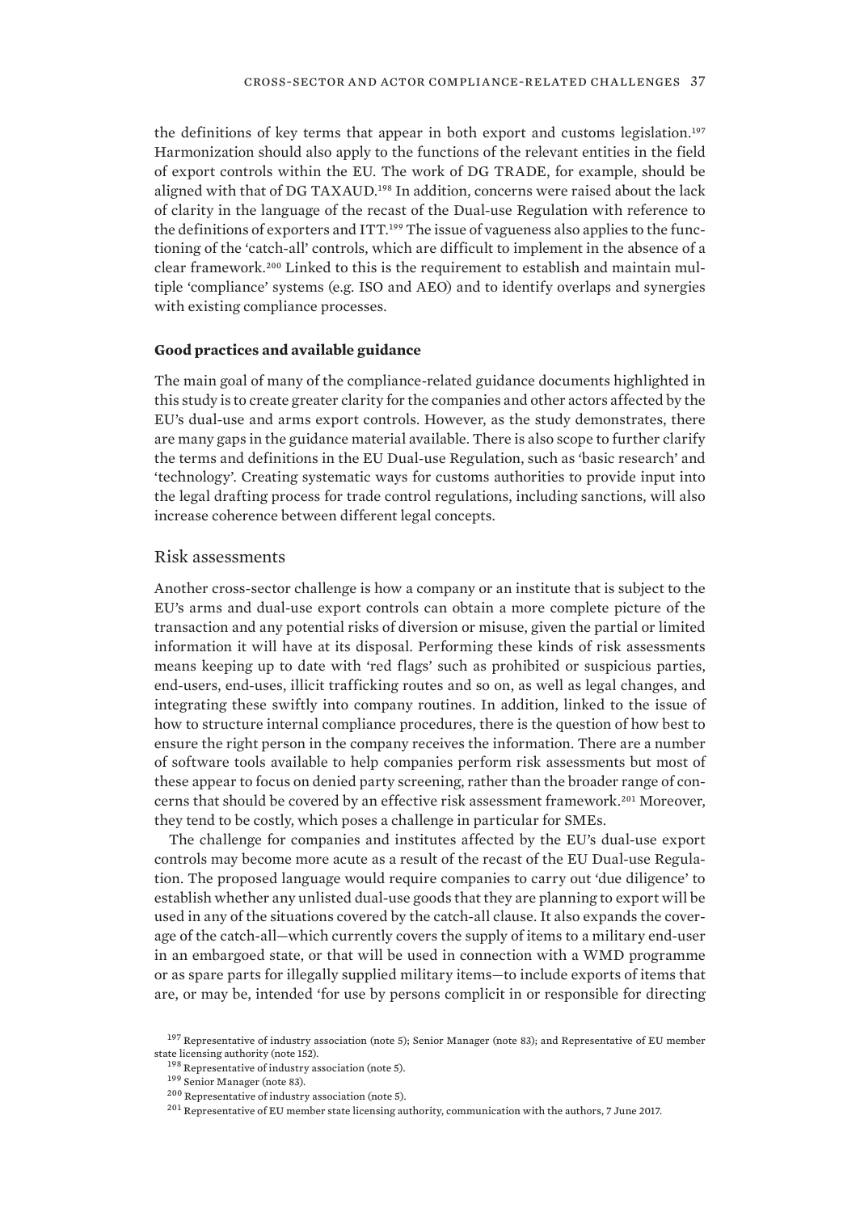the definitions of key terms that appear in both export and customs legislation.[197] Harmonization should also apply to the functions of the relevant entities in the field of export controls within the EU. The work of DG TRADE, for example, should be aligned with that of DG TAXAUD.[198] In addition, concerns were raised about the lack of clarity in the language of the recast of the Dual-use Regulation with reference to the definitions of exporters and ITT.[199] The issue of vagueness also applies to the functioning of the 'catch-all' controls, which are difficult to implement in the absence of a clear framework.[200] Linked to this is the requirement to establish and maintain multiple 'compliance' systems (e.g. ISO and AEO) and to identify overlaps and synergies with existing compliance processes.

**Good practices and available guidance**

The main goal of many of the compliance-related guidance documents highlighted in this study is to create greater clarity for the companies and other actors affected by the EU's dual-use and arms export controls. However, as the study demonstrates, there are many gaps in the guidance material available. There is also scope to further clarify the terms and definitions in the EU Dual-use Regulation, such as 'basic research' and 'technology'. Creating systematic ways for customs authorities to provide input into the legal drafting process for trade control regulations, including sanctions, will also increase coherence between different legal concepts.

## Risk assessments

Another cross-sector challenge is how a company or an institute that is subject to the EU's arms and dual-use export controls can obtain a more complete picture of the transaction and any potential risks of diversion or misuse, given the partial or limited information it will have at its disposal. Performing these kinds of risk assessments means keeping up to date with 'red flags' such as prohibited or suspicious parties, end-users, end-uses, illicit trafficking routes and so on, as well as legal changes, and integrating these swiftly into company routines. In addition, linked to the issue of how to structure internal compliance procedures, there is the question of how best to ensure the right person in the company receives the information. There are a number of software tools available to help companies perform risk assessments but most of these appear to focus on denied party screening, rather than the broader range of concerns that should be covered by an effective risk assessment framework.[201] Moreover, they tend to be costly, which poses a challenge in particular for SMEs.

The challenge for companies and institutes affected by the EU's dual-use export controls may become more acute as a result of the recast of the EU Dual-use Regulation. The proposed language would require companies to carry out 'due diligence' to establish whether any unlisted dual-use goods that they are planning to export will be used in any of the situations covered by the catch-all clause. It also expands the coverage of the catch-all—which currently covers the supply of items to a military end-user in an embargoed state, or that will be used in connection with a WMD programme or as spare parts for illegally supplied military items—to include exports of items that are, or may be, intended 'for use by persons complicit in or responsible for directing

[197] Representative of industry association (note 5); Senior Manager (note 83); and Representative of EU member state licensing authority (note 152).

[198] Representative of industry association (note 5).

[199] Senior Manager (note 83).

[200] Representative of industry association (note 5).

[201] Representative of EU member state licensing authority, communication with the authors, 7 June 2017.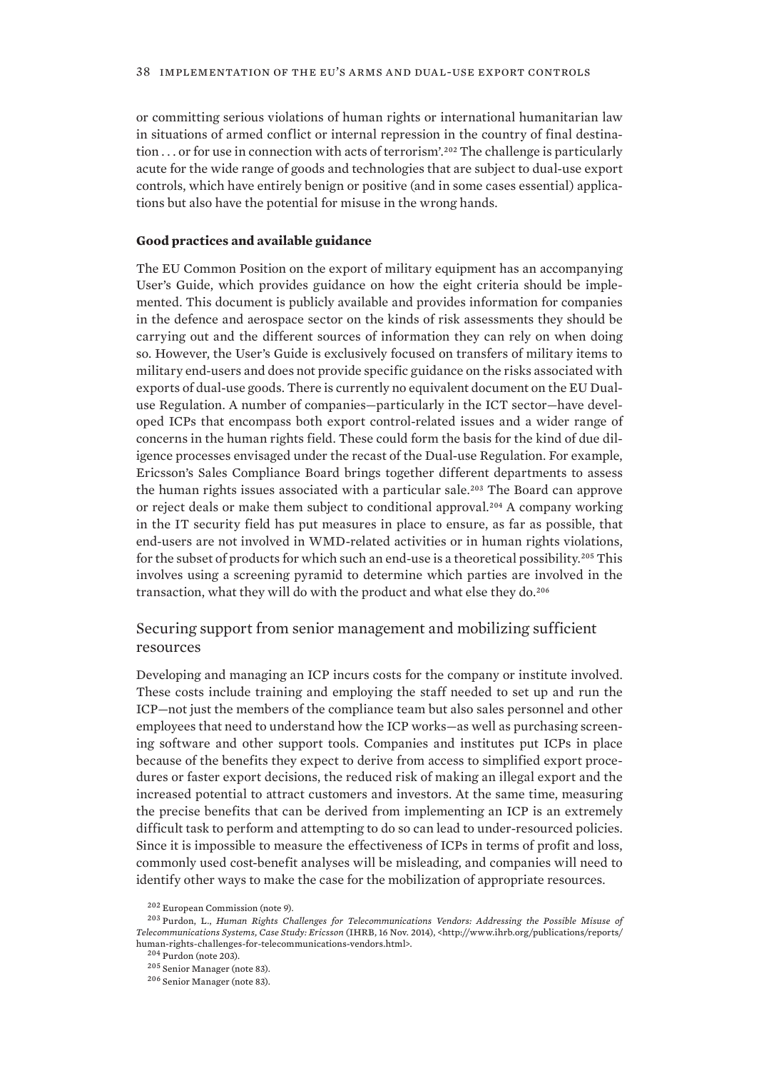or committing serious violations of human rights or international humanitarian law in situations of armed conflict or internal repression in the country of final destination . . . or for use in connection with acts of terrorism'.[202] The challenge is particularly acute for the wide range of goods and technologies that are subject to dual-use export controls, which have entirely benign or positive (and in some cases essential) applications but also have the potential for misuse in the wrong hands.

**Good practices and available guidance**

The EU Common Position on the export of military equipment has an accompanying User's Guide, which provides guidance on how the eight criteria should be implemented. This document is publicly available and provides information for companies in the defence and aerospace sector on the kinds of risk assessments they should be carrying out and the different sources of information they can rely on when doing so. However, the User's Guide is exclusively focused on transfers of military items to military end-users and does not provide specific guidance on the risks associated with exports of dual-use goods. There is currently no equivalent document on the EU Dual-use Regulation. A number of companies—particularly in the ICT sector—have developed ICPs that encompass both export control-related issues and a wider range of concerns in the human rights field. These could form the basis for the kind of due diligence processes envisaged under the recast of the Dual-use Regulation. For example, Ericsson's Sales Compliance Board brings together different departments to assess the human rights issues associated with a particular sale.[203] The Board can approve or reject deals or make them subject to conditional approval.[204] A company working in the IT security field has put measures in place to ensure, as far as possible, that end-users are not involved in WMD-related activities or in human rights violations, for the subset of products for which such an end-use is a theoretical possibility.[205] This involves using a screening pyramid to determine which parties are involved in the transaction, what they will do with the product and what else they do.[206]

## Securing support from senior management and mobilizing sufficient resources

Developing and managing an ICP incurs costs for the company or institute involved. These costs include training and employing the staff needed to set up and run the ICP—not just the members of the compliance team but also sales personnel and other employees that need to understand how the ICP works—as well as purchasing screening software and other support tools. Companies and institutes put ICPs in place because of the benefits they expect to derive from access to simplified export procedures or faster export decisions, the reduced risk of making an illegal export and the increased potential to attract customers and investors. At the same time, measuring the precise benefits that can be derived from implementing an ICP is an extremely difficult task to perform and attempting to do so can lead to under-resourced policies. Since it is impossible to measure the effectiveness of ICPs in terms of profit and loss, commonly used cost-benefit analyses will be misleading, and companies will need to identify other ways to make the case for the mobilization of appropriate resources.

[202] European Commission (note 9).

[203] Purdon, L., *Human Rights Challenges for Telecommunications Vendors: Addressing the Possible Misuse of Telecommunications Systems, Case Study: Ericsson* (IHRB, 16 Nov. 2014), <http://www.ihrb.org/publications/reports/human-rights-challenges-for-telecommunications-vendors.html>.

[204] Purdon (note 203).

[205] Senior Manager (note 83).

[206] Senior Manager (note 83).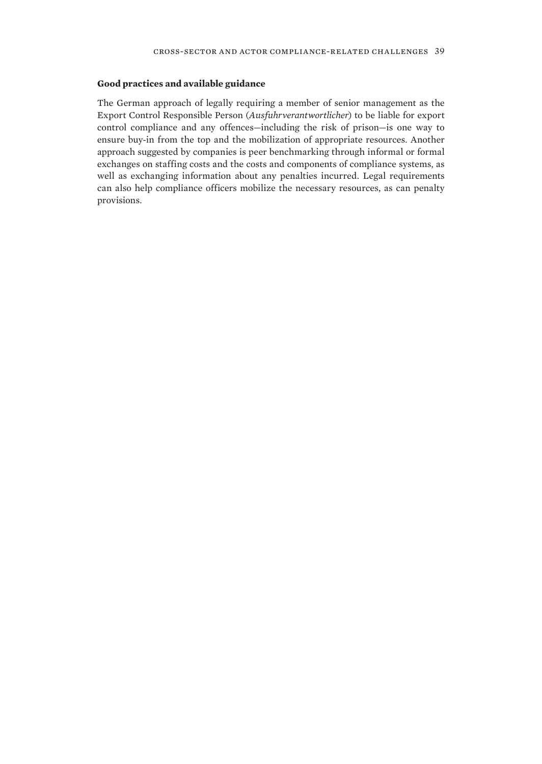### **Good practices and available guidance**

The German approach of legally requiring a member of senior management as the Export Control Responsible Person (*Ausfuhrverantwortlicher*) to be liable for export control compliance and any offences—including the risk of prison—is one way to ensure buy-in from the top and the mobilization of appropriate resources. Another approach suggested by companies is peer benchmarking through informal or formal exchanges on staffing costs and the costs and components of compliance systems, as well as exchanging information about any penalties incurred. Legal requirements can also help compliance officers mobilize the necessary resources, as can penalty provisions.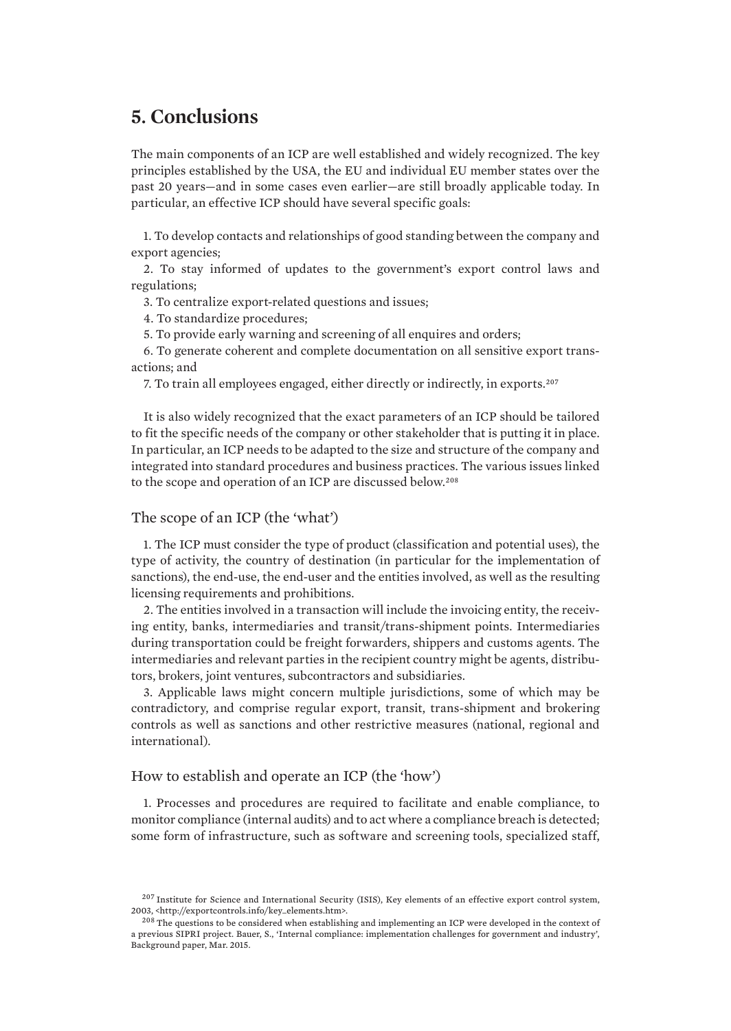# 5. Conclusions

The main components of an ICP are well established and widely recognized. The key principles established by the USA, the EU and individual EU member states over the past 20 years—and in some cases even earlier—are still broadly applicable today. In particular, an effective ICP should have several specific goals:

1. To develop contacts and relationships of good standing between the company and export agencies;
2. To stay informed of updates to the government's export control laws and regulations;
3. To centralize export-related questions and issues;
4. To standardize procedures;
5. To provide early warning and screening of all enquires and orders;
6. To generate coherent and complete documentation on all sensitive export transactions; and
7. To train all employees engaged, either directly or indirectly, in exports.[207]

It is also widely recognized that the exact parameters of an ICP should be tailored to fit the specific needs of the company or other stakeholder that is putting it in place. In particular, an ICP needs to be adapted to the size and structure of the company and integrated into standard procedures and business practices. The various issues linked to the scope and operation of an ICP are discussed below.[208]

## The scope of an ICP (the 'what')

1. The ICP must consider the type of product (classification and potential uses), the type of activity, the country of destination (in particular for the implementation of sanctions), the end-use, the end-user and the entities involved, as well as the resulting licensing requirements and prohibitions.

2. The entities involved in a transaction will include the invoicing entity, the receiving entity, banks, intermediaries and transit/trans-shipment points. Intermediaries during transportation could be freight forwarders, shippers and customs agents. The intermediaries and relevant parties in the recipient country might be agents, distributors, brokers, joint ventures, subcontractors and subsidiaries.

3. Applicable laws might concern multiple jurisdictions, some of which may be contradictory, and comprise regular export, transit, trans-shipment and brokering controls as well as sanctions and other restrictive measures (national, regional and international).

## How to establish and operate an ICP (the 'how')

1. Processes and procedures are required to facilitate and enable compliance, to monitor compliance (internal audits) and to act where a compliance breach is detected; some form of infrastructure, such as software and screening tools, specialized staff,

---

[207] Institute for Science and International Security (ISIS), Key elements of an effective export control system, 2003, <http://exportcontrols.info/key_elements.htm>.

[208] The questions to be considered when establishing and implementing an ICP were developed in the context of a previous SIPRI project. Bauer, S., 'Internal compliance: implementation challenges for government and industry', Background paper, Mar. 2015.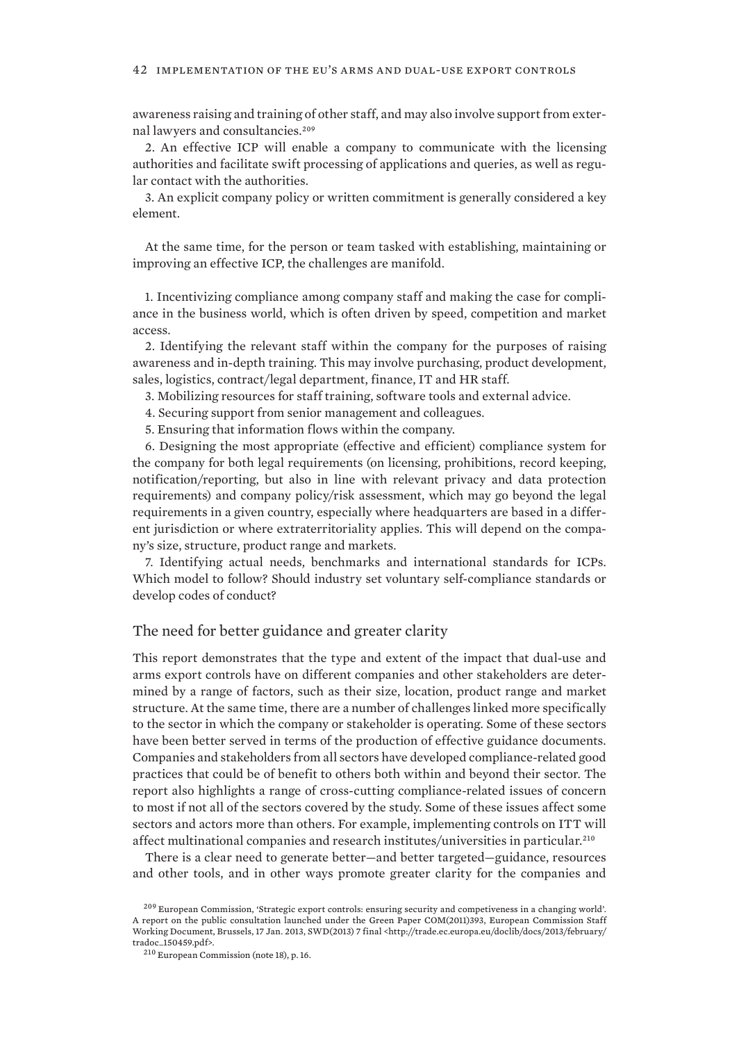awareness raising and training of other staff, and may also involve support from external lawyers and consultancies.[209]

2. An effective ICP will enable a company to communicate with the licensing authorities and facilitate swift processing of applications and queries, as well as regular contact with the authorities.

3. An explicit company policy or written commitment is generally considered a key element.

At the same time, for the person or team tasked with establishing, maintaining or improving an effective ICP, the challenges are manifold.

1. Incentivizing compliance among company staff and making the case for compliance in the business world, which is often driven by speed, competition and market access.

2. Identifying the relevant staff within the company for the purposes of raising awareness and in-depth training. This may involve purchasing, product development, sales, logistics, contract/legal department, finance, IT and HR staff.

3. Mobilizing resources for staff training, software tools and external advice.

4. Securing support from senior management and colleagues.

5. Ensuring that information flows within the company.

6. Designing the most appropriate (effective and efficient) compliance system for the company for both legal requirements (on licensing, prohibitions, record keeping, notification/reporting, but also in line with relevant privacy and data protection requirements) and company policy/risk assessment, which may go beyond the legal requirements in a given country, especially where headquarters are based in a different jurisdiction or where extraterritoriality applies. This will depend on the company's size, structure, product range and markets.

7. Identifying actual needs, benchmarks and international standards for ICPs. Which model to follow? Should industry set voluntary self-compliance standards or develop codes of conduct?

## The need for better guidance and greater clarity

This report demonstrates that the type and extent of the impact that dual-use and arms export controls have on different companies and other stakeholders are determined by a range of factors, such as their size, location, product range and market structure. At the same time, there are a number of challenges linked more specifically to the sector in which the company or stakeholder is operating. Some of these sectors have been better served in terms of the production of effective guidance documents. Companies and stakeholders from all sectors have developed compliance-related good practices that could be of benefit to others both within and beyond their sector. The report also highlights a range of cross-cutting compliance-related issues of concern to most if not all of the sectors covered by the study. Some of these issues affect some sectors and actors more than others. For example, implementing controls on ITT will affect multinational companies and research institutes/universities in particular.[210]

There is a clear need to generate better—and better targeted—guidance, resources and other tools, and in other ways promote greater clarity for the companies and

[209] European Commission, 'Strategic export controls: ensuring security and competiveness in a changing world'. A report on the public consultation launched under the Green Paper COM(2011)393, European Commission Staff Working Document, Brussels, 17 Jan. 2013, SWD(2013) 7 final <http://trade.ec.europa.eu/doclib/docs/2013/february/tradoc_150459.pdf>.

[210] European Commission (note 18), p. 16.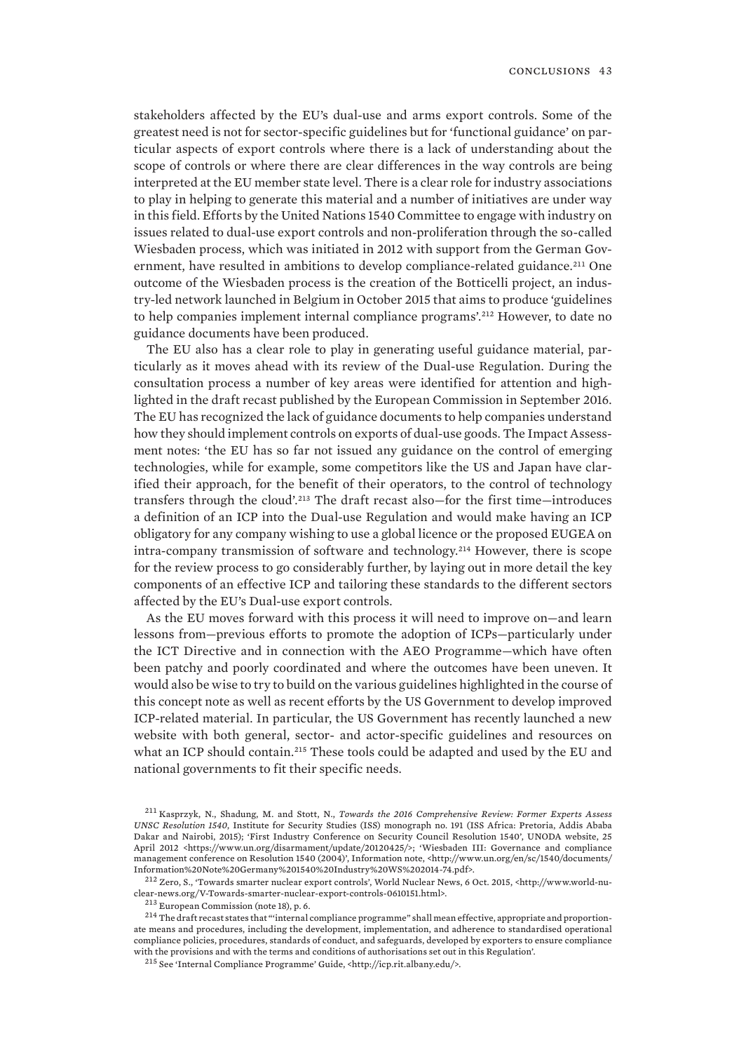stakeholders affected by the EU's dual-use and arms export controls. Some of the greatest need is not for sector-specific guidelines but for 'functional guidance' on particular aspects of export controls where there is a lack of understanding about the scope of controls or where there are clear differences in the way controls are being interpreted at the EU member state level. There is a clear role for industry associations to play in helping to generate this material and a number of initiatives are under way in this field. Efforts by the United Nations 1540 Committee to engage with industry on issues related to dual-use export controls and non-proliferation through the so-called Wiesbaden process, which was initiated in 2012 with support from the German Government, have resulted in ambitions to develop compliance-related guidance.[211] One outcome of the Wiesbaden process is the creation of the Botticelli project, an industry-led network launched in Belgium in October 2015 that aims to produce 'guidelines to help companies implement internal compliance programs'.[212] However, to date no guidance documents have been produced.

The EU also has a clear role to play in generating useful guidance material, particularly as it moves ahead with its review of the Dual-use Regulation. During the consultation process a number of key areas were identified for attention and highlighted in the draft recast published by the European Commission in September 2016. The EU has recognized the lack of guidance documents to help companies understand how they should implement controls on exports of dual-use goods. The Impact Assessment notes: 'the EU has so far not issued any guidance on the control of emerging technologies, while for example, some competitors like the US and Japan have clarified their approach, for the benefit of their operators, to the control of technology transfers through the cloud'.[213] The draft recast also—for the first time—introduces a definition of an ICP into the Dual-use Regulation and would make having an ICP obligatory for any company wishing to use a global licence or the proposed EUGEA on intra-company transmission of software and technology.[214] However, there is scope for the review process to go considerably further, by laying out in more detail the key components of an effective ICP and tailoring these standards to the different sectors affected by the EU's Dual-use export controls.

As the EU moves forward with this process it will need to improve on—and learn lessons from—previous efforts to promote the adoption of ICPs—particularly under the ICT Directive and in connection with the AEO Programme—which have often been patchy and poorly coordinated and where the outcomes have been uneven. It would also be wise to try to build on the various guidelines highlighted in the course of this concept note as well as recent efforts by the US Government to develop improved ICP-related material. In particular, the US Government has recently launched a new website with both general, sector- and actor-specific guidelines and resources on what an ICP should contain.[215] These tools could be adapted and used by the EU and national governments to fit their specific needs.

[211] Kasprzyk, N., Shadung, M. and Stott, N., *Towards the 2016 Comprehensive Review: Former Experts Assess UNSC Resolution 1540*, Institute for Security Studies (ISS) monograph no. 191 (ISS Africa: Pretoria, Addis Ababa Dakar and Nairobi, 2015); 'First Industry Conference on Security Council Resolution 1540', UNODA website, 25 April 2012 <https://www.un.org/disarmament/update/20120425/>; 'Wiesbaden III: Governance and compliance management conference on Resolution 1540 (2004)', Information note, <http://www.un.org/en/sc/1540/documents/Information%20Note%20Germany%201540%20Industry%20WS%202014-74.pdf>.

[212] Zero, S., 'Towards smarter nuclear export controls', World Nuclear News, 6 Oct. 2015, <http://www.world-nuclear-news.org/V-Towards-smarter-nuclear-export-controls-0610151.html>.

[213] European Commission (note 18), p. 6.

[214] The draft recast states that "'internal compliance programme" shall mean effective, appropriate and proportionate means and procedures, including the development, implementation, and adherence to standardised operational compliance policies, procedures, standards of conduct, and safeguards, developed by exporters to ensure compliance with the provisions and with the terms and conditions of authorisations set out in this Regulation'.

[215] See 'Internal Compliance Programme' Guide, <http://icp.rit.albany.edu/>.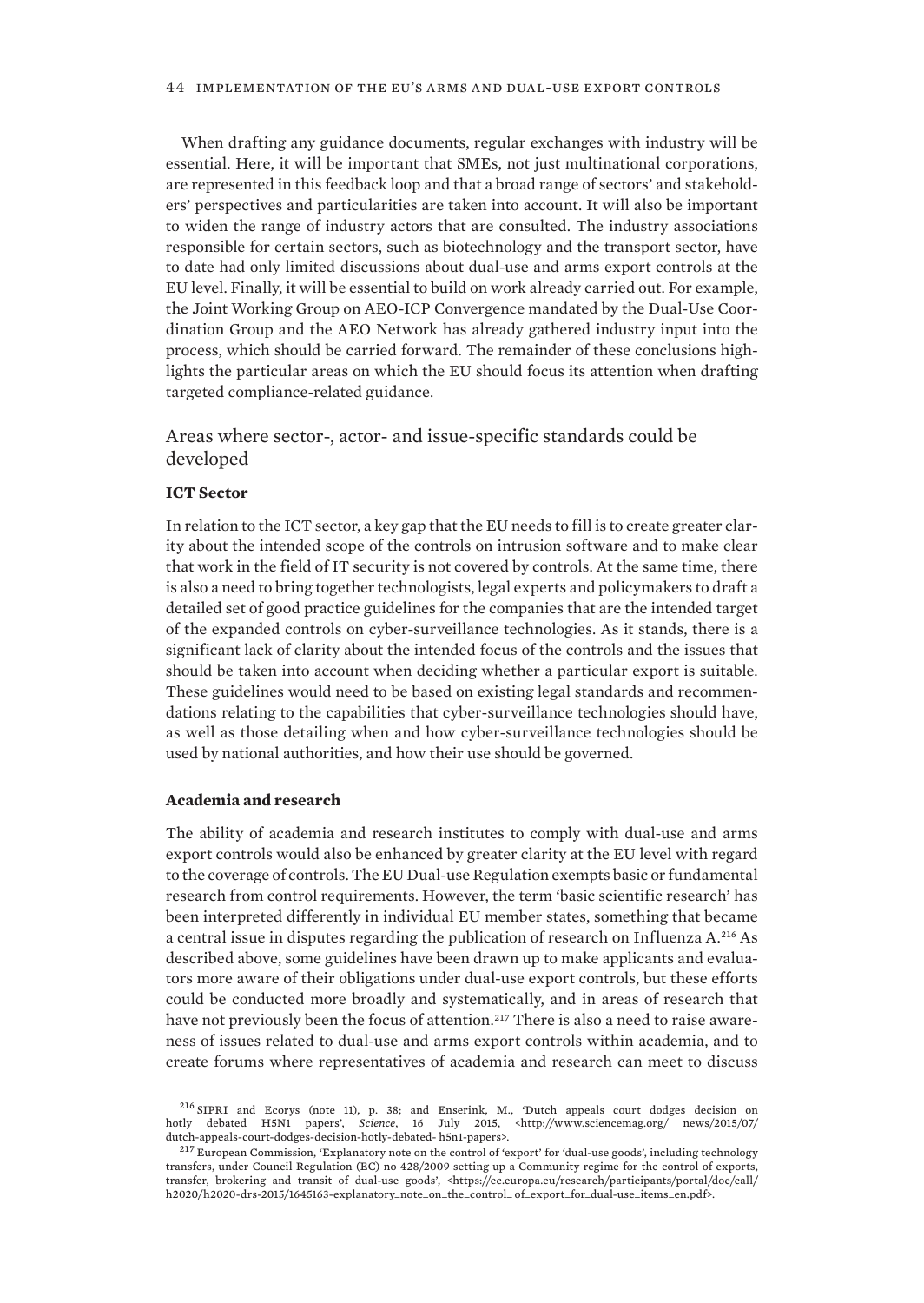When drafting any guidance documents, regular exchanges with industry will be essential. Here, it will be important that SMEs, not just multinational corporations, are represented in this feedback loop and that a broad range of sectors' and stakeholders' perspectives and particularities are taken into account. It will also be important to widen the range of industry actors that are consulted. The industry associations responsible for certain sectors, such as biotechnology and the transport sector, have to date had only limited discussions about dual-use and arms export controls at the EU level. Finally, it will be essential to build on work already carried out. For example, the Joint Working Group on AEO-ICP Convergence mandated by the Dual-Use Coordination Group and the AEO Network has already gathered industry input into the process, which should be carried forward. The remainder of these conclusions highlights the particular areas on which the EU should focus its attention when drafting targeted compliance-related guidance.

## Areas where sector-, actor- and issue-specific standards could be developed

### ICT Sector

In relation to the ICT sector, a key gap that the EU needs to fill is to create greater clarity about the intended scope of the controls on intrusion software and to make clear that work in the field of IT security is not covered by controls. At the same time, there is also a need to bring together technologists, legal experts and policymakers to draft a detailed set of good practice guidelines for the companies that are the intended target of the expanded controls on cyber-surveillance technologies. As it stands, there is a significant lack of clarity about the intended focus of the controls and the issues that should be taken into account when deciding whether a particular export is suitable. These guidelines would need to be based on existing legal standards and recommendations relating to the capabilities that cyber-surveillance technologies should have, as well as those detailing when and how cyber-surveillance technologies should be used by national authorities, and how their use should be governed.

### Academia and research

The ability of academia and research institutes to comply with dual-use and arms export controls would also be enhanced by greater clarity at the EU level with regard to the coverage of controls. The EU Dual-use Regulation exempts basic or fundamental research from control requirements. However, the term 'basic scientific research' has been interpreted differently in individual EU member states, something that became a central issue in disputes regarding the publication of research on Influenza A.[216] As described above, some guidelines have been drawn up to make applicants and evaluators more aware of their obligations under dual-use export controls, but these efforts could be conducted more broadly and systematically, and in areas of research that have not previously been the focus of attention.[217] There is also a need to raise awareness of issues related to dual-use and arms export controls within academia, and to create forums where representatives of academia and research can meet to discuss

[216] SIPRI and Ecorys (note 11), p. 38; and Enserink, M., 'Dutch appeals court dodges decision on hotly debated H5N1 papers', *Science*, 16 July 2015, <http://www.sciencemag.org/ news/2015/07/dutch-appeals-court-dodges-decision-hotly-debated- h5n1-papers>.

[217] European Commission, 'Explanatory note on the control of 'export' for 'dual-use goods', including technology transfers, under Council Regulation (EC) no 428/2009 setting up a Community regime for the control of exports, transfer, brokering and transit of dual-use goods', <https://ec.europa.eu/research/participants/portal/doc/call/h2020/h2020-drs-2015/1645163-explanatory_note_on_the_control_ of_export_for_dual-use_items_en.pdf>.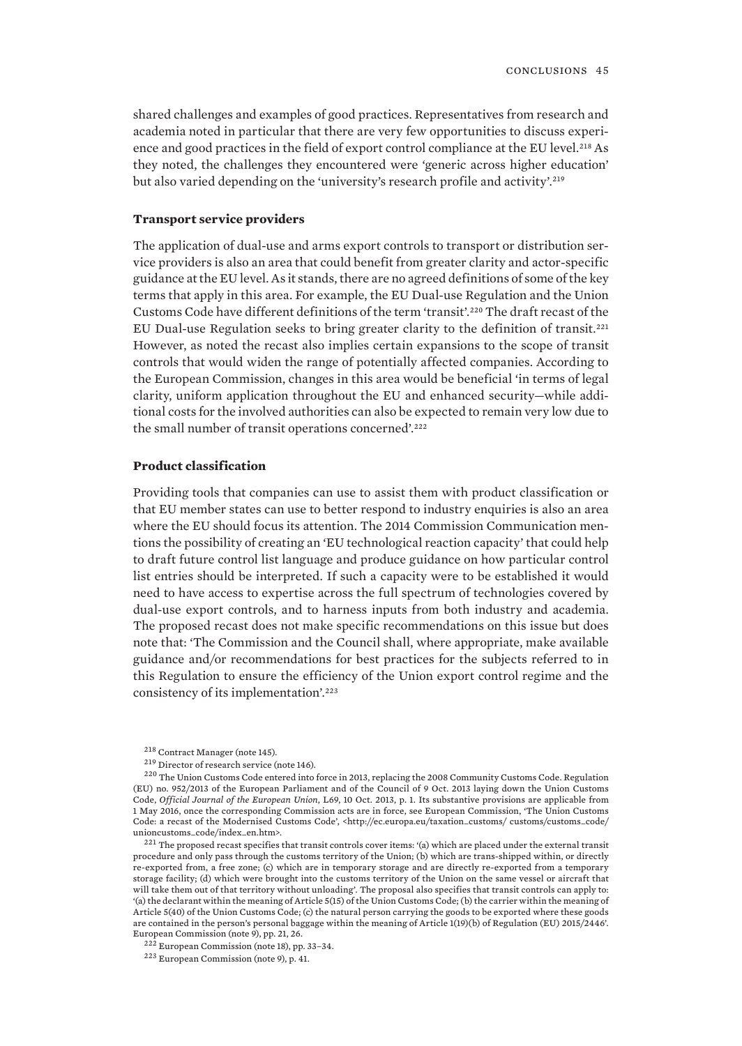shared challenges and examples of good practices. Representatives from research and academia noted in particular that there are very few opportunities to discuss experience and good practices in the field of export control compliance at the EU level.[218] As they noted, the challenges they encountered were 'generic across higher education' but also varied depending on the 'university's research profile and activity'.[219]

### Transport service providers

The application of dual-use and arms export controls to transport or distribution service providers is also an area that could benefit from greater clarity and actor-specific guidance at the EU level. As it stands, there are no agreed definitions of some of the key terms that apply in this area. For example, the EU Dual-use Regulation and the Union Customs Code have different definitions of the term 'transit'.[220] The draft recast of the EU Dual-use Regulation seeks to bring greater clarity to the definition of transit.[221] However, as noted the recast also implies certain expansions to the scope of transit controls that would widen the range of potentially affected companies. According to the European Commission, changes in this area would be beneficial 'in terms of legal clarity, uniform application throughout the EU and enhanced security—while additional costs for the involved authorities can also be expected to remain very low due to the small number of transit operations concerned'.[222]

### Product classification

Providing tools that companies can use to assist them with product classification or that EU member states can use to better respond to industry enquiries is also an area where the EU should focus its attention. The 2014 Commission Communication mentions the possibility of creating an 'EU technological reaction capacity' that could help to draft future control list language and produce guidance on how particular control list entries should be interpreted. If such a capacity were to be established it would need to have access to expertise across the full spectrum of technologies covered by dual-use export controls, and to harness inputs from both industry and academia. The proposed recast does not make specific recommendations on this issue but does note that: 'The Commission and the Council shall, where appropriate, make available guidance and/or recommendations for best practices for the subjects referred to in this Regulation to ensure the efficiency of the Union export control regime and the consistency of its implementation'.[223]

---

[218] Contract Manager (note 145).

[219] Director of research service (note 146).

[220] The Union Customs Code entered into force in 2013, replacing the 2008 Community Customs Code. Regulation (EU) no. 952/2013 of the European Parliament and of the Council of 9 Oct. 2013 laying down the Union Customs Code, *Official Journal of the European Union*, L69, 10 Oct. 2013, p. 1. Its substantive provisions are applicable from 1 May 2016, once the corresponding Commission acts are in force, see European Commission, 'The Union Customs Code: a recast of the Modernised Customs Code', <http://ec.europa.eu/taxation_customs/ customs/customs_code/ unioncustoms_code/index_en.htm>.

[221] The proposed recast specifies that transit controls cover items: '(a) which are placed under the external transit procedure and only pass through the customs territory of the Union; (b) which are trans-shipped within, or directly re-exported from, a free zone; (c) which are in temporary storage and are directly re-exported from a temporary storage facility; (d) which were brought into the customs territory of the Union on the same vessel or aircraft that will take them out of that territory without unloading'. The proposal also specifies that transit controls can apply to: '(a) the declarant within the meaning of Article 5(15) of the Union Customs Code; (b) the carrier within the meaning of Article 5(40) of the Union Customs Code; (c) the natural person carrying the goods to be exported where these goods are contained in the person's personal baggage within the meaning of Article 1(19)(b) of Regulation (EU) 2015/2446'. European Commission (note 9), pp. 21, 26.

[222] European Commission (note 18), pp. 33–34.

[223] European Commission (note 9), p. 41.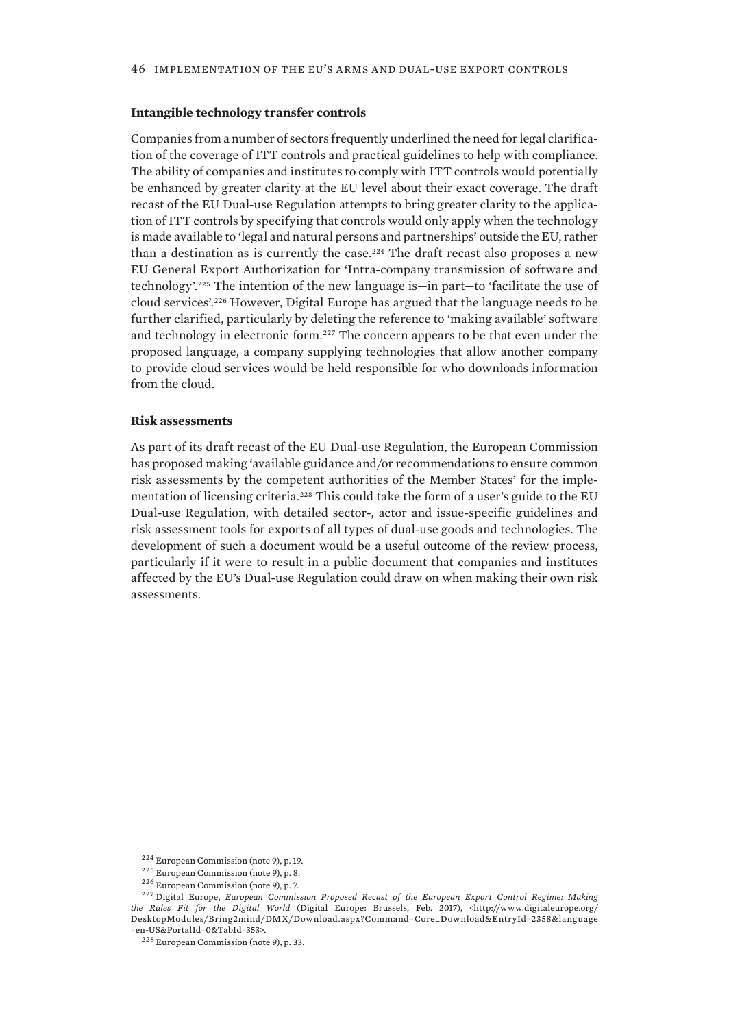### Intangible technology transfer controls

Companies from a number of sectors frequently underlined the need for legal clarification of the coverage of ITT controls and practical guidelines to help with compliance. The ability of companies and institutes to comply with ITT controls would potentially be enhanced by greater clarity at the EU level about their exact coverage. The draft recast of the EU Dual-use Regulation attempts to bring greater clarity to the application of ITT controls by specifying that controls would only apply when the technology is made available to 'legal and natural persons and partnerships' outside the EU, rather than a destination as is currently the case.[224] The draft recast also proposes a new EU General Export Authorization for 'Intra-company transmission of software and technology'.[225] The intention of the new language is—in part—to 'facilitate the use of cloud services'.[226] However, Digital Europe has argued that the language needs to be further clarified, particularly by deleting the reference to 'making available' software and technology in electronic form.[227] The concern appears to be that even under the proposed language, a company supplying technologies that allow another company to provide cloud services would be held responsible for who downloads information from the cloud.

### Risk assessments

As part of its draft recast of the EU Dual-use Regulation, the European Commission has proposed making 'available guidance and/or recommendations to ensure common risk assessments by the competent authorities of the Member States' for the implementation of licensing criteria.[228] This could take the form of a user's guide to the EU Dual-use Regulation, with detailed sector-, actor and issue-specific guidelines and risk assessment tools for exports of all types of dual-use goods and technologies. The development of such a document would be a useful outcome of the review process, particularly if it were to result in a public document that companies and institutes affected by the EU's Dual-use Regulation could draw on when making their own risk assessments.

[224] European Commission (note 9), p. 19.

[225] European Commission (note 9), p. 8.

[226] European Commission (note 9), p. 7.

[227] Digital Europe, *European Commission Proposed Recast of the European Export Control Regime: Making the Rules Fit for the Digital World* (Digital Europe: Brussels, Feb. 2017), <http://www.digitaleurope.org/DesktopModules/Bring2mind/DMX/Download.aspx?Command=Core_Download&EntryId=2358&language=en-US&PortalId=0&TabId=353>.

[228] European Commission (note 9), p. 33.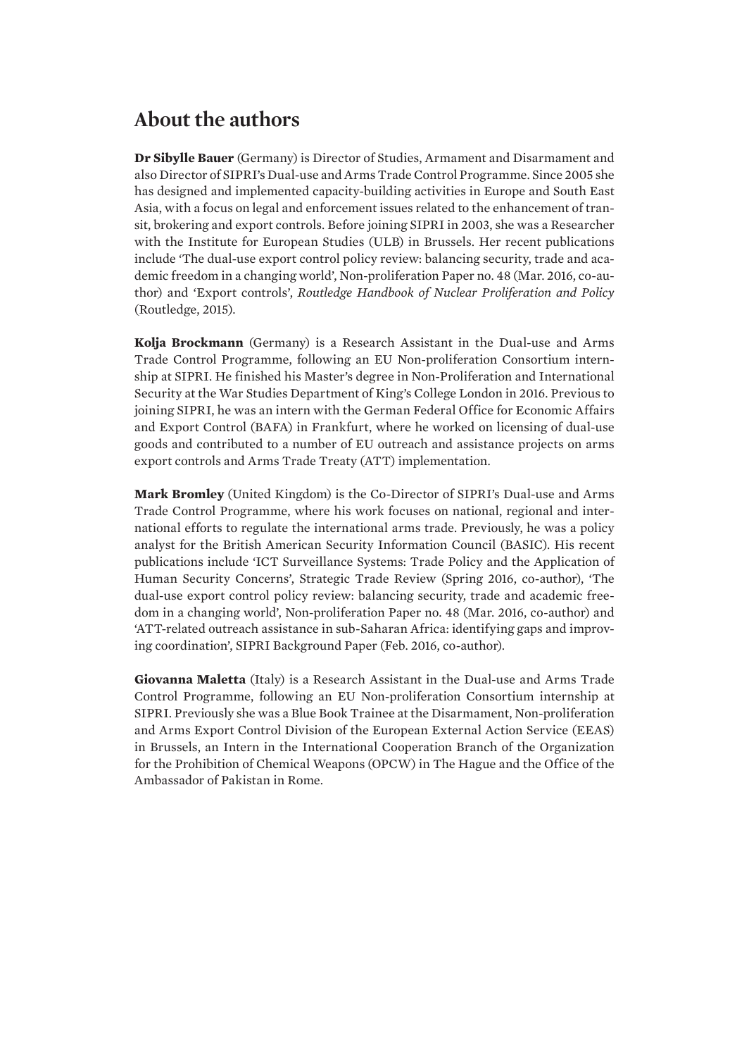## About the authors

**Dr Sibylle Bauer** (Germany) is Director of Studies, Armament and Disarmament and also Director of SIPRI's Dual-use and Arms Trade Control Programme. Since 2005 she has designed and implemented capacity-building activities in Europe and South East Asia, with a focus on legal and enforcement issues related to the enhancement of transit, brokering and export controls. Before joining SIPRI in 2003, she was a Researcher with the Institute for European Studies (ULB) in Brussels. Her recent publications include 'The dual-use export control policy review: balancing security, trade and academic freedom in a changing world', Non-proliferation Paper no. 48 (Mar. 2016, co-author) and 'Export controls', *Routledge Handbook of Nuclear Proliferation and Policy* (Routledge, 2015).

**Kolja Brockmann** (Germany) is a Research Assistant in the Dual-use and Arms Trade Control Programme, following an EU Non-proliferation Consortium internship at SIPRI. He finished his Master's degree in Non-Proliferation and International Security at the War Studies Department of King's College London in 2016. Previous to joining SIPRI, he was an intern with the German Federal Office for Economic Affairs and Export Control (BAFA) in Frankfurt, where he worked on licensing of dual-use goods and contributed to a number of EU outreach and assistance projects on arms export controls and Arms Trade Treaty (ATT) implementation.

**Mark Bromley** (United Kingdom) is the Co-Director of SIPRI's Dual-use and Arms Trade Control Programme, where his work focuses on national, regional and international efforts to regulate the international arms trade. Previously, he was a policy analyst for the British American Security Information Council (BASIC). His recent publications include 'ICT Surveillance Systems: Trade Policy and the Application of Human Security Concerns', Strategic Trade Review (Spring 2016, co-author), 'The dual-use export control policy review: balancing security, trade and academic freedom in a changing world', Non-proliferation Paper no. 48 (Mar. 2016, co-author) and 'ATT-related outreach assistance in sub-Saharan Africa: identifying gaps and improving coordination', SIPRI Background Paper (Feb. 2016, co-author).

**Giovanna Maletta** (Italy) is a Research Assistant in the Dual-use and Arms Trade Control Programme, following an EU Non-proliferation Consortium internship at SIPRI. Previously she was a Blue Book Trainee at the Disarmament, Non-proliferation and Arms Export Control Division of the European External Action Service (EEAS) in Brussels, an Intern in the International Cooperation Branch of the Organization for the Prohibition of Chemical Weapons (OPCW) in The Hague and the Office of the Ambassador of Pakistan in Rome.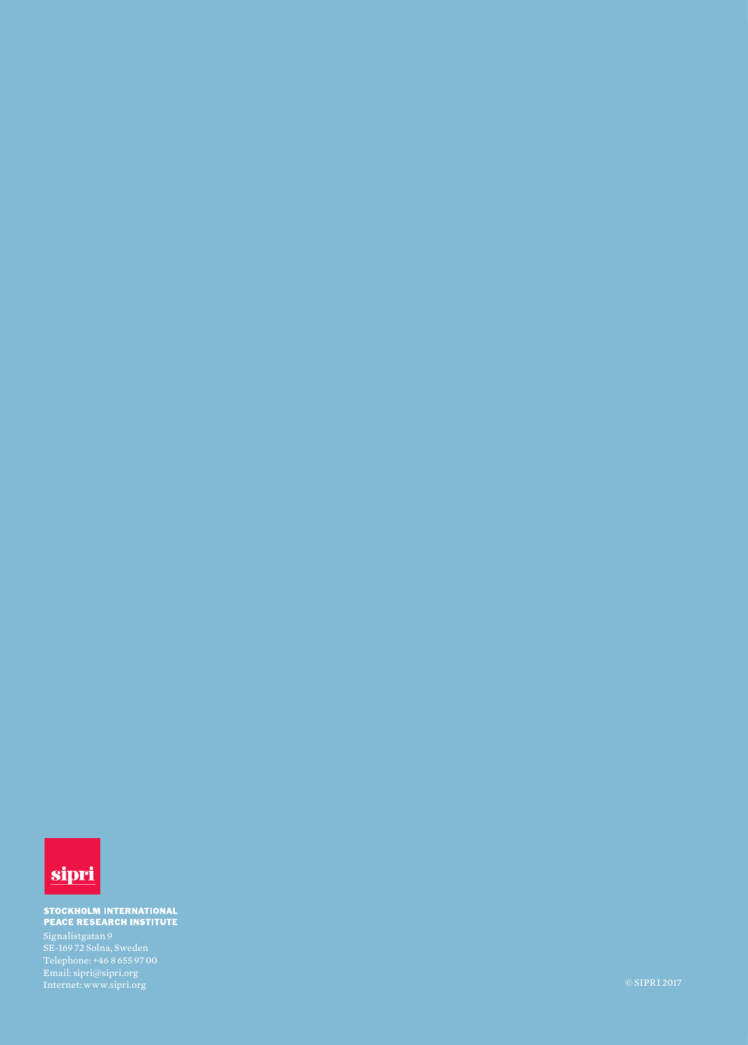sipri

**STOCKHOLM INTERNATIONAL PEACE RESEARCH INSTITUTE**

Signalistgatan 9
SE-169 72 Solna, Sweden
Telephone: +46 8 655 97 00
Email: sipri@sipri.org
Internet: www.sipri.org

© SIPRI 2017